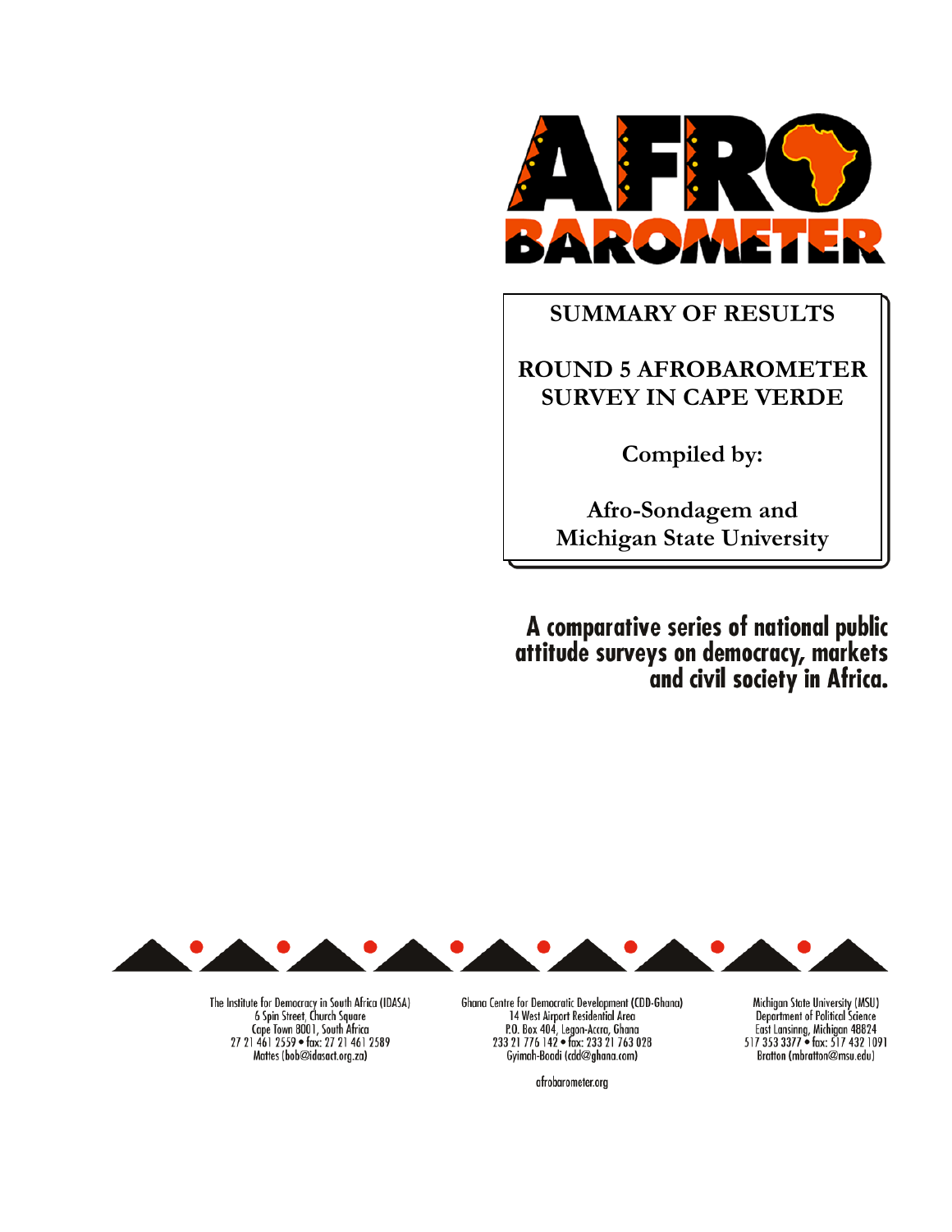AFRO BAROMETER

# SUMMARY OF RESULTS

# ROUND 5 AFROBAROMETER SURVEY IN CAPE VERDE

**Compiled by:**

**Afro-Sondagem and Michigan State University**

**A comparative series of national public attitude surveys on democracy, markets and civil society in Africa.**

The Institute for Democracy in South Africa (IDASA)
6 Spin Street, Church Square
Cape Town 8001, South Africa
27 21 461 2559 • fax: 27 21 461 2589
Mattes (bob@idasact.org.za)

Ghana Centre for Democratic Development (CDD-Ghana)
14 West Airport Residential Area
P.O. Box 404, Legon-Accra, Ghana
233 21 776 142 • fax: 233 21 763 028
Gyimah-Boadi (cdd@ghana.com)

Michigan State University (MSU)
Department of Political Science
East Lansinng, Michigan 48824
517 353 3377 • fax: 517 432 1091
Bratton (mbratton@msu.edu)

afrobarometer.org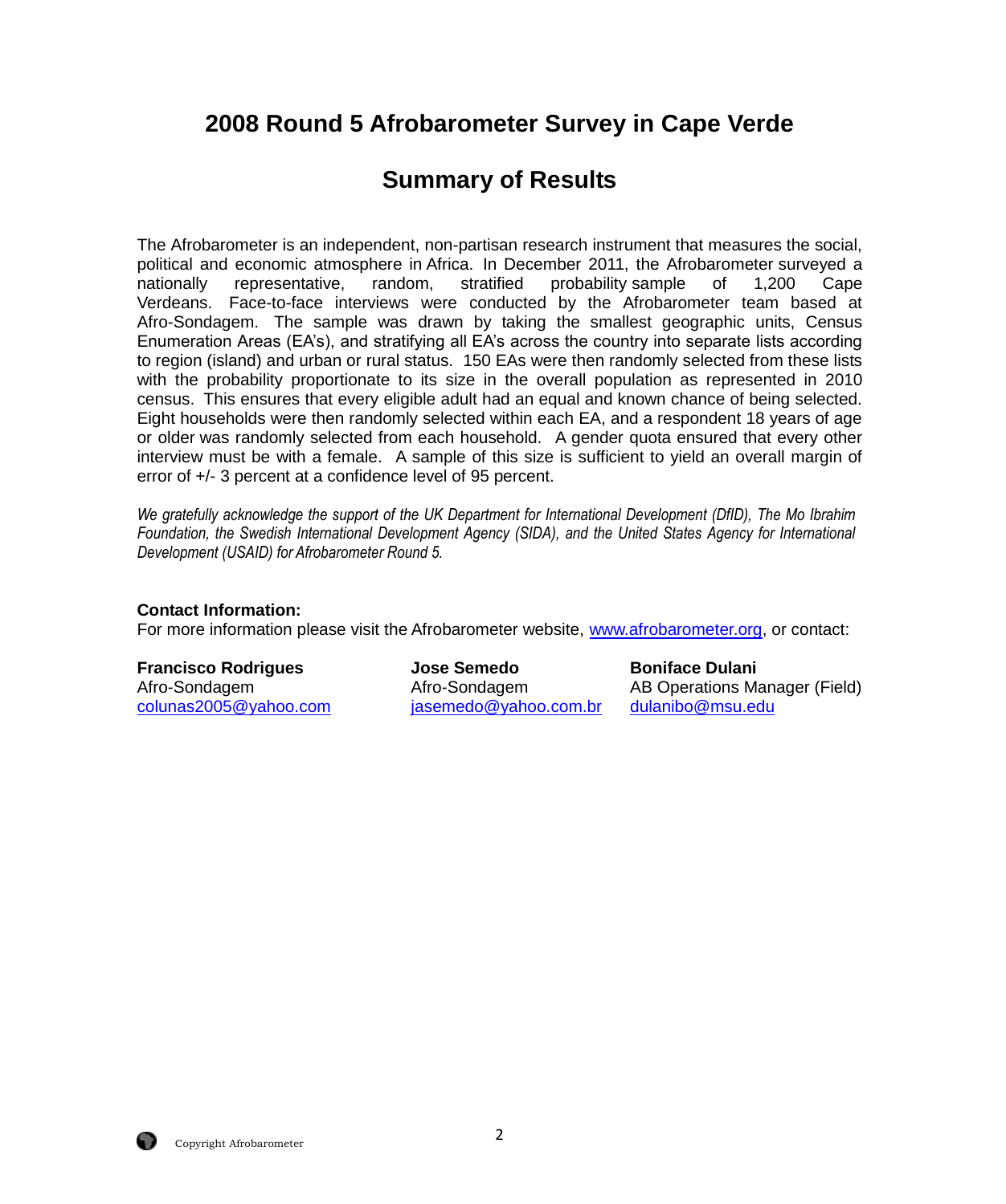# 2008 Round 5 Afrobarometer Survey in Cape Verde

## Summary of Results

The Afrobarometer is an independent, non-partisan research instrument that measures the social, political and economic atmosphere in Africa. In December 2011, the Afrobarometer surveyed a nationally representative, random, stratified probability sample of 1,200 Cape Verdeans. Face-to-face interviews were conducted by the Afrobarometer team based at Afro-Sondagem. The sample was drawn by taking the smallest geographic units, Census Enumeration Areas (EA's), and stratifying all EA's across the country into separate lists according to region (island) and urban or rural status. 150 EAs were then randomly selected from these lists with the probability proportionate to its size in the overall population as represented in 2010 census. This ensures that every eligible adult had an equal and known chance of being selected. Eight households were then randomly selected within each EA, and a respondent 18 years of age or older was randomly selected from each household. A gender quota ensured that every other interview must be with a female. A sample of this size is sufficient to yield an overall margin of error of +/- 3 percent at a confidence level of 95 percent.

*We gratefully acknowledge the support of the UK Department for International Development (DfID), The Mo Ibrahim Foundation, the Swedish International Development Agency (SIDA), and the United States Agency for International Development (USAID) for Afrobarometer Round 5.*

**Contact Information:**
For more information please visit the Afrobarometer website, www.afrobarometer.org, or contact:

**Francisco Rodrigues**
Afro-Sondagem
colunas2005@yahoo.com

**Jose Semedo**
Afro-Sondagem
jasemedo@yahoo.com.br

**Boniface Dulani**
AB Operations Manager (Field)
dulanibo@msu.edu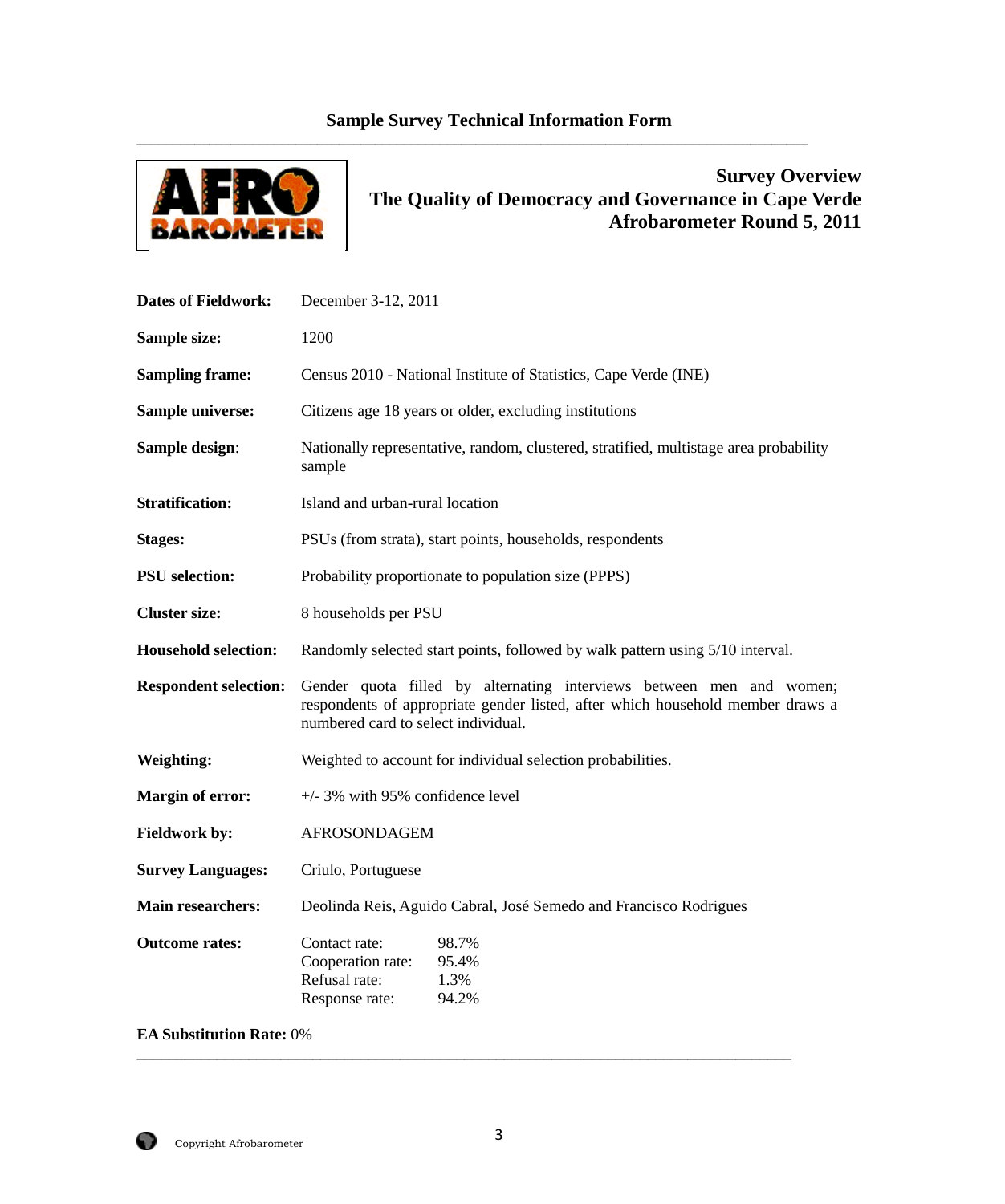## Sample Survey Technical Information Form

### Survey Overview
### The Quality of Democracy and Governance in Cape Verde
### Afrobarometer Round 5, 2011

**Dates of Fieldwork:** December 3-12, 2011

**Sample size:** 1200

**Sampling frame:** Census 2010 - National Institute of Statistics, Cape Verde (INE)

**Sample universe:** Citizens age 18 years or older, excluding institutions

**Sample design**: Nationally representative, random, clustered, stratified, multistage area probability sample

**Stratification:** Island and urban-rural location

**Stages:** PSUs (from strata), start points, households, respondents

**PSU selection:** Probability proportionate to population size (PPPS)

**Cluster size:** 8 households per PSU

**Household selection:** Randomly selected start points, followed by walk pattern using 5/10 interval.

**Respondent selection:** Gender quota filled by alternating interviews between men and women; respondents of appropriate gender listed, after which household member draws a numbered card to select individual.

**Weighting:** Weighted to account for individual selection probabilities.

**Margin of error:** +/- 3% with 95% confidence level

**Fieldwork by:** AFROSONDAGEM

**Survey Languages:** Criulo, Portuguese

**Main researchers:** Deolinda Reis, Aguido Cabral, José Semedo and Francisco Rodrigues

**Outcome rates:**

| | |
|---|---|
| Contact rate: | 98.7% |
| Cooperation rate: | 95.4% |
| Refusal rate: | 1.3% |
| Response rate: | 94.2% |

**EA Substitution Rate:** 0%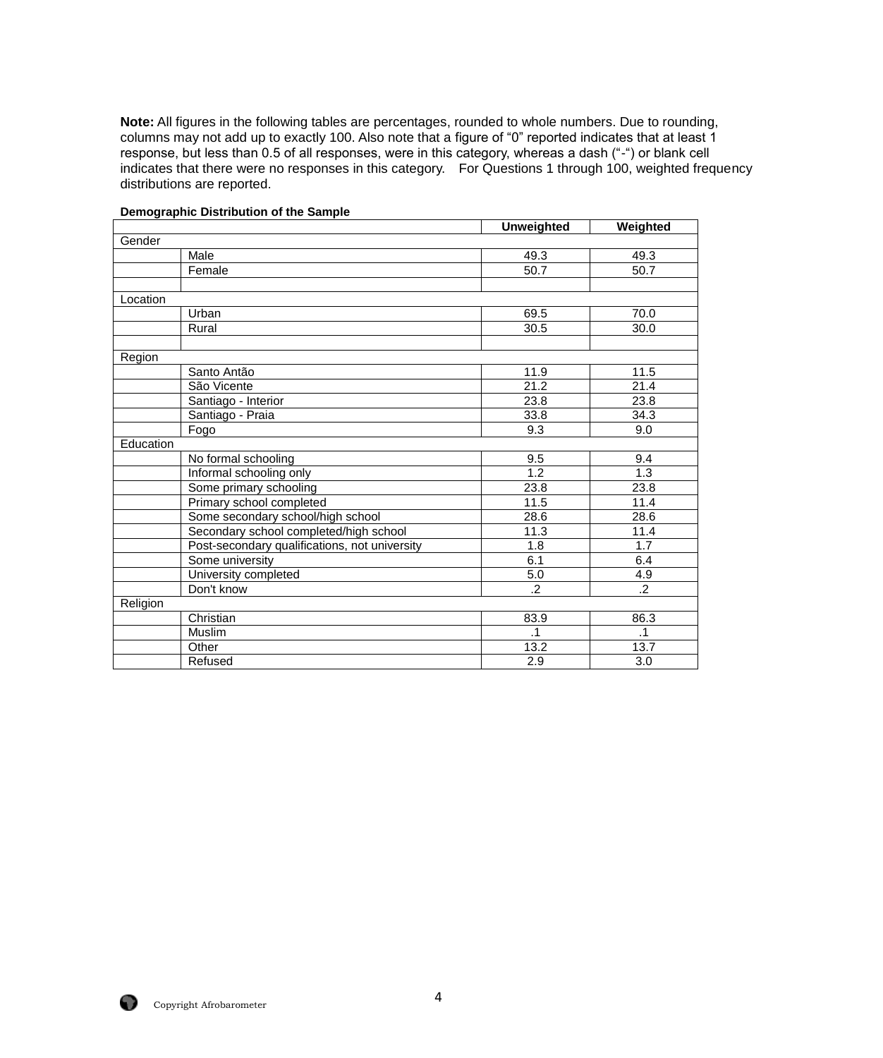**Note:** All figures in the following tables are percentages, rounded to whole numbers. Due to rounding, columns may not add up to exactly 100. Also note that a figure of "0" reported indicates that at least 1 response, but less than 0.5 of all responses, were in this category, whereas a dash ("-") or blank cell indicates that there were no responses in this category. For Questions 1 through 100, weighted frequency distributions are reported.

**Demographic Distribution of the Sample**

| | | Unweighted | Weighted |
|---|---|---|---|
| Gender | | | |
| | Male | 49.3 | 49.3 |
| | Female | 50.7 | 50.7 |
| | | | |
| Location | | | |
| | Urban | 69.5 | 70.0 |
| | Rural | 30.5 | 30.0 |
| | | | |
| Region | | | |
| | Santo Antão | 11.9 | 11.5 |
| | São Vicente | 21.2 | 21.4 |
| | Santiago - Interior | 23.8 | 23.8 |
| | Santiago - Praia | 33.8 | 34.3 |
| | Fogo | 9.3 | 9.0 |
| Education | | | |
| | No formal schooling | 9.5 | 9.4 |
| | Informal schooling only | 1.2 | 1.3 |
| | Some primary schooling | 23.8 | 23.8 |
| | Primary school completed | 11.5 | 11.4 |
| | Some secondary school/high school | 28.6 | 28.6 |
| | Secondary school completed/high school | 11.3 | 11.4 |
| | Post-secondary qualifications, not university | 1.8 | 1.7 |
| | Some university | 6.1 | 6.4 |
| | University completed | 5.0 | 4.9 |
| | Don't know | .2 | .2 |
| Religion | | | |
| | Christian | 83.9 | 86.3 |
| | Muslim | .1 | .1 |
| | Other | 13.2 | 13.7 |
| | Refused | 2.9 | 3.0 |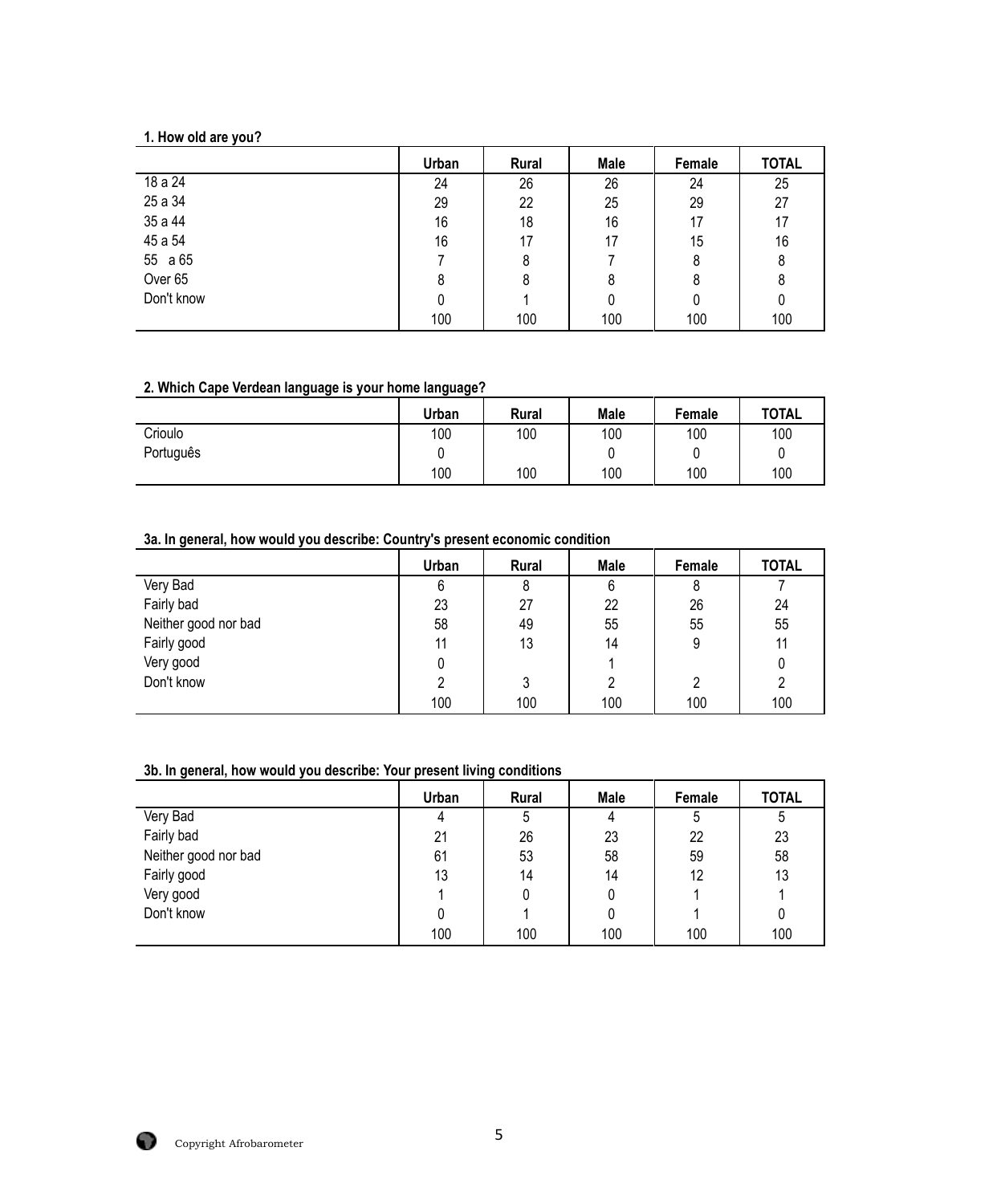**1. How old are you?**

| | Urban | Rural | Male | Female | TOTAL |
|---|---|---|---|---|---|
| 18 a 24 | 24 | 26 | 26 | 24 | 25 |
| 25 a 34 | 29 | 22 | 25 | 29 | 27 |
| 35 a 44 | 16 | 18 | 16 | 17 | 17 |
| 45 a 54 | 16 | 17 | 17 | 15 | 16 |
| 55 a 65 | 7 | 8 | 7 | 8 | 8 |
| Over 65 | 8 | 8 | 8 | 8 | 8 |
| Don't know | 0 | 1 | 0 | 0 | 0 |
| | 100 | 100 | 100 | 100 | 100 |

**2. Which Cape Verdean language is your home language?**

| | Urban | Rural | Male | Female | TOTAL |
|---|---|---|---|---|---|
| Crioulo | 100 | 100 | 100 | 100 | 100 |
| Português | 0 | | 0 | 0 | 0 |
| | 100 | 100 | 100 | 100 | 100 |

**3a. In general, how would you describe: Country's present economic condition**

| | Urban | Rural | Male | Female | TOTAL |
|---|---|---|---|---|---|
| Very Bad | 6 | 8 | 6 | 8 | 7 |
| Fairly bad | 23 | 27 | 22 | 26 | 24 |
| Neither good nor bad | 58 | 49 | 55 | 55 | 55 |
| Fairly good | 11 | 13 | 14 | 9 | 11 |
| Very good | 0 | | 1 | | 0 |
| Don't know | 2 | 3 | 2 | 2 | 2 |
| | 100 | 100 | 100 | 100 | 100 |

**3b. In general, how would you describe: Your present living conditions**

| | Urban | Rural | Male | Female | TOTAL |
|---|---|---|---|---|---|
| Very Bad | 4 | 5 | 4 | 5 | 5 |
| Fairly bad | 21 | 26 | 23 | 22 | 23 |
| Neither good nor bad | 61 | 53 | 58 | 59 | 58 |
| Fairly good | 13 | 14 | 14 | 12 | 13 |
| Very good | 1 | 0 | 0 | 1 | 1 |
| Don't know | 0 | 1 | 0 | 1 | 0 |
| | 100 | 100 | 100 | 100 | 100 |

Copyright Afrobarometer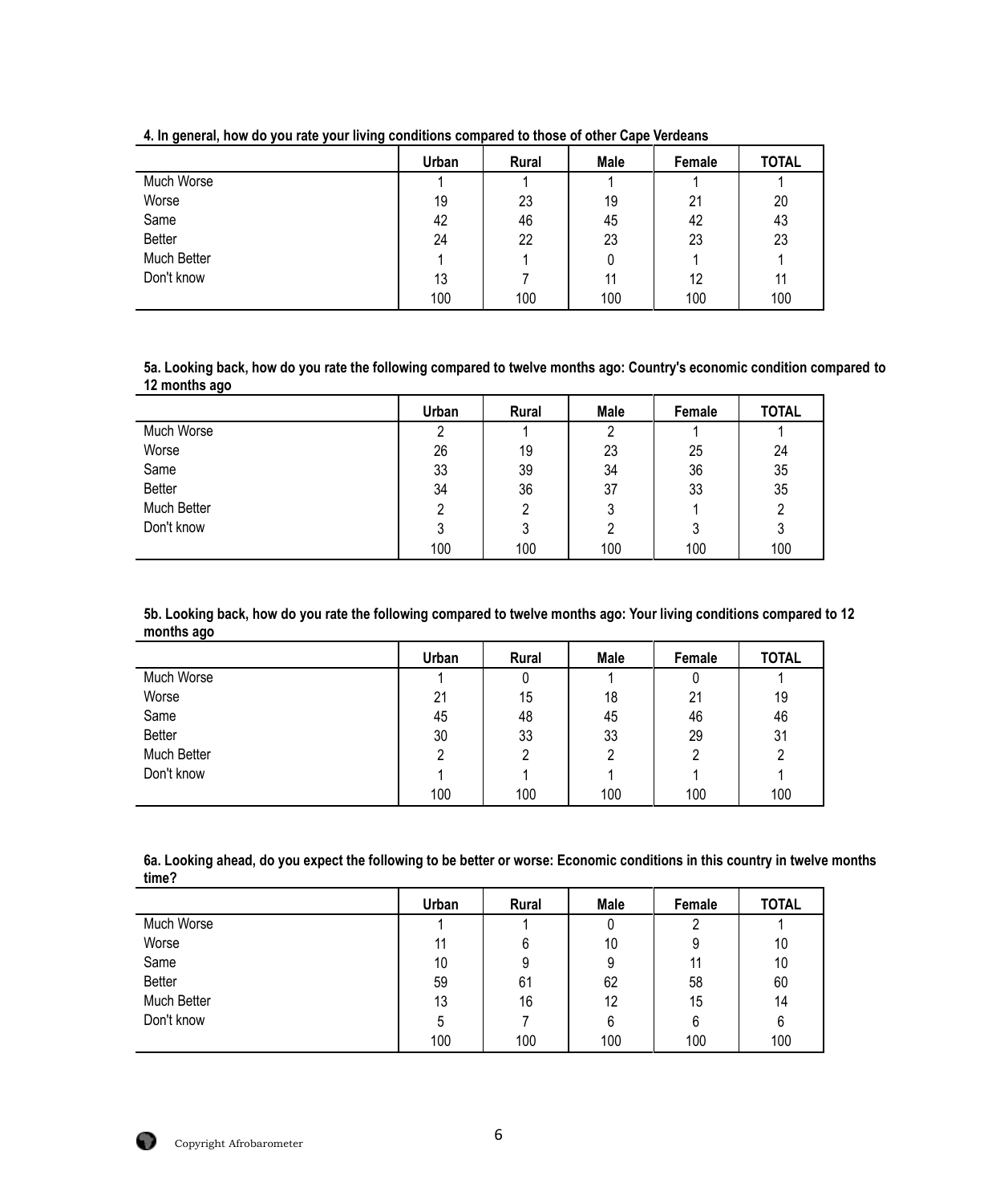**4. In general, how do you rate your living conditions compared to those of other Cape Verdeans**

| | Urban | Rural | Male | Female | TOTAL |
|---|---|---|---|---|---|
| Much Worse | 1 | 1 | 1 | 1 | 1 |
| Worse | 19 | 23 | 19 | 21 | 20 |
| Same | 42 | 46 | 45 | 42 | 43 |
| Better | 24 | 22 | 23 | 23 | 23 |
| Much Better | 1 | 1 | 0 | 1 | 1 |
| Don't know | 13 | 7 | 11 | 12 | 11 |
| | 100 | 100 | 100 | 100 | 100 |

**5a. Looking back, how do you rate the following compared to twelve months ago: Country's economic condition compared to 12 months ago**

| | Urban | Rural | Male | Female | TOTAL |
|---|---|---|---|---|---|
| Much Worse | 2 | 1 | 2 | 1 | 1 |
| Worse | 26 | 19 | 23 | 25 | 24 |
| Same | 33 | 39 | 34 | 36 | 35 |
| Better | 34 | 36 | 37 | 33 | 35 |
| Much Better | 2 | 2 | 3 | 1 | 2 |
| Don't know | 3 | 3 | 2 | 3 | 3 |
| | 100 | 100 | 100 | 100 | 100 |

**5b. Looking back, how do you rate the following compared to twelve months ago: Your living conditions compared to 12 months ago**

| | Urban | Rural | Male | Female | TOTAL |
|---|---|---|---|---|---|
| Much Worse | 1 | 0 | 1 | 0 | 1 |
| Worse | 21 | 15 | 18 | 21 | 19 |
| Same | 45 | 48 | 45 | 46 | 46 |
| Better | 30 | 33 | 33 | 29 | 31 |
| Much Better | 2 | 2 | 2 | 2 | 2 |
| Don't know | 1 | 1 | 1 | 1 | 1 |
| | 100 | 100 | 100 | 100 | 100 |

**6a. Looking ahead, do you expect the following to be better or worse: Economic conditions in this country in twelve months time?**

| | Urban | Rural | Male | Female | TOTAL |
|---|---|---|---|---|---|
| Much Worse | 1 | 1 | 0 | 2 | 1 |
| Worse | 11 | 6 | 10 | 9 | 10 |
| Same | 10 | 9 | 9 | 11 | 10 |
| Better | 59 | 61 | 62 | 58 | 60 |
| Much Better | 13 | 16 | 12 | 15 | 14 |
| Don't know | 5 | 7 | 6 | 6 | 6 |
| | 100 | 100 | 100 | 100 | 100 |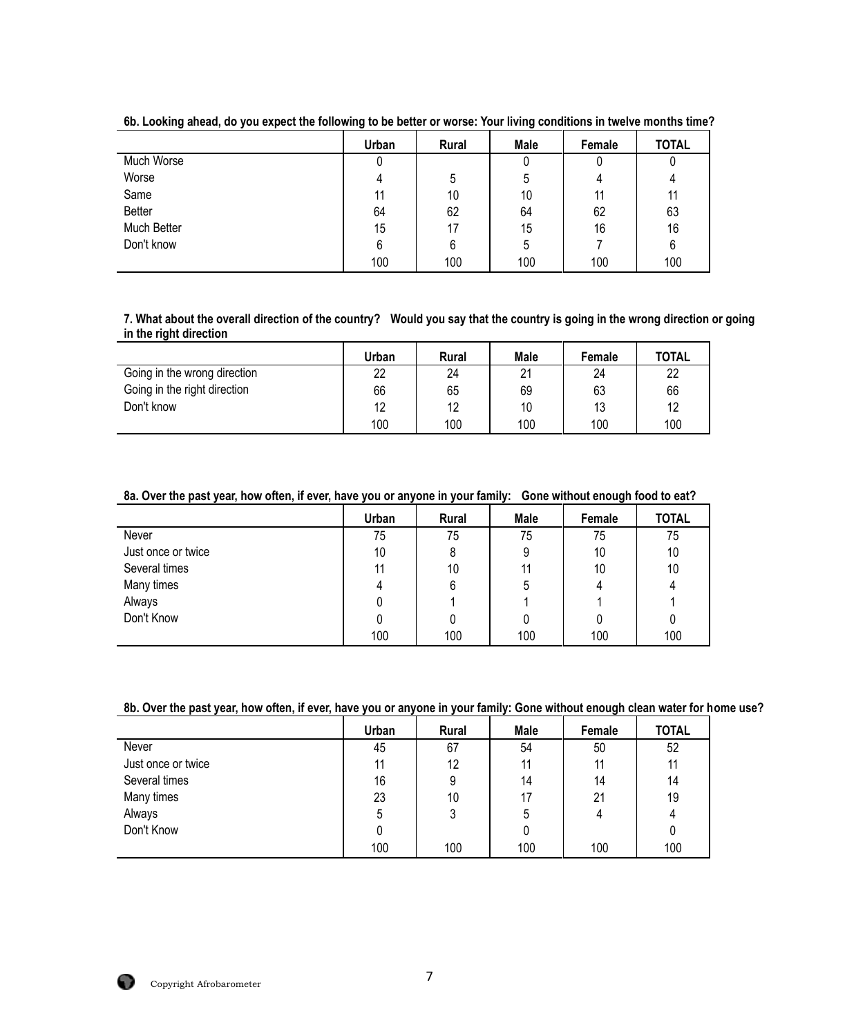**6b. Looking ahead, do you expect the following to be better or worse: Your living conditions in twelve months time?**

| | Urban | Rural | Male | Female | TOTAL |
|---|---|---|---|---|---|
| Much Worse | 0 | | 0 | 0 | 0 |
| Worse | 4 | 5 | 5 | 4 | 4 |
| Same | 11 | 10 | 10 | 11 | 11 |
| Better | 64 | 62 | 64 | 62 | 63 |
| Much Better | 15 | 17 | 15 | 16 | 16 |
| Don't know | 6 | 6 | 5 | 7 | 6 |
| | 100 | 100 | 100 | 100 | 100 |

**7. What about the overall direction of the country? Would you say that the country is going in the wrong direction or going in the right direction**

| | Urban | Rural | Male | Female | TOTAL |
|---|---|---|---|---|---|
| Going in the wrong direction | 22 | 24 | 21 | 24 | 22 |
| Going in the right direction | 66 | 65 | 69 | 63 | 66 |
| Don't know | 12 | 12 | 10 | 13 | 12 |
| | 100 | 100 | 100 | 100 | 100 |

**8a. Over the past year, how often, if ever, have you or anyone in your family: Gone without enough food to eat?**

| | Urban | Rural | Male | Female | TOTAL |
|---|---|---|---|---|---|
| Never | 75 | 75 | 75 | 75 | 75 |
| Just once or twice | 10 | 8 | 9 | 10 | 10 |
| Several times | 11 | 10 | 11 | 10 | 10 |
| Many times | 4 | 6 | 5 | 4 | 4 |
| Always | 0 | 1 | 1 | 1 | 1 |
| Don't Know | 0 | 0 | 0 | 0 | 0 |
| | 100 | 100 | 100 | 100 | 100 |

**8b. Over the past year, how often, if ever, have you or anyone in your family: Gone without enough clean water for home use?**

| | Urban | Rural | Male | Female | TOTAL |
|---|---|---|---|---|---|
| Never | 45 | 67 | 54 | 50 | 52 |
| Just once or twice | 11 | 12 | 11 | 11 | 11 |
| Several times | 16 | 9 | 14 | 14 | 14 |
| Many times | 23 | 10 | 17 | 21 | 19 |
| Always | 5 | 3 | 5 | 4 | 4 |
| Don't Know | 0 | | 0 | | 0 |
| | 100 | 100 | 100 | 100 | 100 |

Copyright Afrobarometer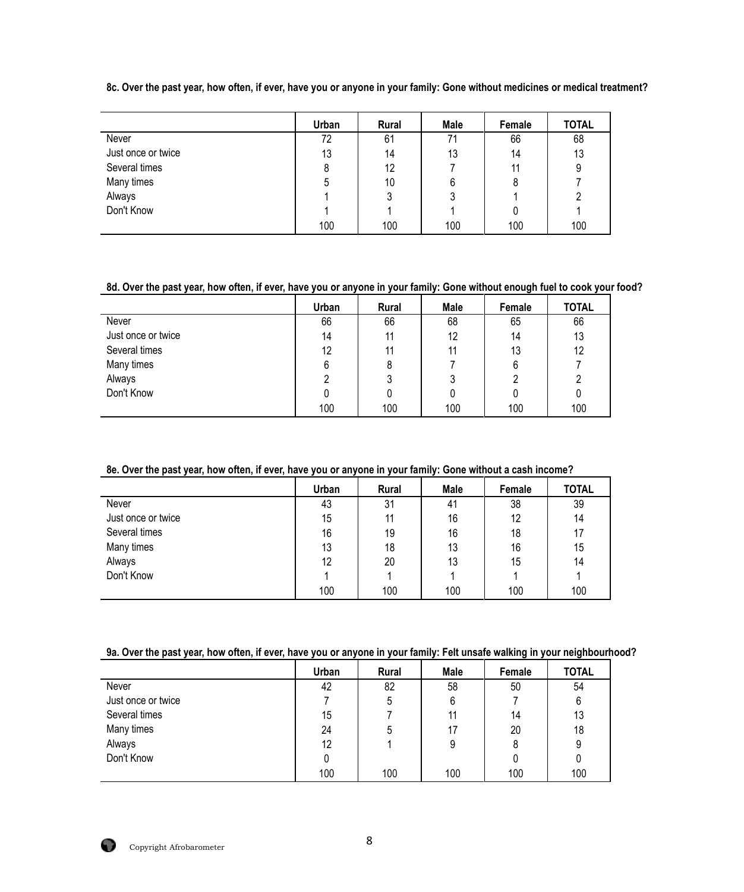**8c. Over the past year, how often, if ever, have you or anyone in your family: Gone without medicines or medical treatment?**

| | Urban | Rural | Male | Female | TOTAL |
|---|---|---|---|---|---|
| Never | 72 | 61 | 71 | 66 | 68 |
| Just once or twice | 13 | 14 | 13 | 14 | 13 |
| Several times | 8 | 12 | 7 | 11 | 9 |
| Many times | 5 | 10 | 6 | 8 | 7 |
| Always | 1 | 3 | 3 | 1 | 2 |
| Don't Know | 1 | 1 | 1 | 0 | 1 |
| | 100 | 100 | 100 | 100 | 100 |

**8d. Over the past year, how often, if ever, have you or anyone in your family: Gone without enough fuel to cook your food?**

| | Urban | Rural | Male | Female | TOTAL |
|---|---|---|---|---|---|
| Never | 66 | 66 | 68 | 65 | 66 |
| Just once or twice | 14 | 11 | 12 | 14 | 13 |
| Several times | 12 | 11 | 11 | 13 | 12 |
| Many times | 6 | 8 | 7 | 6 | 7 |
| Always | 2 | 3 | 3 | 2 | 2 |
| Don't Know | 0 | 0 | 0 | 0 | 0 |
| | 100 | 100 | 100 | 100 | 100 |

**8e. Over the past year, how often, if ever, have you or anyone in your family: Gone without a cash income?**

| | Urban | Rural | Male | Female | TOTAL |
|---|---|---|---|---|---|
| Never | 43 | 31 | 41 | 38 | 39 |
| Just once or twice | 15 | 11 | 16 | 12 | 14 |
| Several times | 16 | 19 | 16 | 18 | 17 |
| Many times | 13 | 18 | 13 | 16 | 15 |
| Always | 12 | 20 | 13 | 15 | 14 |
| Don't Know | 1 | 1 | 1 | 1 | 1 |
| | 100 | 100 | 100 | 100 | 100 |

**9a. Over the past year, how often, if ever, have you or anyone in your family: Felt unsafe walking in your neighbourhood?**

| | Urban | Rural | Male | Female | TOTAL |
|---|---|---|---|---|---|
| Never | 42 | 82 | 58 | 50 | 54 |
| Just once or twice | 7 | 5 | 6 | 7 | 6 |
| Several times | 15 | 7 | 11 | 14 | 13 |
| Many times | 24 | 5 | 17 | 20 | 18 |
| Always | 12 | 1 | 9 | 8 | 9 |
| Don't Know | 0 | | | 0 | 0 |
| | 100 | 100 | 100 | 100 | 100 |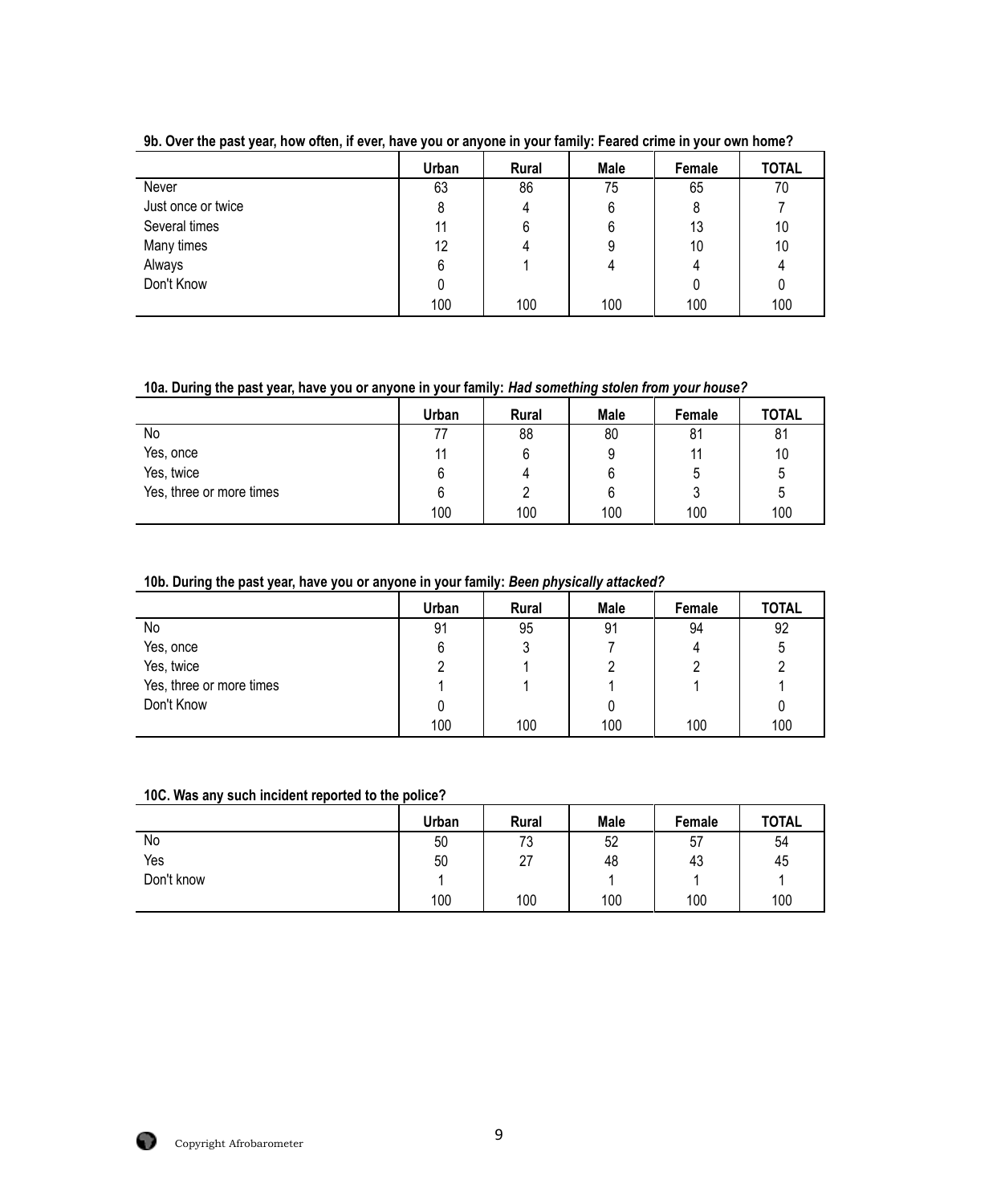**9b. Over the past year, how often, if ever, have you or anyone in your family: Feared crime in your own home?**

| | Urban | Rural | Male | Female | TOTAL |
|---|---|---|---|---|---|
| Never | 63 | 86 | 75 | 65 | 70 |
| Just once or twice | 8 | 4 | 6 | 8 | 7 |
| Several times | 11 | 6 | 6 | 13 | 10 |
| Many times | 12 | 4 | 9 | 10 | 10 |
| Always | 6 | 1 | 4 | 4 | 4 |
| Don't Know | 0 | | | 0 | 0 |
| | 100 | 100 | 100 | 100 | 100 |

**10a. During the past year, have you or anyone in your family: *Had something stolen from your house?***

| | Urban | Rural | Male | Female | TOTAL |
|---|---|---|---|---|---|
| No | 77 | 88 | 80 | 81 | 81 |
| Yes, once | 11 | 6 | 9 | 11 | 10 |
| Yes, twice | 6 | 4 | 6 | 5 | 5 |
| Yes, three or more times | 6 | 2 | 6 | 3 | 5 |
| | 100 | 100 | 100 | 100 | 100 |

**10b. During the past year, have you or anyone in your family: *Been physically attacked?***

| | Urban | Rural | Male | Female | TOTAL |
|---|---|---|---|---|---|
| No | 91 | 95 | 91 | 94 | 92 |
| Yes, once | 6 | 3 | 7 | 4 | 5 |
| Yes, twice | 2 | 1 | 2 | 2 | 2 |
| Yes, three or more times | 1 | 1 | 1 | 1 | 1 |
| Don't Know | 0 | | 0 | | 0 |
| | 100 | 100 | 100 | 100 | 100 |

**10C. Was any such incident reported to the police?**

| | Urban | Rural | Male | Female | TOTAL |
|---|---|---|---|---|---|
| No | 50 | 73 | 52 | 57 | 54 |
| Yes | 50 | 27 | 48 | 43 | 45 |
| Don't know | 1 | | 1 | 1 | 1 |
| | 100 | 100 | 100 | 100 | 100 |

Copyright Afrobarometer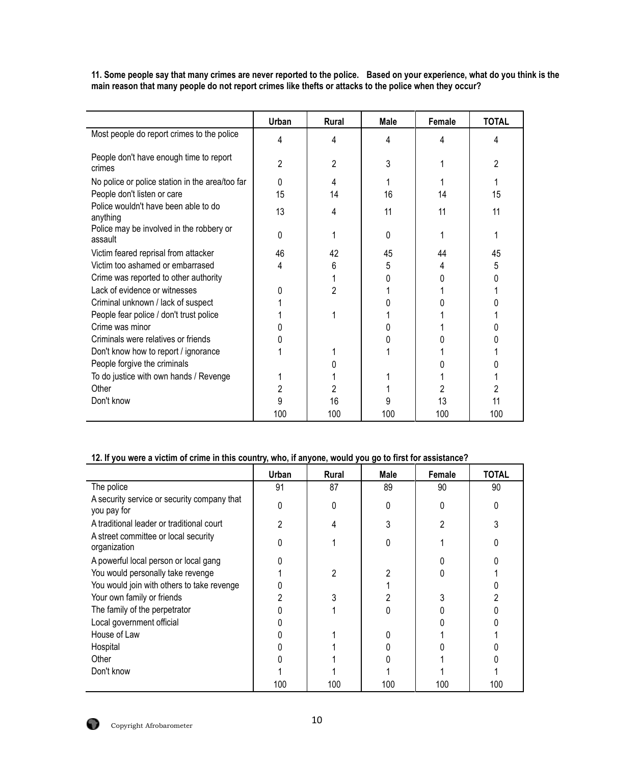**11. Some people say that many crimes are never reported to the police. Based on your experience, what do you think is the main reason that many people do not report crimes like thefts or attacks to the police when they occur?**

| | Urban | Rural | Male | Female | TOTAL |
|---|---|---|---|---|---|
| Most people do report crimes to the police | 4 | 4 | 4 | 4 | 4 |
| People don't have enough time to report crimes | 2 | 2 | 3 | 1 | 2 |
| No police or police station in the area/too far | 0 | 4 | 1 | 1 | 1 |
| People don't listen or care | 15 | 14 | 16 | 14 | 15 |
| Police wouldn't have been able to do anything | 13 | 4 | 11 | 11 | 11 |
| Police may be involved in the robbery or assault | 0 | 1 | 0 | 1 | 1 |
| Victim feared reprisal from attacker | 46 | 42 | 45 | 44 | 45 |
| Victim too ashamed or embarrased | 4 | 6 | 5 | 4 | 5 |
| Crime was reported to other authority | | 1 | 0 | 0 | 0 |
| Lack of evidence or witnesses | 0 | 2 | 1 | 1 | 1 |
| Criminal unknown / lack of suspect | 1 | | 0 | 0 | 0 |
| People fear police / don't trust police | 1 | 1 | 1 | 1 | 1 |
| Crime was minor | 0 | | 0 | 1 | 0 |
| Criminals were relatives or friends | 0 | | 0 | 0 | 0 |
| Don't know how to report / ignorance | 1 | 1 | 1 | 1 | 1 |
| People forgive the criminals | | 0 | | 0 | 0 |
| To do justice with own hands / Revenge | 1 | 1 | 1 | 1 | 1 |
| Other | 2 | 2 | 1 | 2 | 2 |
| Don't know | 9 | 16 | 9 | 13 | 11 |
| | 100 | 100 | 100 | 100 | 100 |

**12. If you were a victim of crime in this country, who, if anyone, would you go to first for assistance?**

| | Urban | Rural | Male | Female | TOTAL |
|---|---|---|---|---|---|
| The police | 91 | 87 | 89 | 90 | 90 |
| A security service or security company that you pay for | 0 | 0 | 0 | 0 | 0 |
| A traditional leader or traditional court | 2 | 4 | 3 | 2 | 3 |
| A street committee or local security organization | 0 | 1 | 0 | 1 | 0 |
| A powerful local person or local gang | 0 | | | 0 | 0 |
| You would personally take revenge | 1 | 2 | 2 | 0 | 1 |
| You would join with others to take revenge | 0 | | 1 | | 0 |
| Your own family or friends | 2 | 3 | 2 | 3 | 2 |
| The family of the perpetrator | 0 | 1 | 0 | 0 | 0 |
| Local government official | 0 | | | 0 | 0 |
| House of Law | 0 | 1 | 0 | 1 | 1 |
| Hospital | 0 | 1 | 0 | 0 | 0 |
| Other | 0 | 1 | 0 | 1 | 0 |
| Don't know | 1 | 1 | 1 | 1 | 1 |
| | 100 | 100 | 100 | 100 | 100 |

Copyright Afrobarometer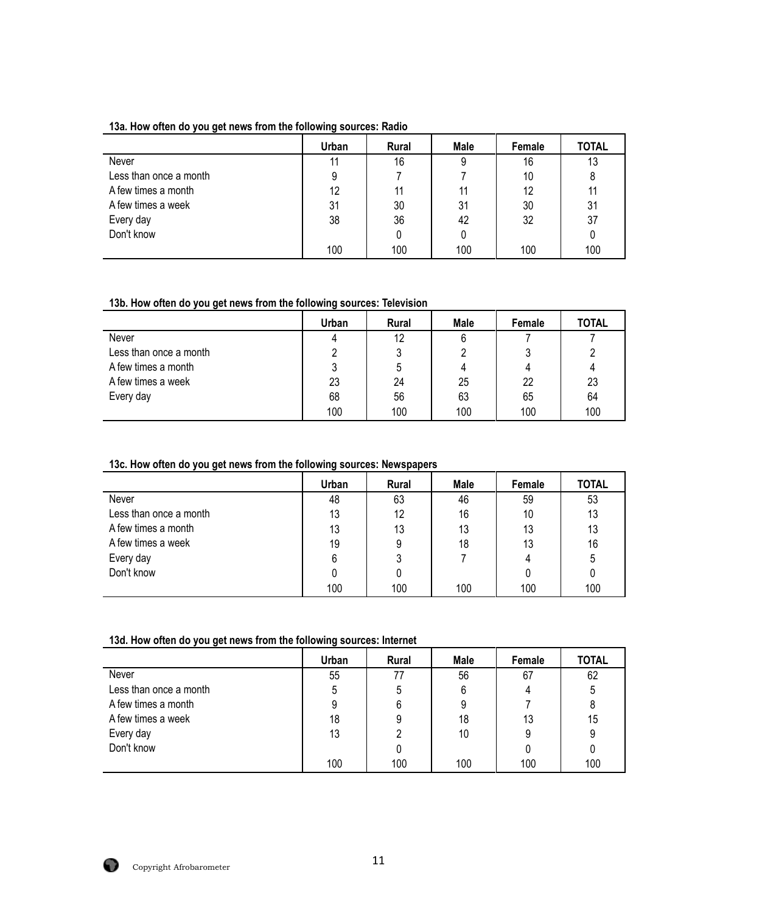**13a. How often do you get news from the following sources: Radio**

| | Urban | Rural | Male | Female | TOTAL |
|---|---|---|---|---|---|
| Never | 11 | 16 | 9 | 16 | 13 |
| Less than once a month | 9 | 7 | 7 | 10 | 8 |
| A few times a month | 12 | 11 | 11 | 12 | 11 |
| A few times a week | 31 | 30 | 31 | 30 | 31 |
| Every day | 38 | 36 | 42 | 32 | 37 |
| Don't know | | 0 | 0 | | 0 |
| | 100 | 100 | 100 | 100 | 100 |

**13b. How often do you get news from the following sources: Television**

| | Urban | Rural | Male | Female | TOTAL |
|---|---|---|---|---|---|
| Never | 4 | 12 | 6 | 7 | 7 |
| Less than once a month | 2 | 3 | 2 | 3 | 2 |
| A few times a month | 3 | 5 | 4 | 4 | 4 |
| A few times a week | 23 | 24 | 25 | 22 | 23 |
| Every day | 68 | 56 | 63 | 65 | 64 |
| | 100 | 100 | 100 | 100 | 100 |

**13c. How often do you get news from the following sources: Newspapers**

| | Urban | Rural | Male | Female | TOTAL |
|---|---|---|---|---|---|
| Never | 48 | 63 | 46 | 59 | 53 |
| Less than once a month | 13 | 12 | 16 | 10 | 13 |
| A few times a month | 13 | 13 | 13 | 13 | 13 |
| A few times a week | 19 | 9 | 18 | 13 | 16 |
| Every day | 6 | 3 | 7 | 4 | 5 |
| Don't know | 0 | 0 | | 0 | 0 |
| | 100 | 100 | 100 | 100 | 100 |

**13d. How often do you get news from the following sources: Internet**

| | Urban | Rural | Male | Female | TOTAL |
|---|---|---|---|---|---|
| Never | 55 | 77 | 56 | 67 | 62 |
| Less than once a month | 5 | 5 | 6 | 4 | 5 |
| A few times a month | 9 | 6 | 9 | 7 | 8 |
| A few times a week | 18 | 9 | 18 | 13 | 15 |
| Every day | 13 | 2 | 10 | 9 | 9 |
| Don't know | | 0 | | 0 | 0 |
| | 100 | 100 | 100 | 100 | 100 |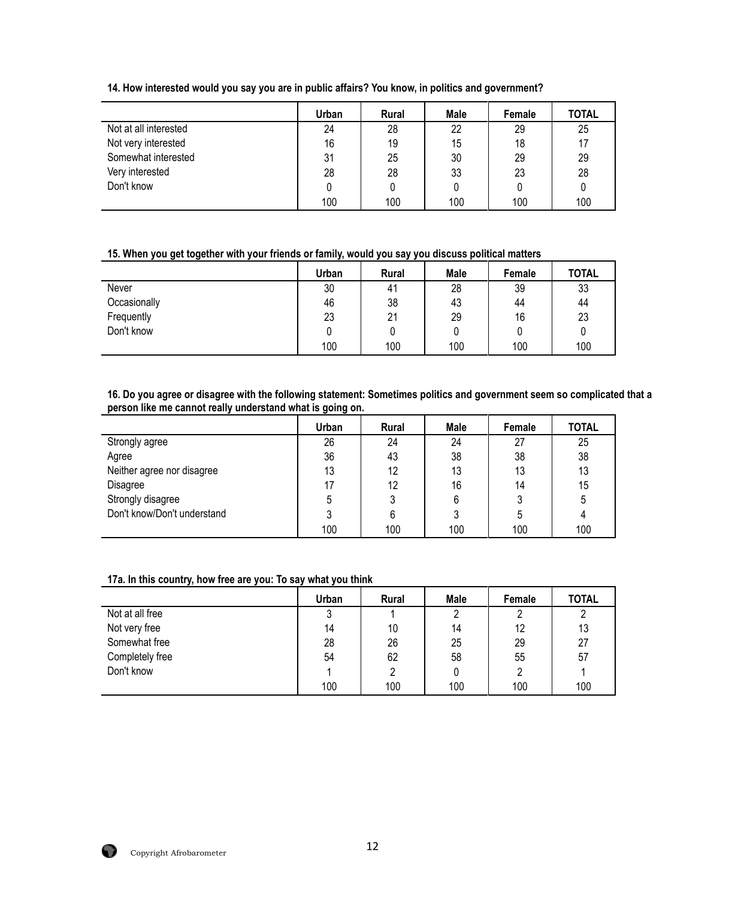**14. How interested would you say you are in public affairs? You know, in politics and government?**

| | Urban | Rural | Male | Female | TOTAL |
|---|---|---|---|---|---|
| Not at all interested | 24 | 28 | 22 | 29 | 25 |
| Not very interested | 16 | 19 | 15 | 18 | 17 |
| Somewhat interested | 31 | 25 | 30 | 29 | 29 |
| Very interested | 28 | 28 | 33 | 23 | 28 |
| Don't know | 0 | 0 | 0 | 0 | 0 |
| | 100 | 100 | 100 | 100 | 100 |

**15. When you get together with your friends or family, would you say you discuss political matters**

| | Urban | Rural | Male | Female | TOTAL |
|---|---|---|---|---|---|
| Never | 30 | 41 | 28 | 39 | 33 |
| Occasionally | 46 | 38 | 43 | 44 | 44 |
| Frequently | 23 | 21 | 29 | 16 | 23 |
| Don't know | 0 | 0 | 0 | 0 | 0 |
| | 100 | 100 | 100 | 100 | 100 |

**16. Do you agree or disagree with the following statement: Sometimes politics and government seem so complicated that a person like me cannot really understand what is going on.**

| | Urban | Rural | Male | Female | TOTAL |
|---|---|---|---|---|---|
| Strongly agree | 26 | 24 | 24 | 27 | 25 |
| Agree | 36 | 43 | 38 | 38 | 38 |
| Neither agree nor disagree | 13 | 12 | 13 | 13 | 13 |
| Disagree | 17 | 12 | 16 | 14 | 15 |
| Strongly disagree | 5 | 3 | 6 | 3 | 5 |
| Don't know/Don't understand | 3 | 6 | 3 | 5 | 4 |
| | 100 | 100 | 100 | 100 | 100 |

**17a. In this country, how free are you: To say what you think**

| | Urban | Rural | Male | Female | TOTAL |
|---|---|---|---|---|---|
| Not at all free | 3 | 1 | 2 | 2 | 2 |
| Not very free | 14 | 10 | 14 | 12 | 13 |
| Somewhat free | 28 | 26 | 25 | 29 | 27 |
| Completely free | 54 | 62 | 58 | 55 | 57 |
| Don't know | 1 | 2 | 0 | 2 | 1 |
| | 100 | 100 | 100 | 100 | 100 |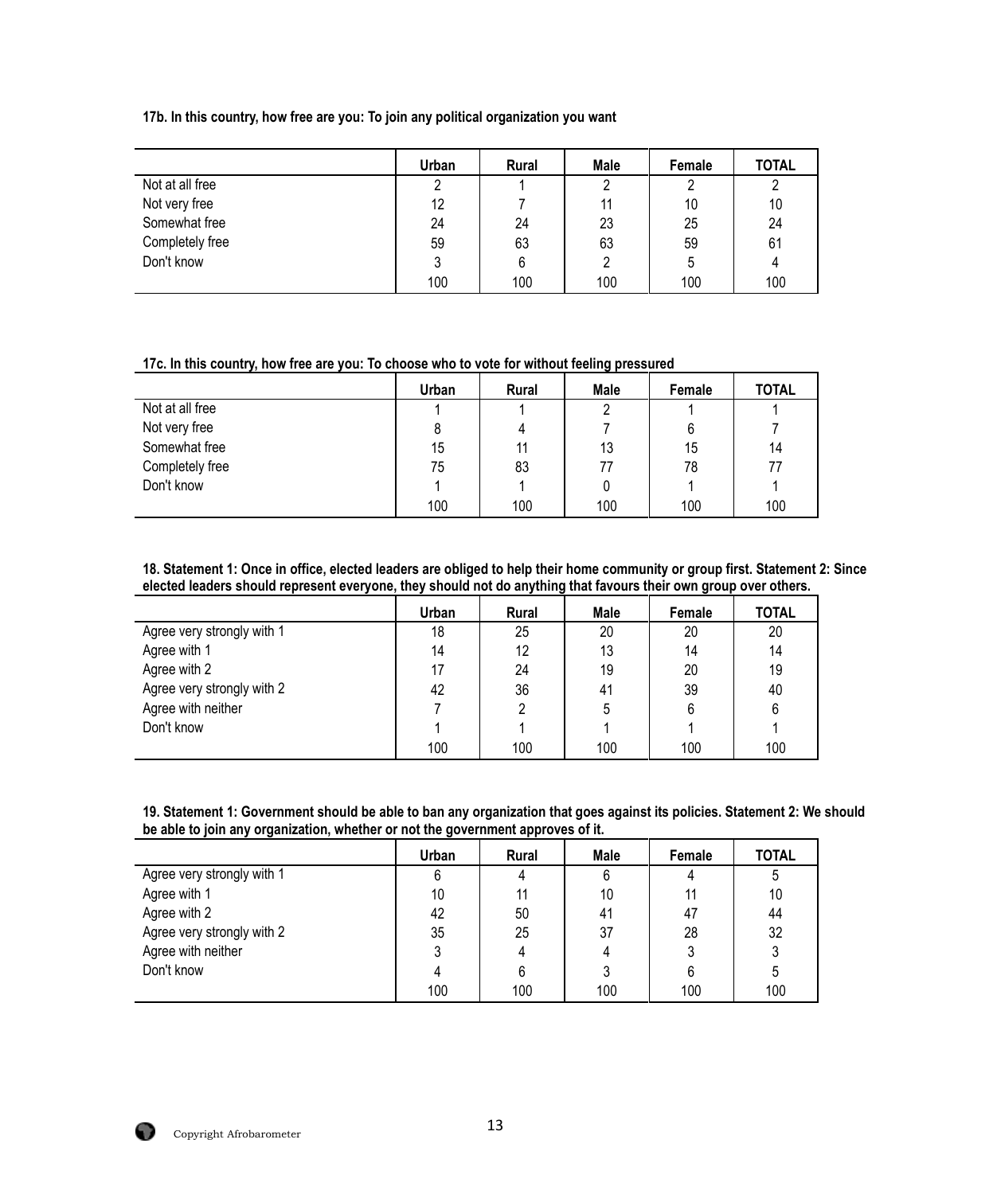**17b. In this country, how free are you: To join any political organization you want**

| | Urban | Rural | Male | Female | TOTAL |
|---|---|---|---|---|---|
| Not at all free | 2 | 1 | 2 | 2 | 2 |
| Not very free | 12 | 7 | 11 | 10 | 10 |
| Somewhat free | 24 | 24 | 23 | 25 | 24 |
| Completely free | 59 | 63 | 63 | 59 | 61 |
| Don't know | 3 | 6 | 2 | 5 | 4 |
| | 100 | 100 | 100 | 100 | 100 |

**17c. In this country, how free are you: To choose who to vote for without feeling pressured**

| | Urban | Rural | Male | Female | TOTAL |
|---|---|---|---|---|---|
| Not at all free | 1 | 1 | 2 | 1 | 1 |
| Not very free | 8 | 4 | 7 | 6 | 7 |
| Somewhat free | 15 | 11 | 13 | 15 | 14 |
| Completely free | 75 | 83 | 77 | 78 | 77 |
| Don't know | 1 | 1 | 0 | 1 | 1 |
| | 100 | 100 | 100 | 100 | 100 |

**18. Statement 1: Once in office, elected leaders are obliged to help their home community or group first. Statement 2: Since elected leaders should represent everyone, they should not do anything that favours their own group over others.**

| | Urban | Rural | Male | Female | TOTAL |
|---|---|---|---|---|---|
| Agree very strongly with 1 | 18 | 25 | 20 | 20 | 20 |
| Agree with 1 | 14 | 12 | 13 | 14 | 14 |
| Agree with 2 | 17 | 24 | 19 | 20 | 19 |
| Agree very strongly with 2 | 42 | 36 | 41 | 39 | 40 |
| Agree with neither | 7 | 2 | 5 | 6 | 6 |
| Don't know | 1 | 1 | 1 | 1 | 1 |
| | 100 | 100 | 100 | 100 | 100 |

**19. Statement 1: Government should be able to ban any organization that goes against its policies. Statement 2: We should be able to join any organization, whether or not the government approves of it.**

| | Urban | Rural | Male | Female | TOTAL |
|---|---|---|---|---|---|
| Agree very strongly with 1 | 6 | 4 | 6 | 4 | 5 |
| Agree with 1 | 10 | 11 | 10 | 11 | 10 |
| Agree with 2 | 42 | 50 | 41 | 47 | 44 |
| Agree very strongly with 2 | 35 | 25 | 37 | 28 | 32 |
| Agree with neither | 3 | 4 | 4 | 3 | 3 |
| Don't know | 4 | 6 | 3 | 6 | 5 |
| | 100 | 100 | 100 | 100 | 100 |

Copyright Afrobarometer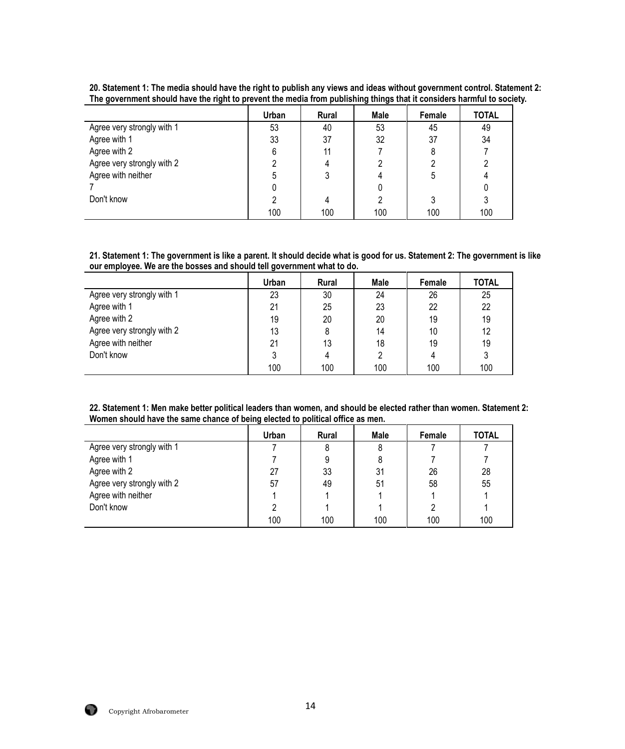**20. Statement 1: The media should have the right to publish any views and ideas without government control. Statement 2: The government should have the right to prevent the media from publishing things that it considers harmful to society.**

| | Urban | Rural | Male | Female | TOTAL |
|---|---|---|---|---|---|
| Agree very strongly with 1 | 53 | 40 | 53 | 45 | 49 |
| Agree with 1 | 33 | 37 | 32 | 37 | 34 |
| Agree with 2 | 6 | 11 | 7 | 8 | 7 |
| Agree very strongly with 2 | 2 | 4 | 2 | 2 | 2 |
| Agree with neither | 5 | 3 | 4 | 5 | 4 |
| 7 | 0 | | 0 | | 0 |
| Don't know | 2 | 4 | 2 | 3 | 3 |
| | 100 | 100 | 100 | 100 | 100 |

**21. Statement 1: The government is like a parent. It should decide what is good for us. Statement 2: The government is like our employee. We are the bosses and should tell government what to do.**

| | Urban | Rural | Male | Female | TOTAL |
|---|---|---|---|---|---|
| Agree very strongly with 1 | 23 | 30 | 24 | 26 | 25 |
| Agree with 1 | 21 | 25 | 23 | 22 | 22 |
| Agree with 2 | 19 | 20 | 20 | 19 | 19 |
| Agree very strongly with 2 | 13 | 8 | 14 | 10 | 12 |
| Agree with neither | 21 | 13 | 18 | 19 | 19 |
| Don't know | 3 | 4 | 2 | 4 | 3 |
| | 100 | 100 | 100 | 100 | 100 |

**22. Statement 1: Men make better political leaders than women, and should be elected rather than women. Statement 2: Women should have the same chance of being elected to political office as men.**

| | Urban | Rural | Male | Female | TOTAL |
|---|---|---|---|---|---|
| Agree very strongly with 1 | 7 | 8 | 8 | 7 | 7 |
| Agree with 1 | 7 | 9 | 8 | 7 | 7 |
| Agree with 2 | 27 | 33 | 31 | 26 | 28 |
| Agree very strongly with 2 | 57 | 49 | 51 | 58 | 55 |
| Agree with neither | 1 | 1 | 1 | 1 | 1 |
| Don't know | 2 | 1 | 1 | 2 | 1 |
| | 100 | 100 | 100 | 100 | 100 |

Copyright Afrobarometer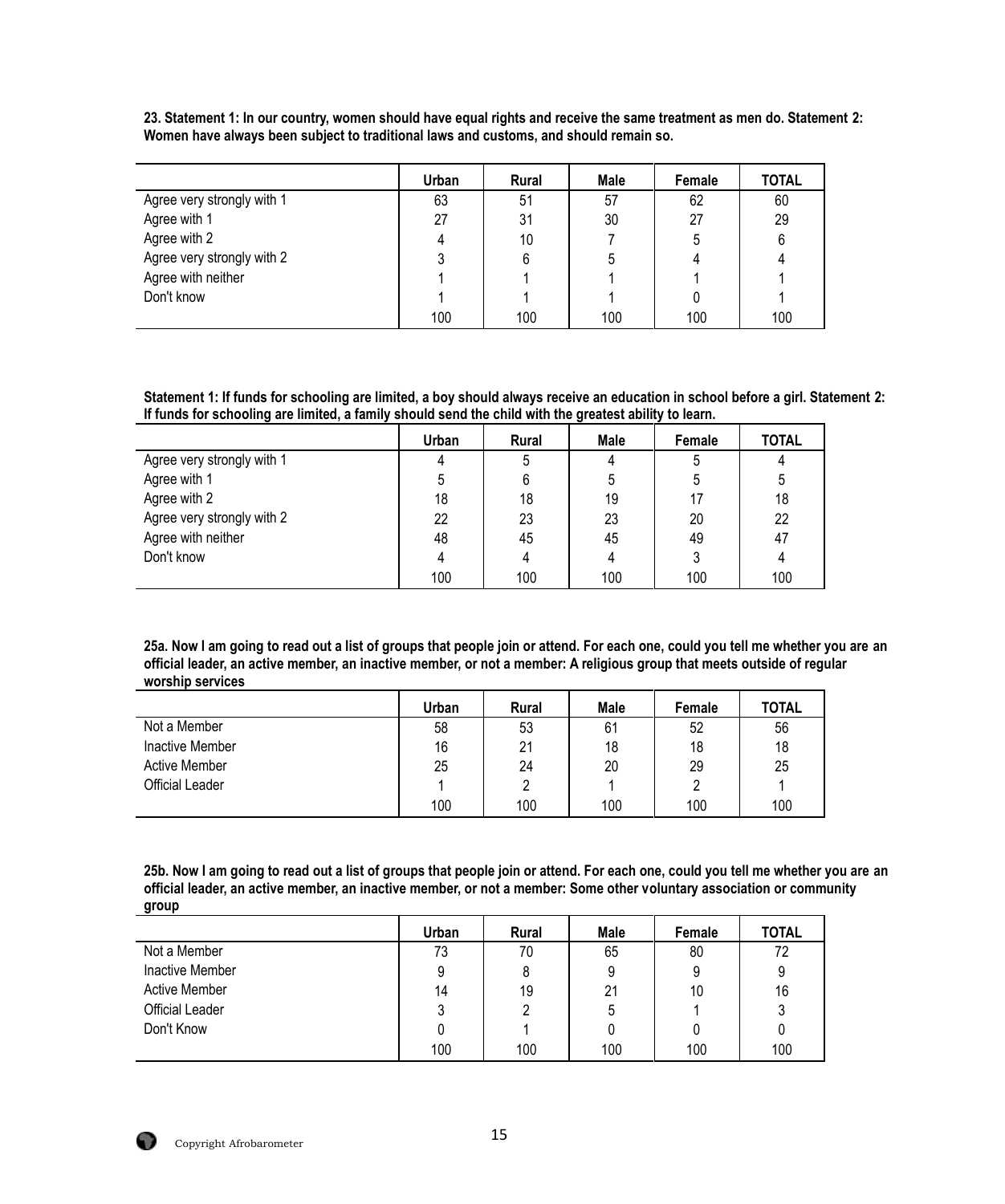**23. Statement 1: In our country, women should have equal rights and receive the same treatment as men do. Statement 2: Women have always been subject to traditional laws and customs, and should remain so.**

| | Urban | Rural | Male | Female | TOTAL |
|---|---|---|---|---|---|
| Agree very strongly with 1 | 63 | 51 | 57 | 62 | 60 |
| Agree with 1 | 27 | 31 | 30 | 27 | 29 |
| Agree with 2 | 4 | 10 | 7 | 5 | 6 |
| Agree very strongly with 2 | 3 | 6 | 5 | 4 | 4 |
| Agree with neither | 1 | 1 | 1 | 1 | 1 |
| Don't know | 1 | 1 | 1 | 0 | 1 |
| | 100 | 100 | 100 | 100 | 100 |

**Statement 1: If funds for schooling are limited, a boy should always receive an education in school before a girl. Statement 2: If funds for schooling are limited, a family should send the child with the greatest ability to learn.**

| | Urban | Rural | Male | Female | TOTAL |
|---|---|---|---|---|---|
| Agree very strongly with 1 | 4 | 5 | 4 | 5 | 4 |
| Agree with 1 | 5 | 6 | 5 | 5 | 5 |
| Agree with 2 | 18 | 18 | 19 | 17 | 18 |
| Agree very strongly with 2 | 22 | 23 | 23 | 20 | 22 |
| Agree with neither | 48 | 45 | 45 | 49 | 47 |
| Don't know | 4 | 4 | 4 | 3 | 4 |
| | 100 | 100 | 100 | 100 | 100 |

**25a. Now I am going to read out a list of groups that people join or attend. For each one, could you tell me whether you are an official leader, an active member, an inactive member, or not a member: A religious group that meets outside of regular worship services**

| | Urban | Rural | Male | Female | TOTAL |
|---|---|---|---|---|---|
| Not a Member | 58 | 53 | 61 | 52 | 56 |
| Inactive Member | 16 | 21 | 18 | 18 | 18 |
| Active Member | 25 | 24 | 20 | 29 | 25 |
| Official Leader | 1 | 2 | 1 | 2 | 1 |
| | 100 | 100 | 100 | 100 | 100 |

**25b. Now I am going to read out a list of groups that people join or attend. For each one, could you tell me whether you are an official leader, an active member, an inactive member, or not a member: Some other voluntary association or community group**

| | Urban | Rural | Male | Female | TOTAL |
|---|---|---|---|---|---|
| Not a Member | 73 | 70 | 65 | 80 | 72 |
| Inactive Member | 9 | 8 | 9 | 9 | 9 |
| Active Member | 14 | 19 | 21 | 10 | 16 |
| Official Leader | 3 | 2 | 5 | 1 | 3 |
| Don't Know | 0 | 1 | 0 | 0 | 0 |
| | 100 | 100 | 100 | 100 | 100 |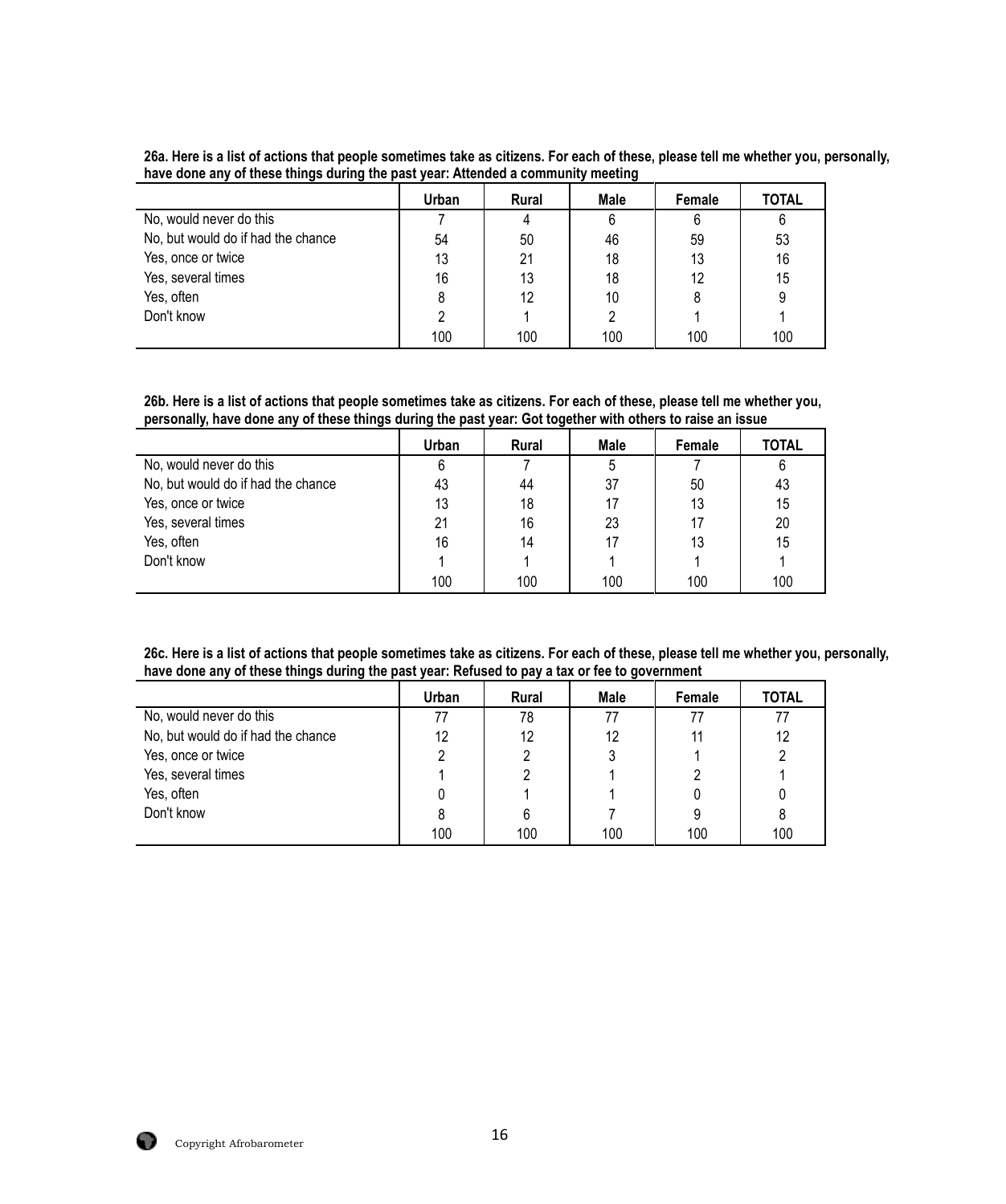**26a. Here is a list of actions that people sometimes take as citizens. For each of these, please tell me whether you, personally, have done any of these things during the past year: Attended a community meeting**

| | Urban | Rural | Male | Female | TOTAL |
|---|---|---|---|---|---|
| No, would never do this | 7 | 4 | 6 | 6 | 6 |
| No, but would do if had the chance | 54 | 50 | 46 | 59 | 53 |
| Yes, once or twice | 13 | 21 | 18 | 13 | 16 |
| Yes, several times | 16 | 13 | 18 | 12 | 15 |
| Yes, often | 8 | 12 | 10 | 8 | 9 |
| Don't know | 2 | 1 | 2 | 1 | 1 |
| | 100 | 100 | 100 | 100 | 100 |

**26b. Here is a list of actions that people sometimes take as citizens. For each of these, please tell me whether you, personally, have done any of these things during the past year: Got together with others to raise an issue**

| | Urban | Rural | Male | Female | TOTAL |
|---|---|---|---|---|---|
| No, would never do this | 6 | 7 | 5 | 7 | 6 |
| No, but would do if had the chance | 43 | 44 | 37 | 50 | 43 |
| Yes, once or twice | 13 | 18 | 17 | 13 | 15 |
| Yes, several times | 21 | 16 | 23 | 17 | 20 |
| Yes, often | 16 | 14 | 17 | 13 | 15 |
| Don't know | 1 | 1 | 1 | 1 | 1 |
| | 100 | 100 | 100 | 100 | 100 |

**26c. Here is a list of actions that people sometimes take as citizens. For each of these, please tell me whether you, personally, have done any of these things during the past year: Refused to pay a tax or fee to government**

| | Urban | Rural | Male | Female | TOTAL |
|---|---|---|---|---|---|
| No, would never do this | 77 | 78 | 77 | 77 | 77 |
| No, but would do if had the chance | 12 | 12 | 12 | 11 | 12 |
| Yes, once or twice | 2 | 2 | 3 | 1 | 2 |
| Yes, several times | 1 | 2 | 1 | 2 | 1 |
| Yes, often | 0 | 1 | 1 | 0 | 0 |
| Don't know | 8 | 6 | 7 | 9 | 8 |
| | 100 | 100 | 100 | 100 | 100 |

Copyright Afrobarometer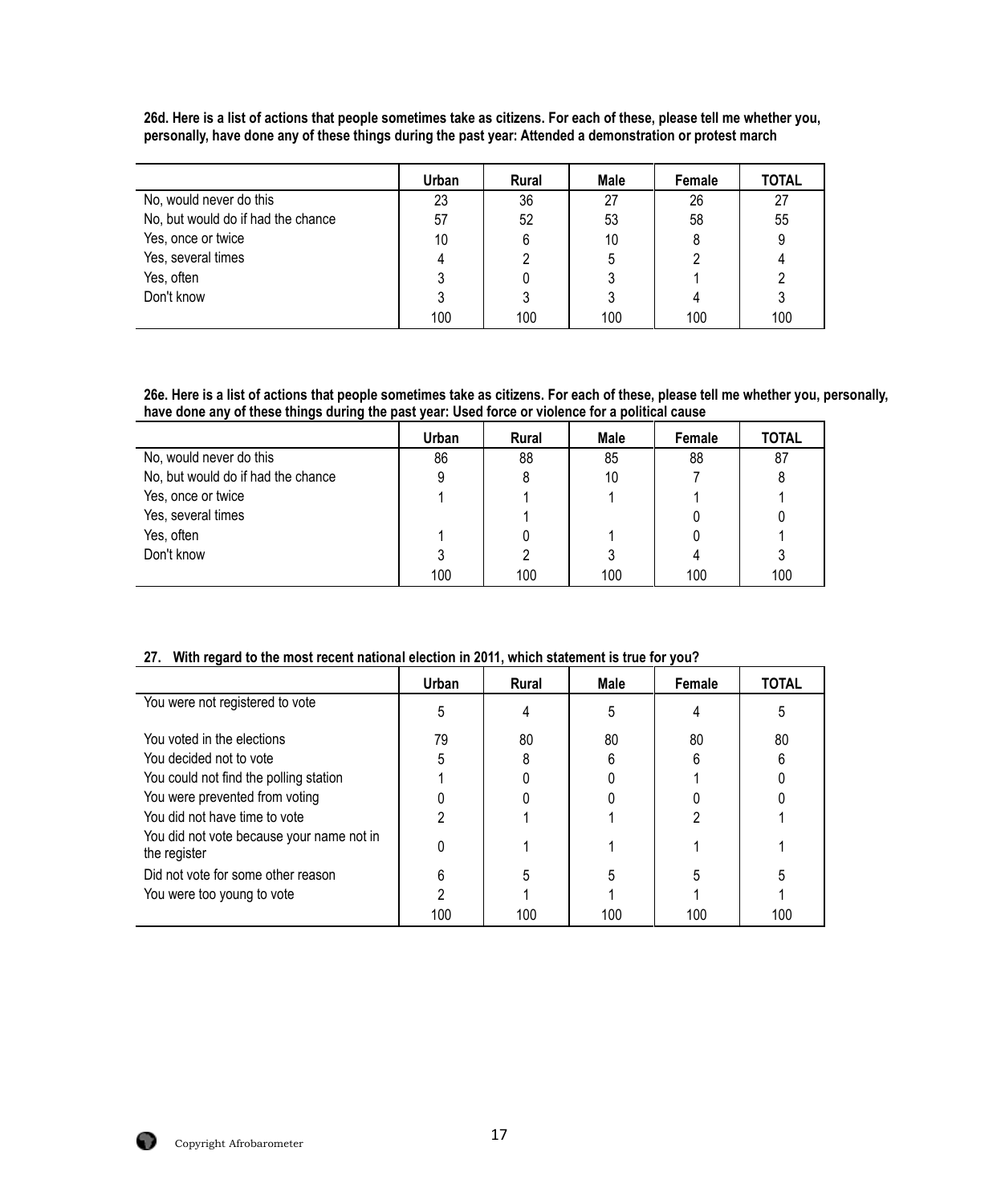**26d. Here is a list of actions that people sometimes take as citizens. For each of these, please tell me whether you, personally, have done any of these things during the past year: Attended a demonstration or protest march**

| | Urban | Rural | Male | Female | TOTAL |
|---|---|---|---|---|---|
| No, would never do this | 23 | 36 | 27 | 26 | 27 |
| No, but would do if had the chance | 57 | 52 | 53 | 58 | 55 |
| Yes, once or twice | 10 | 6 | 10 | 8 | 9 |
| Yes, several times | 4 | 2 | 5 | 2 | 4 |
| Yes, often | 3 | 0 | 3 | 1 | 2 |
| Don't know | 3 | 3 | 3 | 4 | 3 |
| | 100 | 100 | 100 | 100 | 100 |

**26e. Here is a list of actions that people sometimes take as citizens. For each of these, please tell me whether you, personally, have done any of these things during the past year: Used force or violence for a political cause**

| | Urban | Rural | Male | Female | TOTAL |
|---|---|---|---|---|---|
| No, would never do this | 86 | 88 | 85 | 88 | 87 |
| No, but would do if had the chance | 9 | 8 | 10 | 7 | 8 |
| Yes, once or twice | 1 | 1 | 1 | 1 | 1 |
| Yes, several times | | 1 | | 0 | 0 |
| Yes, often | 1 | 0 | 1 | 0 | 1 |
| Don't know | 3 | 2 | 3 | 4 | 3 |
| | 100 | 100 | 100 | 100 | 100 |

**27. With regard to the most recent national election in 2011, which statement is true for you?**

| | Urban | Rural | Male | Female | TOTAL |
|---|---|---|---|---|---|
| You were not registered to vote | 5 | 4 | 5 | 4 | 5 |
| You voted in the elections | 79 | 80 | 80 | 80 | 80 |
| You decided not to vote | 5 | 8 | 6 | 6 | 6 |
| You could not find the polling station | 1 | 0 | 0 | 1 | 0 |
| You were prevented from voting | 0 | 0 | 0 | 0 | 0 |
| You did not have time to vote | 2 | 1 | 1 | 2 | 1 |
| You did not vote because your name not in the register | 0 | 1 | 1 | 1 | 1 |
| Did not vote for some other reason | 6 | 5 | 5 | 5 | 5 |
| You were too young to vote | 2 | 1 | 1 | 1 | 1 |
| | 100 | 100 | 100 | 100 | 100 |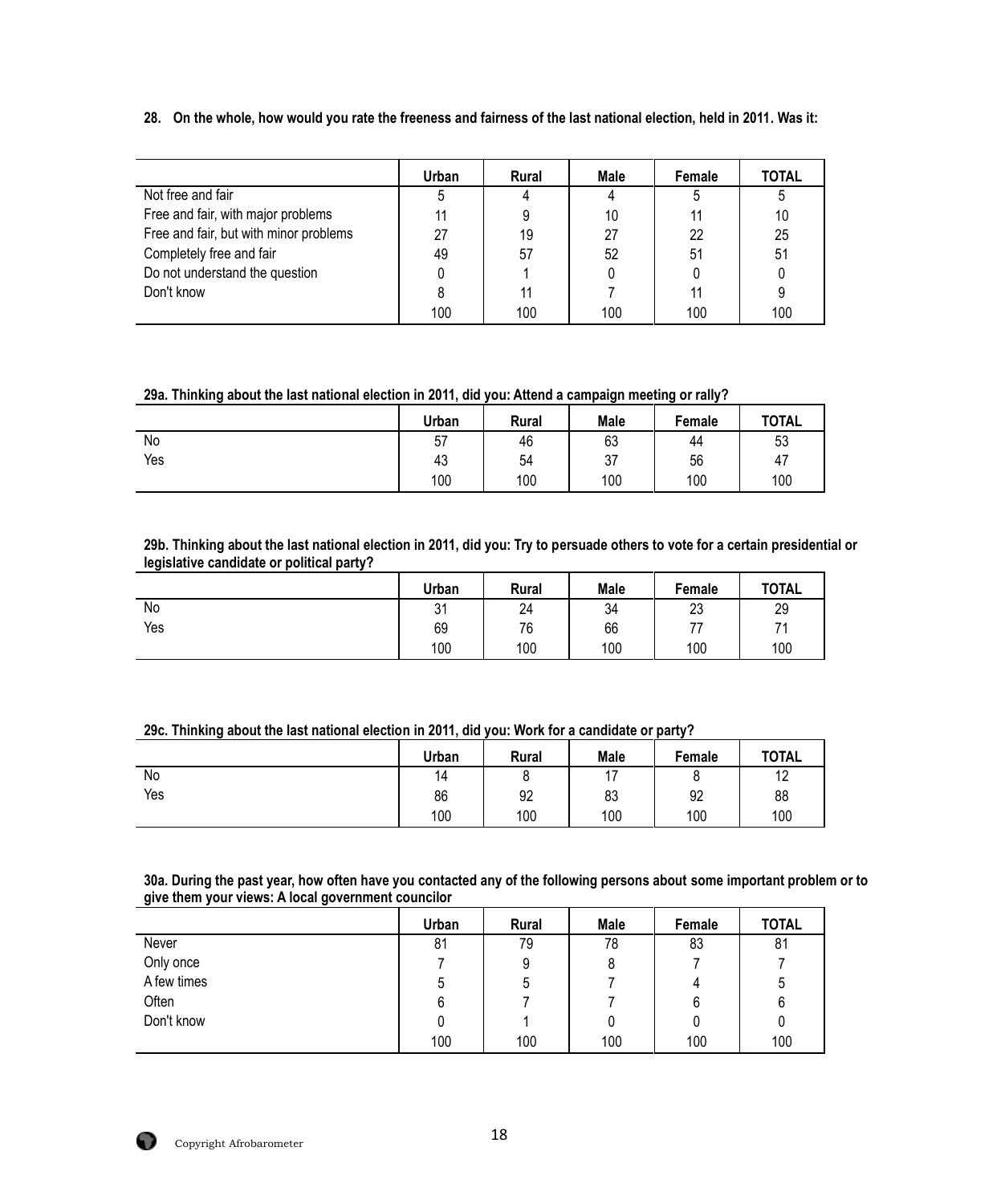**28. On the whole, how would you rate the freeness and fairness of the last national election, held in 2011. Was it:**

| | Urban | Rural | Male | Female | TOTAL |
|---|---|---|---|---|---|
| Not free and fair | 5 | 4 | 4 | 5 | 5 |
| Free and fair, with major problems | 11 | 9 | 10 | 11 | 10 |
| Free and fair, but with minor problems | 27 | 19 | 27 | 22 | 25 |
| Completely free and fair | 49 | 57 | 52 | 51 | 51 |
| Do not understand the question | 0 | 1 | 0 | 0 | 0 |
| Don't know | 8 | 11 | 7 | 11 | 9 |
| | 100 | 100 | 100 | 100 | 100 |

**29a. Thinking about the last national election in 2011, did you: Attend a campaign meeting or rally?**

| | Urban | Rural | Male | Female | TOTAL |
|---|---|---|---|---|---|
| No | 57 | 46 | 63 | 44 | 53 |
| Yes | 43 | 54 | 37 | 56 | 47 |
| | 100 | 100 | 100 | 100 | 100 |

**29b. Thinking about the last national election in 2011, did you: Try to persuade others to vote for a certain presidential or legislative candidate or political party?**

| | Urban | Rural | Male | Female | TOTAL |
|---|---|---|---|---|---|
| No | 31 | 24 | 34 | 23 | 29 |
| Yes | 69 | 76 | 66 | 77 | 71 |
| | 100 | 100 | 100 | 100 | 100 |

**29c. Thinking about the last national election in 2011, did you: Work for a candidate or party?**

| | Urban | Rural | Male | Female | TOTAL |
|---|---|---|---|---|---|
| No | 14 | 8 | 17 | 8 | 12 |
| Yes | 86 | 92 | 83 | 92 | 88 |
| | 100 | 100 | 100 | 100 | 100 |

**30a. During the past year, how often have you contacted any of the following persons about some important problem or to give them your views: A local government councilor**

| | Urban | Rural | Male | Female | TOTAL |
|---|---|---|---|---|---|
| Never | 81 | 79 | 78 | 83 | 81 |
| Only once | 7 | 9 | 8 | 7 | 7 |
| A few times | 5 | 5 | 7 | 4 | 5 |
| Often | 6 | 7 | 7 | 6 | 6 |
| Don't know | 0 | 1 | 0 | 0 | 0 |
| | 100 | 100 | 100 | 100 | 100 |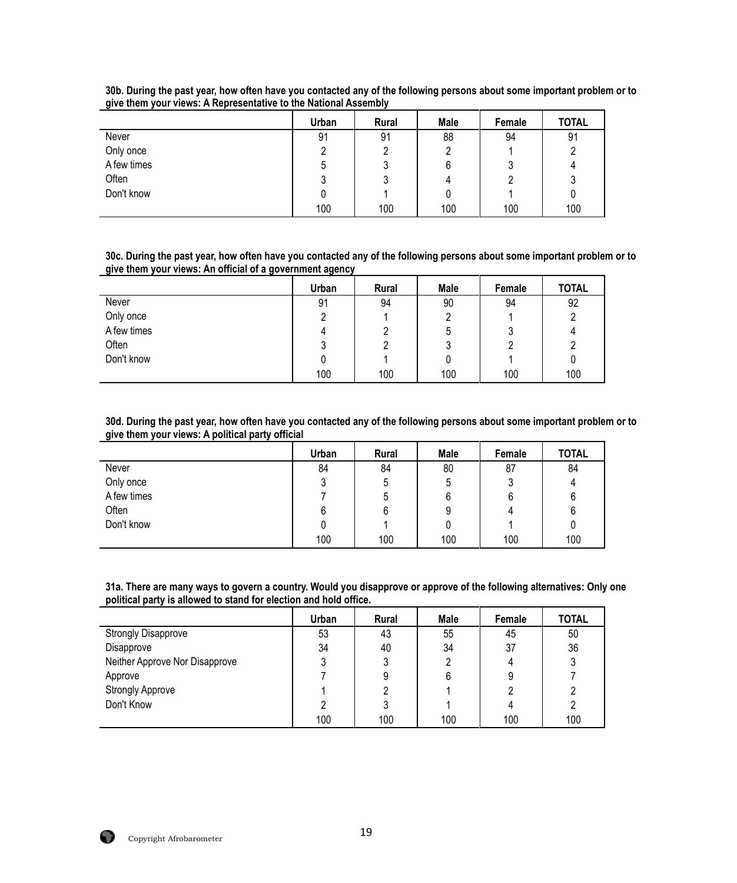**30b. During the past year, how often have you contacted any of the following persons about some important problem or to give them your views: A Representative to the National Assembly**

| | Urban | Rural | Male | Female | TOTAL |
|---|---|---|---|---|---|
| Never | 91 | 91 | 88 | 94 | 91 |
| Only once | 2 | 2 | 2 | 1 | 2 |
| A few times | 5 | 3 | 6 | 3 | 4 |
| Often | 3 | 3 | 4 | 2 | 3 |
| Don't know | 0 | 1 | 0 | 1 | 0 |
| | 100 | 100 | 100 | 100 | 100 |

**30c. During the past year, how often have you contacted any of the following persons about some important problem or to give them your views: An official of a government agency**

| | Urban | Rural | Male | Female | TOTAL |
|---|---|---|---|---|---|
| Never | 91 | 94 | 90 | 94 | 92 |
| Only once | 2 | 1 | 2 | 1 | 2 |
| A few times | 4 | 2 | 5 | 3 | 4 |
| Often | 3 | 2 | 3 | 2 | 2 |
| Don't know | 0 | 1 | 0 | 1 | 0 |
| | 100 | 100 | 100 | 100 | 100 |

**30d. During the past year, how often have you contacted any of the following persons about some important problem or to give them your views: A political party official**

| | Urban | Rural | Male | Female | TOTAL |
|---|---|---|---|---|---|
| Never | 84 | 84 | 80 | 87 | 84 |
| Only once | 3 | 5 | 5 | 3 | 4 |
| A few times | 7 | 5 | 6 | 6 | 6 |
| Often | 6 | 6 | 9 | 4 | 6 |
| Don't know | 0 | 1 | 0 | 1 | 0 |
| | 100 | 100 | 100 | 100 | 100 |

**31a. There are many ways to govern a country. Would you disapprove or approve of the following alternatives: Only one political party is allowed to stand for election and hold office.**

| | Urban | Rural | Male | Female | TOTAL |
|---|---|---|---|---|---|
| Strongly Disapprove | 53 | 43 | 55 | 45 | 50 |
| Disapprove | 34 | 40 | 34 | 37 | 36 |
| Neither Approve Nor Disapprove | 3 | 3 | 2 | 4 | 3 |
| Approve | 7 | 9 | 6 | 9 | 7 |
| Strongly Approve | 1 | 2 | 1 | 2 | 2 |
| Don't Know | 2 | 3 | 1 | 4 | 2 |
| | 100 | 100 | 100 | 100 | 100 |

Copyright Afrobarometer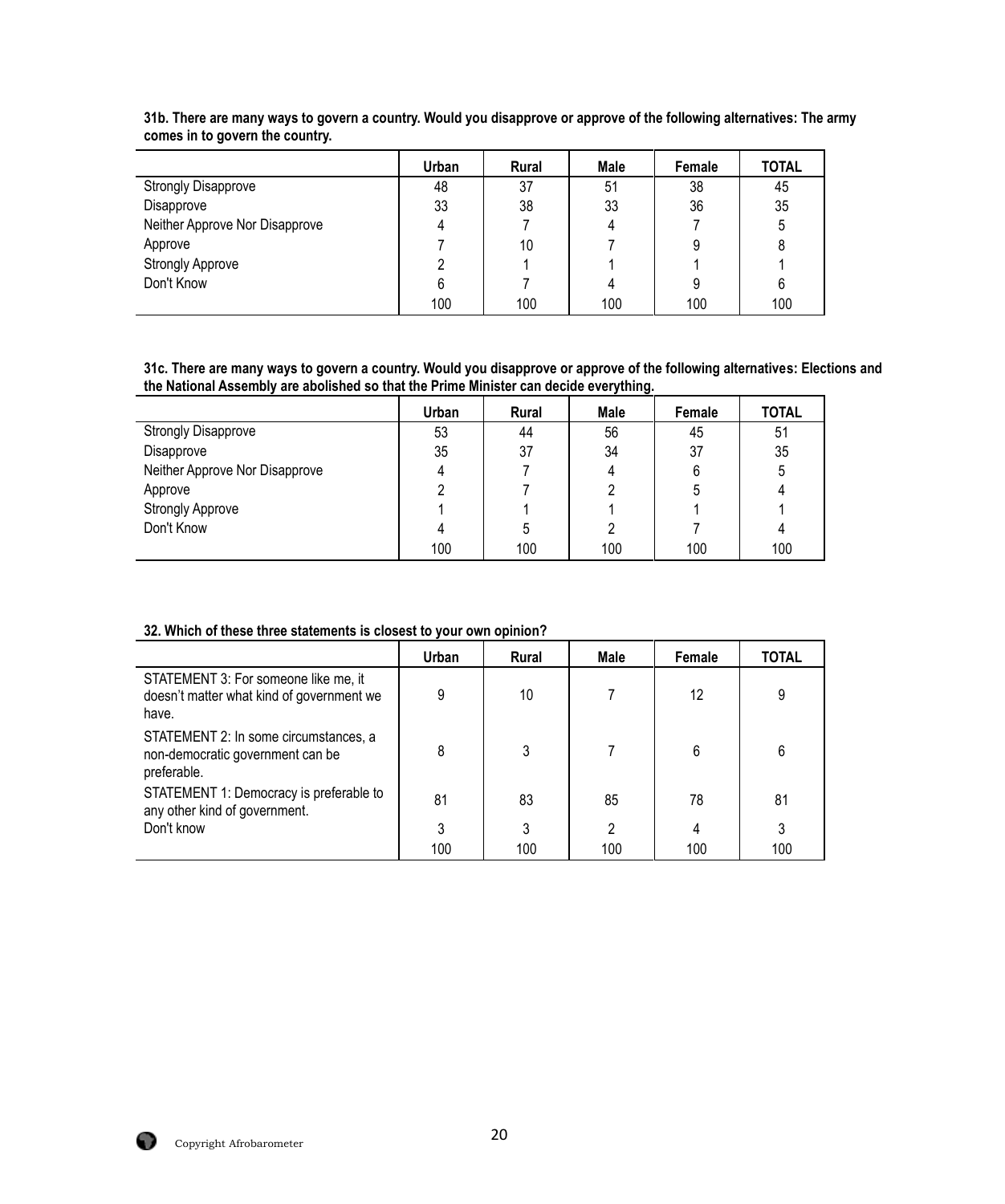**31b. There are many ways to govern a country. Would you disapprove or approve of the following alternatives: The army comes in to govern the country.**

| | Urban | Rural | Male | Female | TOTAL |
|---|---|---|---|---|---|
| Strongly Disapprove | 48 | 37 | 51 | 38 | 45 |
| Disapprove | 33 | 38 | 33 | 36 | 35 |
| Neither Approve Nor Disapprove | 4 | 7 | 4 | 7 | 5 |
| Approve | 7 | 10 | 7 | 9 | 8 |
| Strongly Approve | 2 | 1 | 1 | 1 | 1 |
| Don't Know | 6 | 7 | 4 | 9 | 6 |
| | 100 | 100 | 100 | 100 | 100 |

**31c. There are many ways to govern a country. Would you disapprove or approve of the following alternatives: Elections and the National Assembly are abolished so that the Prime Minister can decide everything.**

| | Urban | Rural | Male | Female | TOTAL |
|---|---|---|---|---|---|
| Strongly Disapprove | 53 | 44 | 56 | 45 | 51 |
| Disapprove | 35 | 37 | 34 | 37 | 35 |
| Neither Approve Nor Disapprove | 4 | 7 | 4 | 6 | 5 |
| Approve | 2 | 7 | 2 | 5 | 4 |
| Strongly Approve | 1 | 1 | 1 | 1 | 1 |
| Don't Know | 4 | 5 | 2 | 7 | 4 |
| | 100 | 100 | 100 | 100 | 100 |

**32. Which of these three statements is closest to your own opinion?**

| | Urban | Rural | Male | Female | TOTAL |
|---|---|---|---|---|---|
| STATEMENT 3: For someone like me, it doesn't matter what kind of government we have. | 9 | 10 | 7 | 12 | 9 |
| STATEMENT 2: In some circumstances, a non-democratic government can be preferable. | 8 | 3 | 7 | 6 | 6 |
| STATEMENT 1: Democracy is preferable to any other kind of government. | 81 | 83 | 85 | 78 | 81 |
| Don't know | 3 | 3 | 2 | 4 | 3 |
| | 100 | 100 | 100 | 100 | 100 |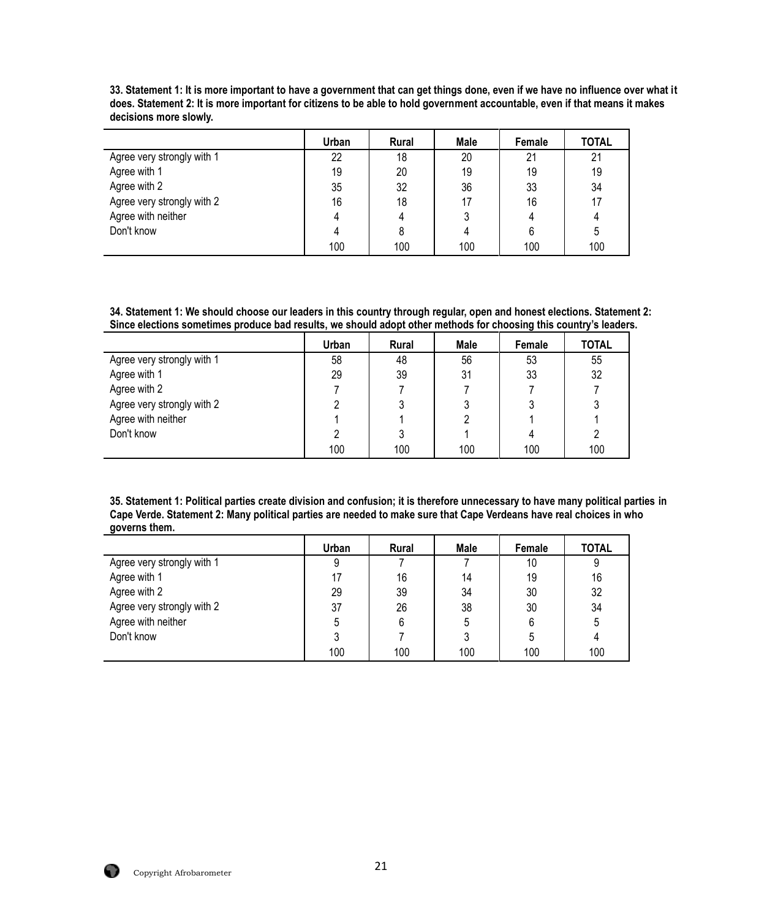**33. Statement 1: It is more important to have a government that can get things done, even if we have no influence over what it does. Statement 2: It is more important for citizens to be able to hold government accountable, even if that means it makes decisions more slowly.**

| | Urban | Rural | Male | Female | TOTAL |
|---|---|---|---|---|---|
| Agree very strongly with 1 | 22 | 18 | 20 | 21 | 21 |
| Agree with 1 | 19 | 20 | 19 | 19 | 19 |
| Agree with 2 | 35 | 32 | 36 | 33 | 34 |
| Agree very strongly with 2 | 16 | 18 | 17 | 16 | 17 |
| Agree with neither | 4 | 4 | 3 | 4 | 4 |
| Don't know | 4 | 8 | 4 | 6 | 5 |
| | 100 | 100 | 100 | 100 | 100 |

**34. Statement 1: We should choose our leaders in this country through regular, open and honest elections. Statement 2: Since elections sometimes produce bad results, we should adopt other methods for choosing this country's leaders.**

| | Urban | Rural | Male | Female | TOTAL |
|---|---|---|---|---|---|
| Agree very strongly with 1 | 58 | 48 | 56 | 53 | 55 |
| Agree with 1 | 29 | 39 | 31 | 33 | 32 |
| Agree with 2 | 7 | 7 | 7 | 7 | 7 |
| Agree very strongly with 2 | 2 | 3 | 3 | 3 | 3 |
| Agree with neither | 1 | 1 | 2 | 1 | 1 |
| Don't know | 2 | 3 | 1 | 4 | 2 |
| | 100 | 100 | 100 | 100 | 100 |

**35. Statement 1: Political parties create division and confusion; it is therefore unnecessary to have many political parties in Cape Verde. Statement 2: Many political parties are needed to make sure that Cape Verdeans have real choices in who governs them.**

| | Urban | Rural | Male | Female | TOTAL |
|---|---|---|---|---|---|
| Agree very strongly with 1 | 9 | 7 | 7 | 10 | 9 |
| Agree with 1 | 17 | 16 | 14 | 19 | 16 |
| Agree with 2 | 29 | 39 | 34 | 30 | 32 |
| Agree very strongly with 2 | 37 | 26 | 38 | 30 | 34 |
| Agree with neither | 5 | 6 | 5 | 6 | 5 |
| Don't know | 3 | 7 | 3 | 5 | 4 |
| | 100 | 100 | 100 | 100 | 100 |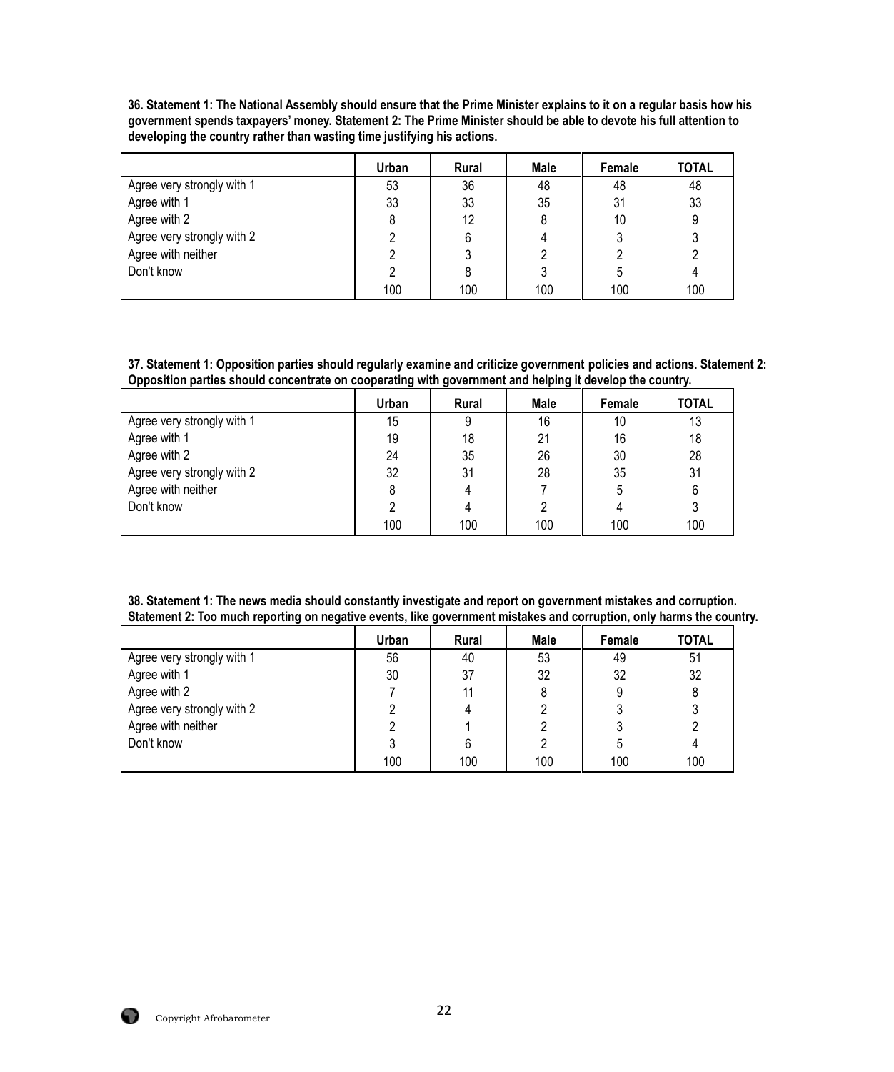**36. Statement 1: The National Assembly should ensure that the Prime Minister explains to it on a regular basis how his government spends taxpayers' money. Statement 2: The Prime Minister should be able to devote his full attention to developing the country rather than wasting time justifying his actions.**

| | Urban | Rural | Male | Female | TOTAL |
|---|---|---|---|---|---|
| Agree very strongly with 1 | 53 | 36 | 48 | 48 | 48 |
| Agree with 1 | 33 | 33 | 35 | 31 | 33 |
| Agree with 2 | 8 | 12 | 8 | 10 | 9 |
| Agree very strongly with 2 | 2 | 6 | 4 | 3 | 3 |
| Agree with neither | 2 | 3 | 2 | 2 | 2 |
| Don't know | 2 | 8 | 3 | 5 | 4 |
| | 100 | 100 | 100 | 100 | 100 |

**37. Statement 1: Opposition parties should regularly examine and criticize government policies and actions. Statement 2: Opposition parties should concentrate on cooperating with government and helping it develop the country.**

| | Urban | Rural | Male | Female | TOTAL |
|---|---|---|---|---|---|
| Agree very strongly with 1 | 15 | 9 | 16 | 10 | 13 |
| Agree with 1 | 19 | 18 | 21 | 16 | 18 |
| Agree with 2 | 24 | 35 | 26 | 30 | 28 |
| Agree very strongly with 2 | 32 | 31 | 28 | 35 | 31 |
| Agree with neither | 8 | 4 | 7 | 5 | 6 |
| Don't know | 2 | 4 | 2 | 4 | 3 |
| | 100 | 100 | 100 | 100 | 100 |

**38. Statement 1: The news media should constantly investigate and report on government mistakes and corruption. Statement 2: Too much reporting on negative events, like government mistakes and corruption, only harms the country.**

| | Urban | Rural | Male | Female | TOTAL |
|---|---|---|---|---|---|
| Agree very strongly with 1 | 56 | 40 | 53 | 49 | 51 |
| Agree with 1 | 30 | 37 | 32 | 32 | 32 |
| Agree with 2 | 7 | 11 | 8 | 9 | 8 |
| Agree very strongly with 2 | 2 | 4 | 2 | 3 | 3 |
| Agree with neither | 2 | 1 | 2 | 3 | 2 |
| Don't know | 3 | 6 | 2 | 5 | 4 |
| | 100 | 100 | 100 | 100 | 100 |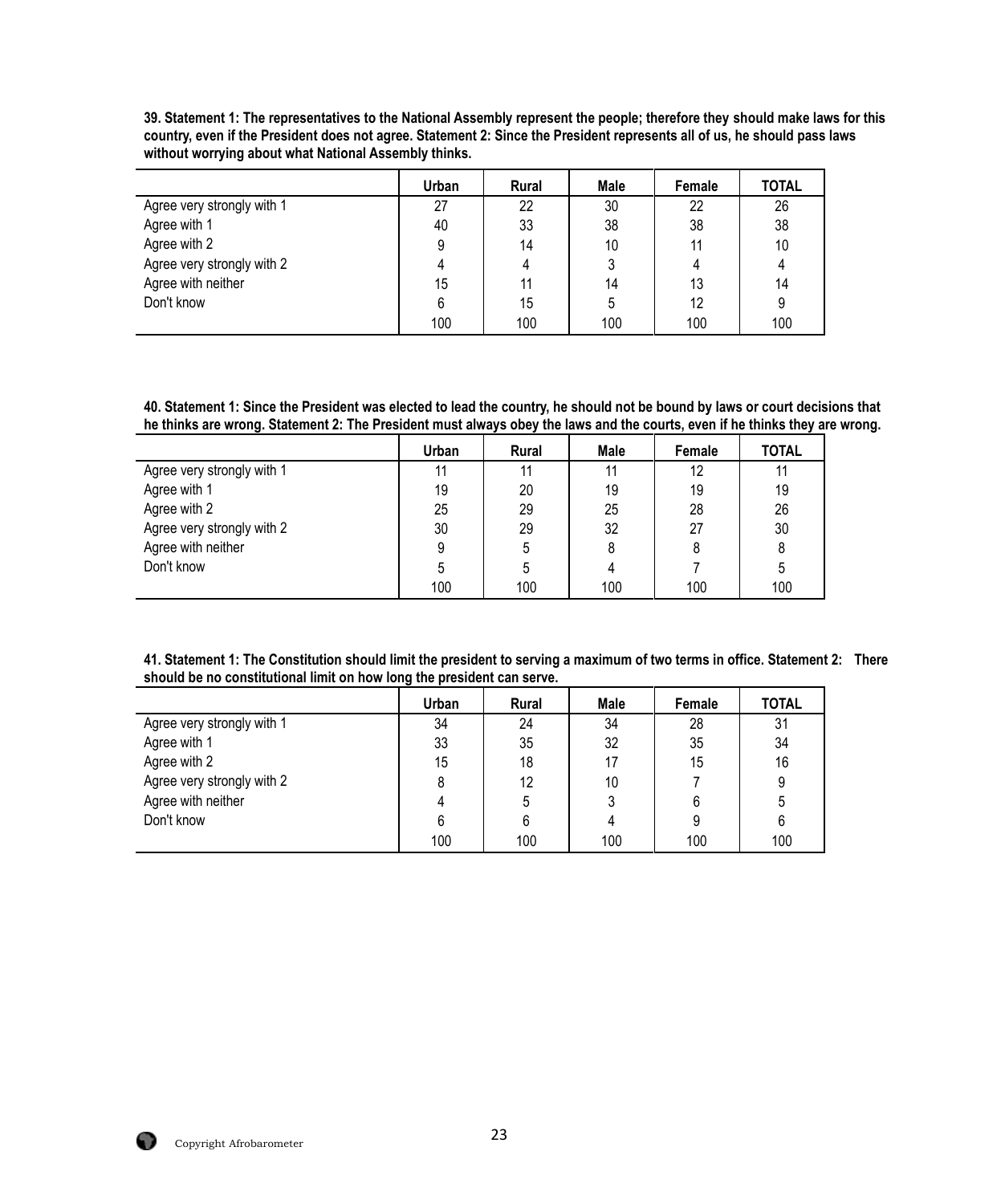**39. Statement 1: The representatives to the National Assembly represent the people; therefore they should make laws for this country, even if the President does not agree. Statement 2: Since the President represents all of us, he should pass laws without worrying about what National Assembly thinks.**

| | Urban | Rural | Male | Female | TOTAL |
|---|---|---|---|---|---|
| Agree very strongly with 1 | 27 | 22 | 30 | 22 | 26 |
| Agree with 1 | 40 | 33 | 38 | 38 | 38 |
| Agree with 2 | 9 | 14 | 10 | 11 | 10 |
| Agree very strongly with 2 | 4 | 4 | 3 | 4 | 4 |
| Agree with neither | 15 | 11 | 14 | 13 | 14 |
| Don't know | 6 | 15 | 5 | 12 | 9 |
| | 100 | 100 | 100 | 100 | 100 |

**40. Statement 1: Since the President was elected to lead the country, he should not be bound by laws or court decisions that he thinks are wrong. Statement 2: The President must always obey the laws and the courts, even if he thinks they are wrong.**

| | Urban | Rural | Male | Female | TOTAL |
|---|---|---|---|---|---|
| Agree very strongly with 1 | 11 | 11 | 11 | 12 | 11 |
| Agree with 1 | 19 | 20 | 19 | 19 | 19 |
| Agree with 2 | 25 | 29 | 25 | 28 | 26 |
| Agree very strongly with 2 | 30 | 29 | 32 | 27 | 30 |
| Agree with neither | 9 | 5 | 8 | 8 | 8 |
| Don't know | 5 | 5 | 4 | 7 | 5 |
| | 100 | 100 | 100 | 100 | 100 |

**41. Statement 1: The Constitution should limit the president to serving a maximum of two terms in office. Statement 2: There should be no constitutional limit on how long the president can serve.**

| | Urban | Rural | Male | Female | TOTAL |
|---|---|---|---|---|---|
| Agree very strongly with 1 | 34 | 24 | 34 | 28 | 31 |
| Agree with 1 | 33 | 35 | 32 | 35 | 34 |
| Agree with 2 | 15 | 18 | 17 | 15 | 16 |
| Agree very strongly with 2 | 8 | 12 | 10 | 7 | 9 |
| Agree with neither | 4 | 5 | 3 | 6 | 5 |
| Don't know | 6 | 6 | 4 | 9 | 6 |
| | 100 | 100 | 100 | 100 | 100 |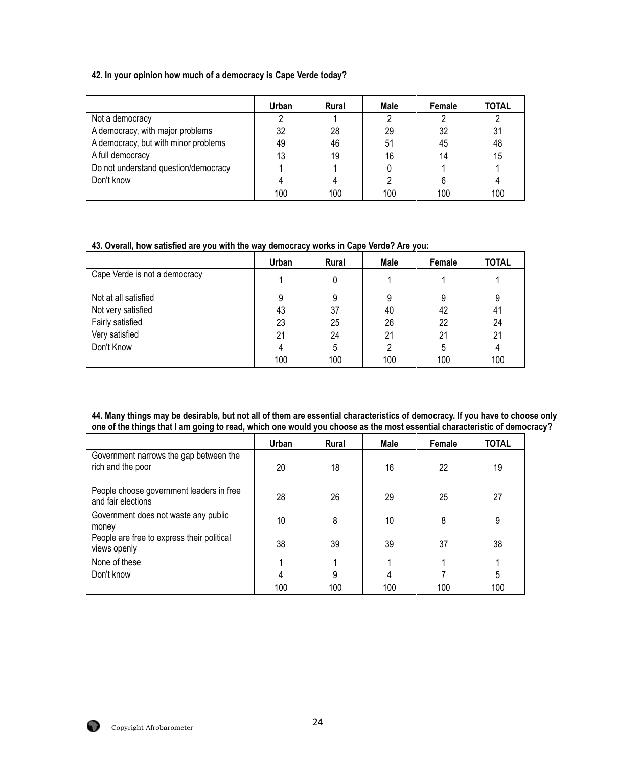**42. In your opinion how much of a democracy is Cape Verde today?**

| | Urban | Rural | Male | Female | TOTAL |
|---|---|---|---|---|---|
| Not a democracy | 2 | 1 | 2 | 2 | 2 |
| A democracy, with major problems | 32 | 28 | 29 | 32 | 31 |
| A democracy, but with minor problems | 49 | 46 | 51 | 45 | 48 |
| A full democracy | 13 | 19 | 16 | 14 | 15 |
| Do not understand question/democracy | 1 | 1 | 0 | 1 | 1 |
| Don't know | 4 | 4 | 2 | 6 | 4 |
| | 100 | 100 | 100 | 100 | 100 |

**43. Overall, how satisfied are you with the way democracy works in Cape Verde? Are you:**

| | Urban | Rural | Male | Female | TOTAL |
|---|---|---|---|---|---|
| Cape Verde is not a democracy | 1 | 0 | 1 | 1 | 1 |
| Not at all satisfied | 9 | 9 | 9 | 9 | 9 |
| Not very satisfied | 43 | 37 | 40 | 42 | 41 |
| Fairly satisfied | 23 | 25 | 26 | 22 | 24 |
| Very satisfied | 21 | 24 | 21 | 21 | 21 |
| Don't Know | 4 | 5 | 2 | 5 | 4 |
| | 100 | 100 | 100 | 100 | 100 |

**44. Many things may be desirable, but not all of them are essential characteristics of democracy. If you have to choose only one of the things that I am going to read, which one would you choose as the most essential characteristic of democracy?**

| | Urban | Rural | Male | Female | TOTAL |
|---|---|---|---|---|---|
| Government narrows the gap between the rich and the poor | 20 | 18 | 16 | 22 | 19 |
| People choose government leaders in free and fair elections | 28 | 26 | 29 | 25 | 27 |
| Government does not waste any public money | 10 | 8 | 10 | 8 | 9 |
| People are free to express their political views openly | 38 | 39 | 39 | 37 | 38 |
| None of these | 1 | 1 | 1 | 1 | 1 |
| Don't know | 4 | 9 | 4 | 7 | 5 |
| | 100 | 100 | 100 | 100 | 100 |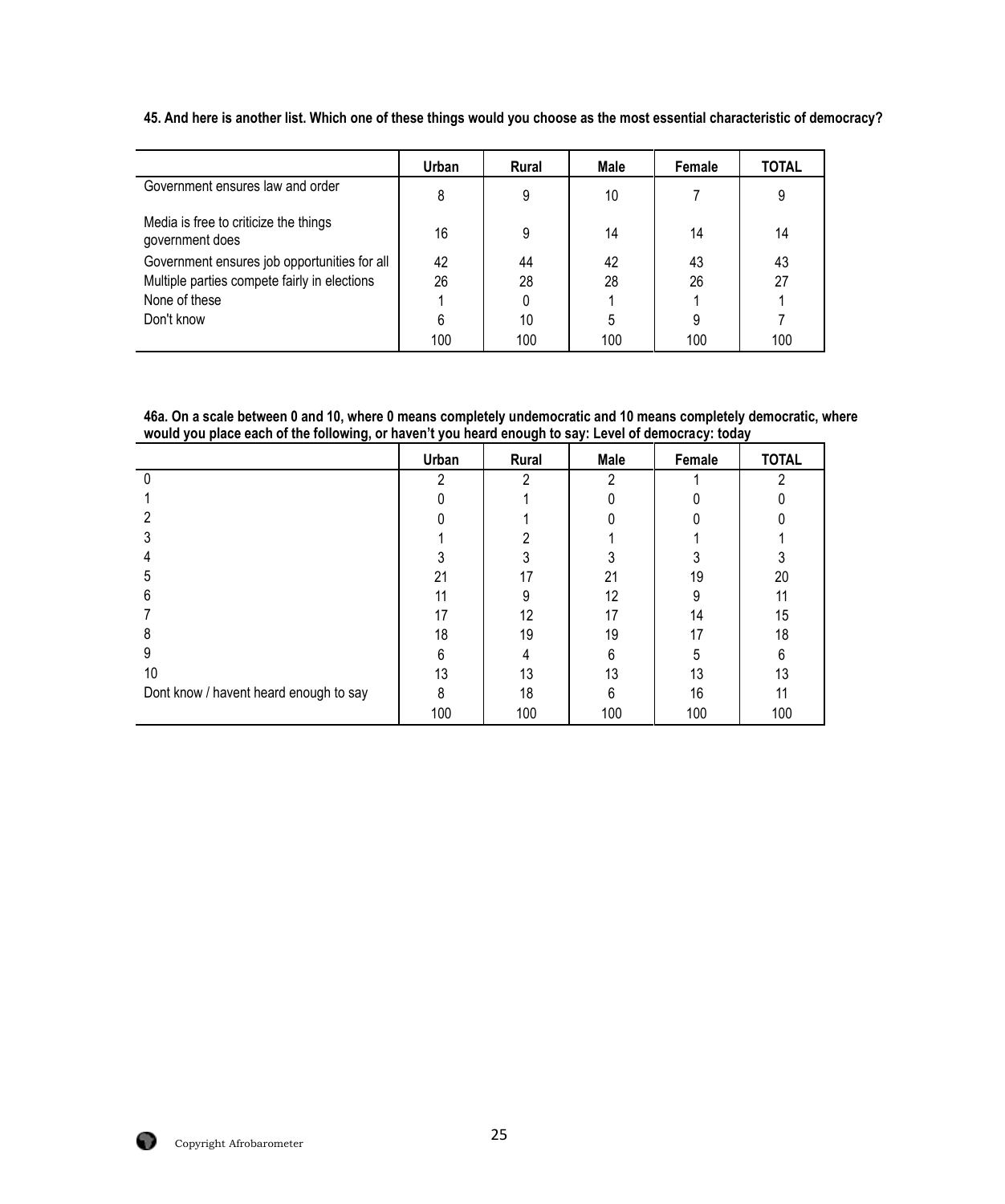**45. And here is another list. Which one of these things would you choose as the most essential characteristic of democracy?**

| | Urban | Rural | Male | Female | TOTAL |
|---|---|---|---|---|---|
| Government ensures law and order | 8 | 9 | 10 | 7 | 9 |
| Media is free to criticize the things government does | 16 | 9 | 14 | 14 | 14 |
| Government ensures job opportunities for all | 42 | 44 | 42 | 43 | 43 |
| Multiple parties compete fairly in elections | 26 | 28 | 28 | 26 | 27 |
| None of these | 1 | 0 | 1 | 1 | 1 |
| Don't know | 6 | 10 | 5 | 9 | 7 |
| | 100 | 100 | 100 | 100 | 100 |

**46a. On a scale between 0 and 10, where 0 means completely undemocratic and 10 means completely democratic, where would you place each of the following, or haven't you heard enough to say: Level of democracy: today**

| | Urban | Rural | Male | Female | TOTAL |
|---|---|---|---|---|---|
| 0 | 2 | 2 | 2 | 1 | 2 |
| 1 | 0 | 1 | 0 | 0 | 0 |
| 2 | 0 | 1 | 0 | 0 | 0 |
| 3 | 1 | 2 | 1 | 1 | 1 |
| 4 | 3 | 3 | 3 | 3 | 3 |
| 5 | 21 | 17 | 21 | 19 | 20 |
| 6 | 11 | 9 | 12 | 9 | 11 |
| 7 | 17 | 12 | 17 | 14 | 15 |
| 8 | 18 | 19 | 19 | 17 | 18 |
| 9 | 6 | 4 | 6 | 5 | 6 |
| 10 | 13 | 13 | 13 | 13 | 13 |
| Dont know / havent heard enough to say | 8 | 18 | 6 | 16 | 11 |
| | 100 | 100 | 100 | 100 | 100 |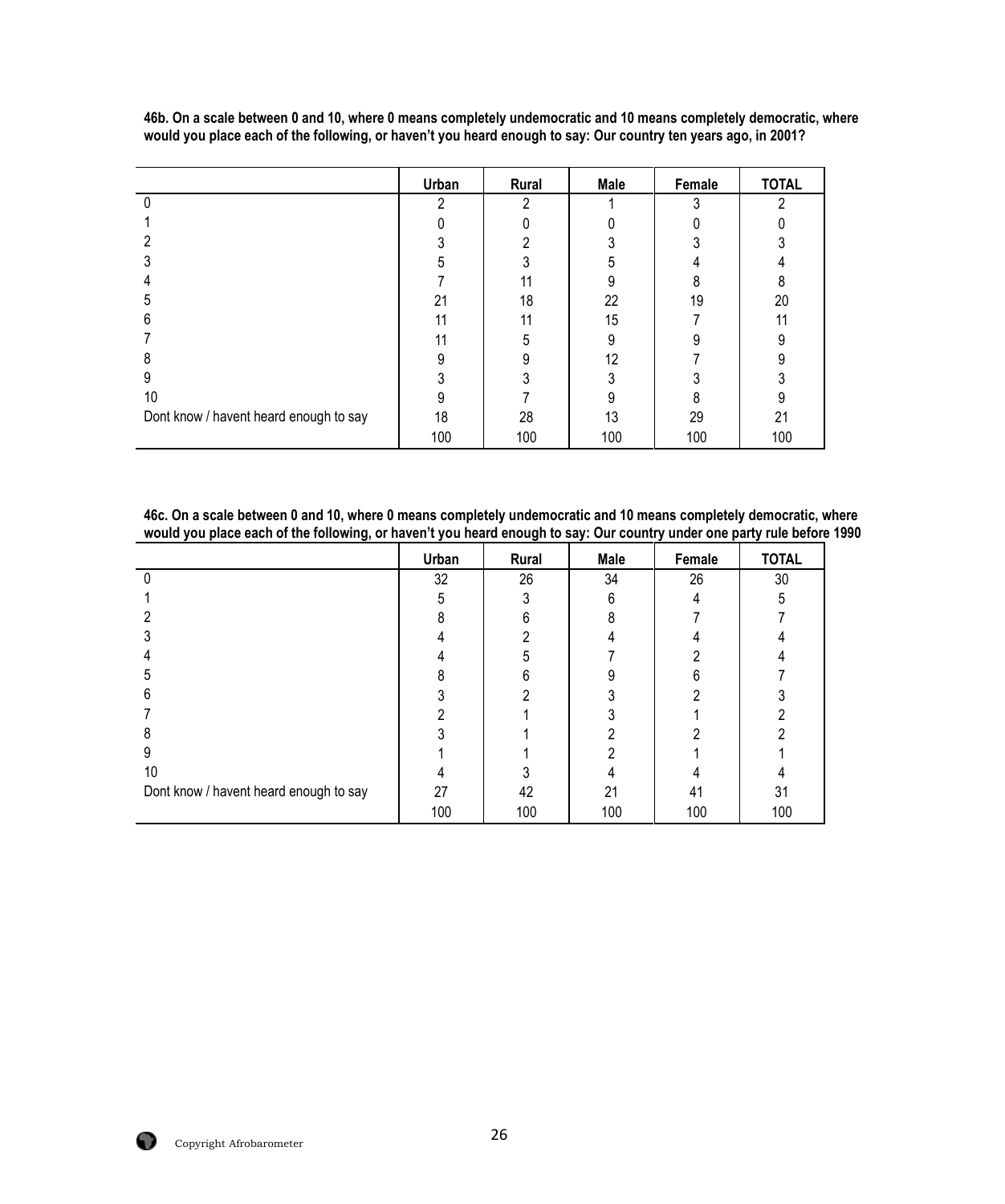**46b. On a scale between 0 and 10, where 0 means completely undemocratic and 10 means completely democratic, where would you place each of the following, or haven't you heard enough to say: Our country ten years ago, in 2001?**

| | Urban | Rural | Male | Female | TOTAL |
|---|---|---|---|---|---|
| 0 | 2 | 2 | 1 | 3 | 2 |
| 1 | 0 | 0 | 0 | 0 | 0 |
| 2 | 3 | 2 | 3 | 3 | 3 |
| 3 | 5 | 3 | 5 | 4 | 4 |
| 4 | 7 | 11 | 9 | 8 | 8 |
| 5 | 21 | 18 | 22 | 19 | 20 |
| 6 | 11 | 11 | 15 | 7 | 11 |
| 7 | 11 | 5 | 9 | 9 | 9 |
| 8 | 9 | 9 | 12 | 7 | 9 |
| 9 | 3 | 3 | 3 | 3 | 3 |
| 10 | 9 | 7 | 9 | 8 | 9 |
| Dont know / havent heard enough to say | 18 | 28 | 13 | 29 | 21 |
| | 100 | 100 | 100 | 100 | 100 |

**46c. On a scale between 0 and 10, where 0 means completely undemocratic and 10 means completely democratic, where would you place each of the following, or haven't you heard enough to say: Our country under one party rule before 1990**

| | Urban | Rural | Male | Female | TOTAL |
|---|---|---|---|---|---|
| 0 | 32 | 26 | 34 | 26 | 30 |
| 1 | 5 | 3 | 6 | 4 | 5 |
| 2 | 8 | 6 | 8 | 7 | 7 |
| 3 | 4 | 2 | 4 | 4 | 4 |
| 4 | 4 | 5 | 7 | 2 | 4 |
| 5 | 8 | 6 | 9 | 6 | 7 |
| 6 | 3 | 2 | 3 | 2 | 3 |
| 7 | 2 | 1 | 3 | 1 | 2 |
| 8 | 3 | 1 | 2 | 2 | 2 |
| 9 | 1 | 1 | 2 | 1 | 1 |
| 10 | 4 | 3 | 4 | 4 | 4 |
| Dont know / havent heard enough to say | 27 | 42 | 21 | 41 | 31 |
| | 100 | 100 | 100 | 100 | 100 |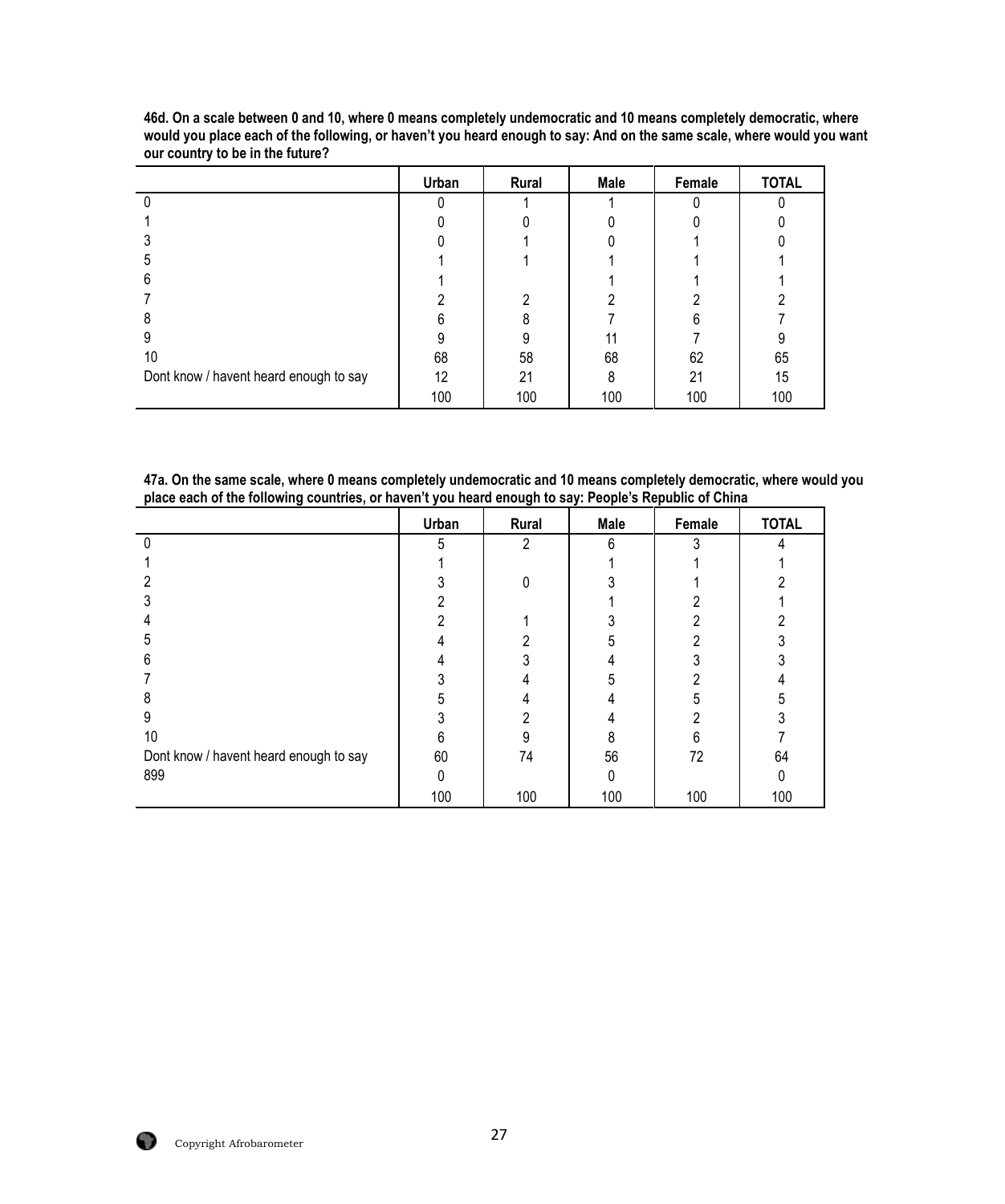**46d. On a scale between 0 and 10, where 0 means completely undemocratic and 10 means completely democratic, where would you place each of the following, or haven't you heard enough to say: And on the same scale, where would you want our country to be in the future?**

| | Urban | Rural | Male | Female | TOTAL |
|---|---|---|---|---|---|
| 0 | 0 | 1 | 1 | 0 | 0 |
| 1 | 0 | 0 | 0 | 0 | 0 |
| 3 | 0 | 1 | 0 | 1 | 0 |
| 5 | 1 | 1 | 1 | 1 | 1 |
| 6 | 1 | | 1 | 1 | 1 |
| 7 | 2 | 2 | 2 | 2 | 2 |
| 8 | 6 | 8 | 7 | 6 | 7 |
| 9 | 9 | 9 | 11 | 7 | 9 |
| 10 | 68 | 58 | 68 | 62 | 65 |
| Dont know / havent heard enough to say | 12 | 21 | 8 | 21 | 15 |
| | 100 | 100 | 100 | 100 | 100 |

**47a. On the same scale, where 0 means completely undemocratic and 10 means completely democratic, where would you place each of the following countries, or haven't you heard enough to say: People's Republic of China**

| | Urban | Rural | Male | Female | TOTAL |
|---|---|---|---|---|---|
| 0 | 5 | 2 | 6 | 3 | 4 |
| 1 | 1 | | 1 | 1 | 1 |
| 2 | 3 | 0 | 3 | 1 | 2 |
| 3 | 2 | | 1 | 2 | 1 |
| 4 | 2 | 1 | 3 | 2 | 2 |
| 5 | 4 | 2 | 5 | 2 | 3 |
| 6 | 4 | 3 | 4 | 3 | 3 |
| 7 | 3 | 4 | 5 | 2 | 4 |
| 8 | 5 | 4 | 4 | 5 | 5 |
| 9 | 3 | 2 | 4 | 2 | 3 |
| 10 | 6 | 9 | 8 | 6 | 7 |
| Dont know / havent heard enough to say | 60 | 74 | 56 | 72 | 64 |
| 899 | 0 | | 0 | | 0 |
| | 100 | 100 | 100 | 100 | 100 |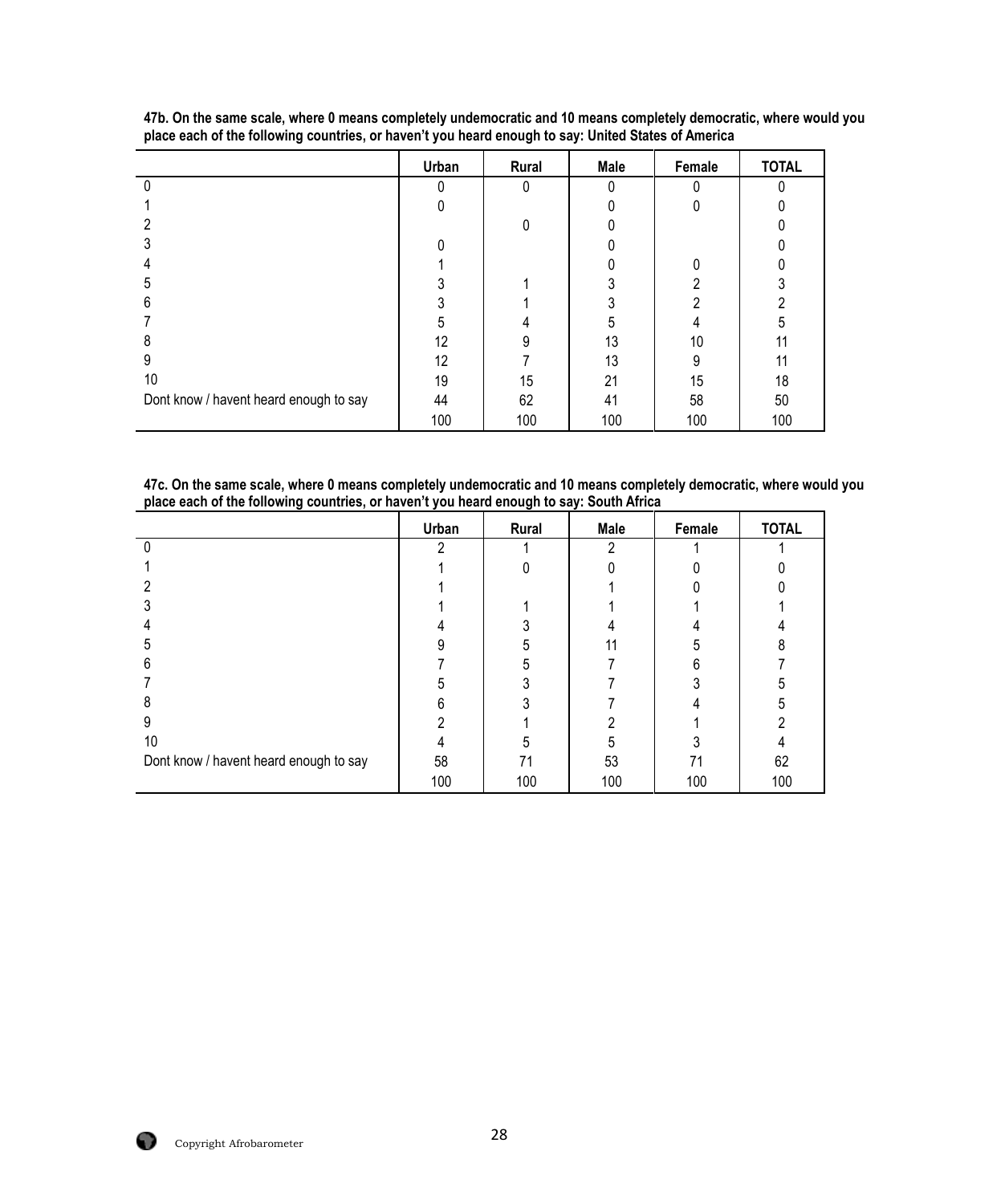**47b. On the same scale, where 0 means completely undemocratic and 10 means completely democratic, where would you place each of the following countries, or haven't you heard enough to say: United States of America**

| | Urban | Rural | Male | Female | TOTAL |
|---|---|---|---|---|---|
| 0 | 0 | 0 | 0 | 0 | 0 |
| 1 | 0 | | 0 | 0 | 0 |
| 2 | | 0 | 0 | | 0 |
| 3 | 0 | | 0 | | 0 |
| 4 | 1 | | 0 | 0 | 0 |
| 5 | 3 | 1 | 3 | 2 | 3 |
| 6 | 3 | 1 | 3 | 2 | 2 |
| 7 | 5 | 4 | 5 | 4 | 5 |
| 8 | 12 | 9 | 13 | 10 | 11 |
| 9 | 12 | 7 | 13 | 9 | 11 |
| 10 | 19 | 15 | 21 | 15 | 18 |
| Dont know / havent heard enough to say | 44 | 62 | 41 | 58 | 50 |
| | 100 | 100 | 100 | 100 | 100 |

**47c. On the same scale, where 0 means completely undemocratic and 10 means completely democratic, where would you place each of the following countries, or haven't you heard enough to say: South Africa**

| | Urban | Rural | Male | Female | TOTAL |
|---|---|---|---|---|---|
| 0 | 2 | 1 | 2 | 1 | 1 |
| 1 | 1 | 0 | 0 | 0 | 0 |
| 2 | 1 | | 1 | 0 | 0 |
| 3 | 1 | 1 | 1 | 1 | 1 |
| 4 | 4 | 3 | 4 | 4 | 4 |
| 5 | 9 | 5 | 11 | 5 | 8 |
| 6 | 7 | 5 | 7 | 6 | 7 |
| 7 | 5 | 3 | 7 | 3 | 5 |
| 8 | 6 | 3 | 7 | 4 | 5 |
| 9 | 2 | 1 | 2 | 1 | 2 |
| 10 | 4 | 5 | 5 | 3 | 4 |
| Dont know / havent heard enough to say | 58 | 71 | 53 | 71 | 62 |
| | 100 | 100 | 100 | 100 | 100 |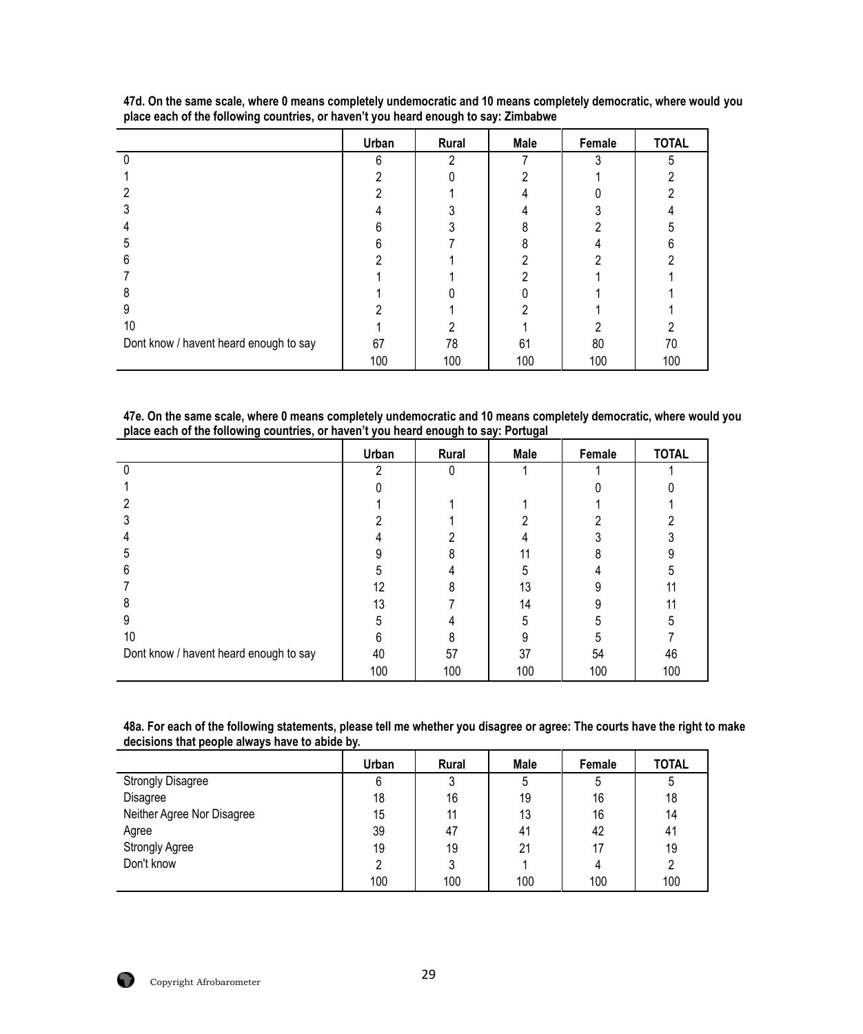**47d. On the same scale, where 0 means completely undemocratic and 10 means completely democratic, where would you place each of the following countries, or haven't you heard enough to say: Zimbabwe**

| | Urban | Rural | Male | Female | TOTAL |
|---|---|---|---|---|---|
| 0 | 6 | 2 | 7 | 3 | 5 |
| 1 | 2 | 0 | 2 | 1 | 2 |
| 2 | 2 | 1 | 4 | 0 | 2 |
| 3 | 4 | 3 | 4 | 3 | 4 |
| 4 | 6 | 3 | 8 | 2 | 5 |
| 5 | 6 | 7 | 8 | 4 | 6 |
| 6 | 2 | 1 | 2 | 2 | 2 |
| 7 | 1 | 1 | 2 | 1 | 1 |
| 8 | 1 | 0 | 0 | 1 | 1 |
| 9 | 2 | 1 | 2 | 1 | 1 |
| 10 | 1 | 2 | 1 | 2 | 2 |
| Dont know / havent heard enough to say | 67 | 78 | 61 | 80 | 70 |
| | 100 | 100 | 100 | 100 | 100 |

**47e. On the same scale, where 0 means completely undemocratic and 10 means completely democratic, where would you place each of the following countries, or haven't you heard enough to say: Portugal**

| | Urban | Rural | Male | Female | TOTAL |
|---|---|---|---|---|---|
| 0 | 2 | 0 | 1 | 1 | 1 |
| 1 | 0 | | | 0 | 0 |
| 2 | 1 | 1 | 1 | 1 | 1 |
| 3 | 2 | 1 | 2 | 2 | 2 |
| 4 | 4 | 2 | 4 | 3 | 3 |
| 5 | 9 | 8 | 11 | 8 | 9 |
| 6 | 5 | 4 | 5 | 4 | 5 |
| 7 | 12 | 8 | 13 | 9 | 11 |
| 8 | 13 | 7 | 14 | 9 | 11 |
| 9 | 5 | 4 | 5 | 5 | 5 |
| 10 | 6 | 8 | 9 | 5 | 7 |
| Dont know / havent heard enough to say | 40 | 57 | 37 | 54 | 46 |
| | 100 | 100 | 100 | 100 | 100 |

**48a. For each of the following statements, please tell me whether you disagree or agree: The courts have the right to make decisions that people always have to abide by.**

| | Urban | Rural | Male | Female | TOTAL |
|---|---|---|---|---|---|
| Strongly Disagree | 6 | 3 | 5 | 5 | 5 |
| Disagree | 18 | 16 | 19 | 16 | 18 |
| Neither Agree Nor Disagree | 15 | 11 | 13 | 16 | 14 |
| Agree | 39 | 47 | 41 | 42 | 41 |
| Strongly Agree | 19 | 19 | 21 | 17 | 19 |
| Don't know | 2 | 3 | 1 | 4 | 2 |
| | 100 | 100 | 100 | 100 | 100 |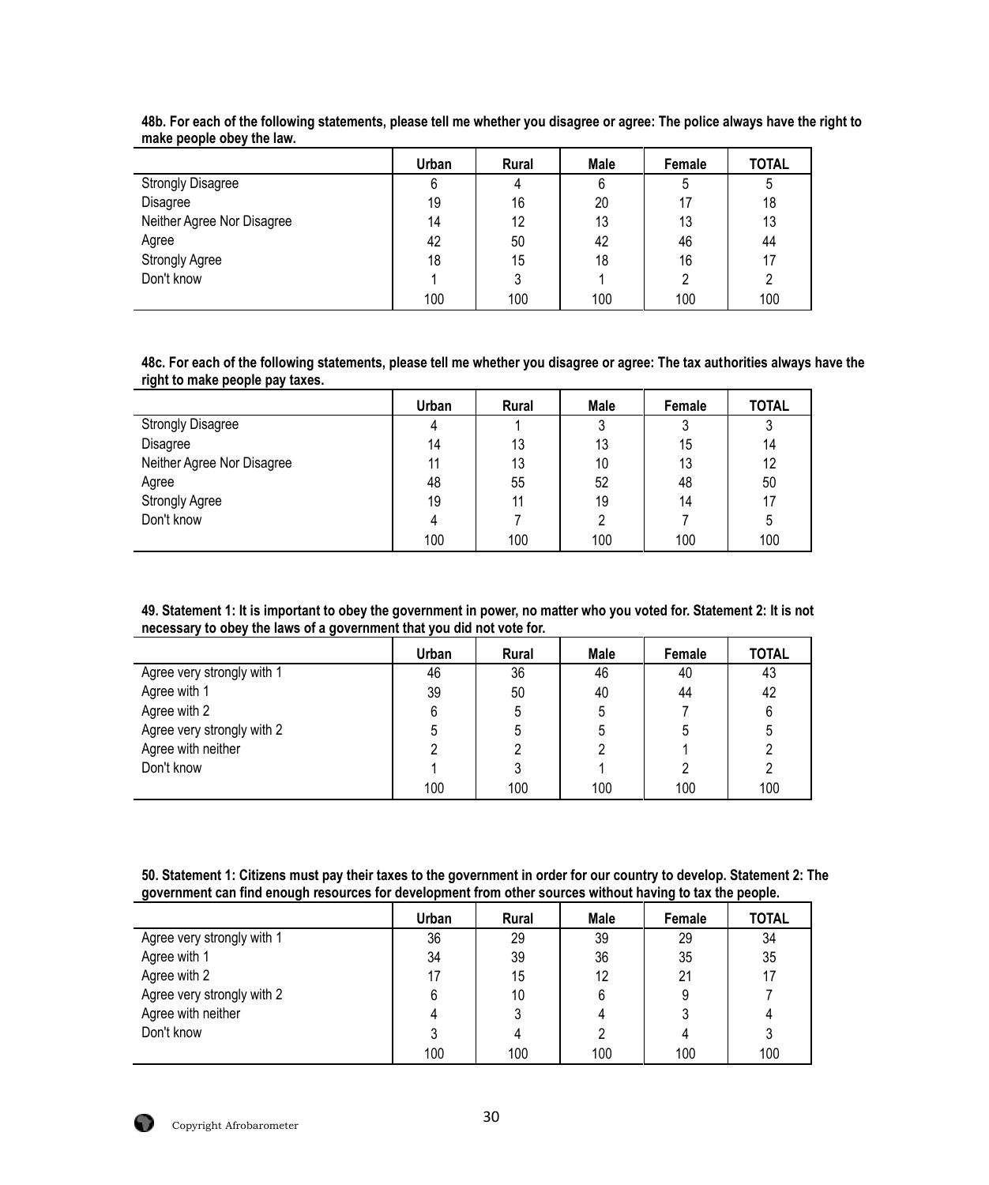**48b. For each of the following statements, please tell me whether you disagree or agree: The police always have the right to make people obey the law.**

| | Urban | Rural | Male | Female | TOTAL |
|---|---|---|---|---|---|
| Strongly Disagree | 6 | 4 | 6 | 5 | 5 |
| Disagree | 19 | 16 | 20 | 17 | 18 |
| Neither Agree Nor Disagree | 14 | 12 | 13 | 13 | 13 |
| Agree | 42 | 50 | 42 | 46 | 44 |
| Strongly Agree | 18 | 15 | 18 | 16 | 17 |
| Don't know | 1 | 3 | 1 | 2 | 2 |
| | 100 | 100 | 100 | 100 | 100 |

**48c. For each of the following statements, please tell me whether you disagree or agree: The tax authorities always have the right to make people pay taxes.**

| | Urban | Rural | Male | Female | TOTAL |
|---|---|---|---|---|---|
| Strongly Disagree | 4 | 1 | 3 | 3 | 3 |
| Disagree | 14 | 13 | 13 | 15 | 14 |
| Neither Agree Nor Disagree | 11 | 13 | 10 | 13 | 12 |
| Agree | 48 | 55 | 52 | 48 | 50 |
| Strongly Agree | 19 | 11 | 19 | 14 | 17 |
| Don't know | 4 | 7 | 2 | 7 | 5 |
| | 100 | 100 | 100 | 100 | 100 |

**49. Statement 1: It is important to obey the government in power, no matter who you voted for. Statement 2: It is not necessary to obey the laws of a government that you did not vote for.**

| | Urban | Rural | Male | Female | TOTAL |
|---|---|---|---|---|---|
| Agree very strongly with 1 | 46 | 36 | 46 | 40 | 43 |
| Agree with 1 | 39 | 50 | 40 | 44 | 42 |
| Agree with 2 | 6 | 5 | 5 | 7 | 6 |
| Agree very strongly with 2 | 5 | 5 | 5 | 5 | 5 |
| Agree with neither | 2 | 2 | 2 | 1 | 2 |
| Don't know | 1 | 3 | 1 | 2 | 2 |
| | 100 | 100 | 100 | 100 | 100 |

**50. Statement 1: Citizens must pay their taxes to the government in order for our country to develop. Statement 2: The government can find enough resources for development from other sources without having to tax the people.**

| | Urban | Rural | Male | Female | TOTAL |
|---|---|---|---|---|---|
| Agree very strongly with 1 | 36 | 29 | 39 | 29 | 34 |
| Agree with 1 | 34 | 39 | 36 | 35 | 35 |
| Agree with 2 | 17 | 15 | 12 | 21 | 17 |
| Agree very strongly with 2 | 6 | 10 | 6 | 9 | 7 |
| Agree with neither | 4 | 3 | 4 | 3 | 4 |
| Don't know | 3 | 4 | 2 | 4 | 3 |
| | 100 | 100 | 100 | 100 | 100 |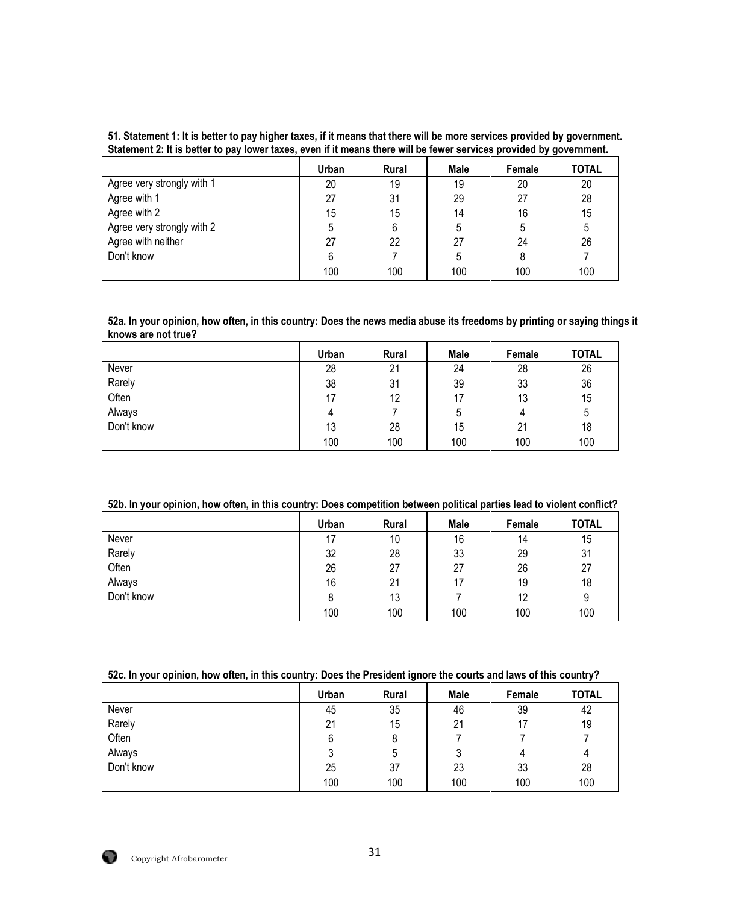**51. Statement 1: It is better to pay higher taxes, if it means that there will be more services provided by government. Statement 2: It is better to pay lower taxes, even if it means there will be fewer services provided by government.**

| | Urban | Rural | Male | Female | TOTAL |
|---|---|---|---|---|---|
| Agree very strongly with 1 | 20 | 19 | 19 | 20 | 20 |
| Agree with 1 | 27 | 31 | 29 | 27 | 28 |
| Agree with 2 | 15 | 15 | 14 | 16 | 15 |
| Agree very strongly with 2 | 5 | 6 | 5 | 5 | 5 |
| Agree with neither | 27 | 22 | 27 | 24 | 26 |
| Don't know | 6 | 7 | 5 | 8 | 7 |
| | 100 | 100 | 100 | 100 | 100 |

**52a. In your opinion, how often, in this country: Does the news media abuse its freedoms by printing or saying things it knows are not true?**

| | Urban | Rural | Male | Female | TOTAL |
|---|---|---|---|---|---|
| Never | 28 | 21 | 24 | 28 | 26 |
| Rarely | 38 | 31 | 39 | 33 | 36 |
| Often | 17 | 12 | 17 | 13 | 15 |
| Always | 4 | 7 | 5 | 4 | 5 |
| Don't know | 13 | 28 | 15 | 21 | 18 |
| | 100 | 100 | 100 | 100 | 100 |

**52b. In your opinion, how often, in this country: Does competition between political parties lead to violent conflict?**

| | Urban | Rural | Male | Female | TOTAL |
|---|---|---|---|---|---|
| Never | 17 | 10 | 16 | 14 | 15 |
| Rarely | 32 | 28 | 33 | 29 | 31 |
| Often | 26 | 27 | 27 | 26 | 27 |
| Always | 16 | 21 | 17 | 19 | 18 |
| Don't know | 8 | 13 | 7 | 12 | 9 |
| | 100 | 100 | 100 | 100 | 100 |

**52c. In your opinion, how often, in this country: Does the President ignore the courts and laws of this country?**

| | Urban | Rural | Male | Female | TOTAL |
|---|---|---|---|---|---|
| Never | 45 | 35 | 46 | 39 | 42 |
| Rarely | 21 | 15 | 21 | 17 | 19 |
| Often | 6 | 8 | 7 | 7 | 7 |
| Always | 3 | 5 | 3 | 4 | 4 |
| Don't know | 25 | 37 | 23 | 33 | 28 |
| | 100 | 100 | 100 | 100 | 100 |

Copyright Afrobarometer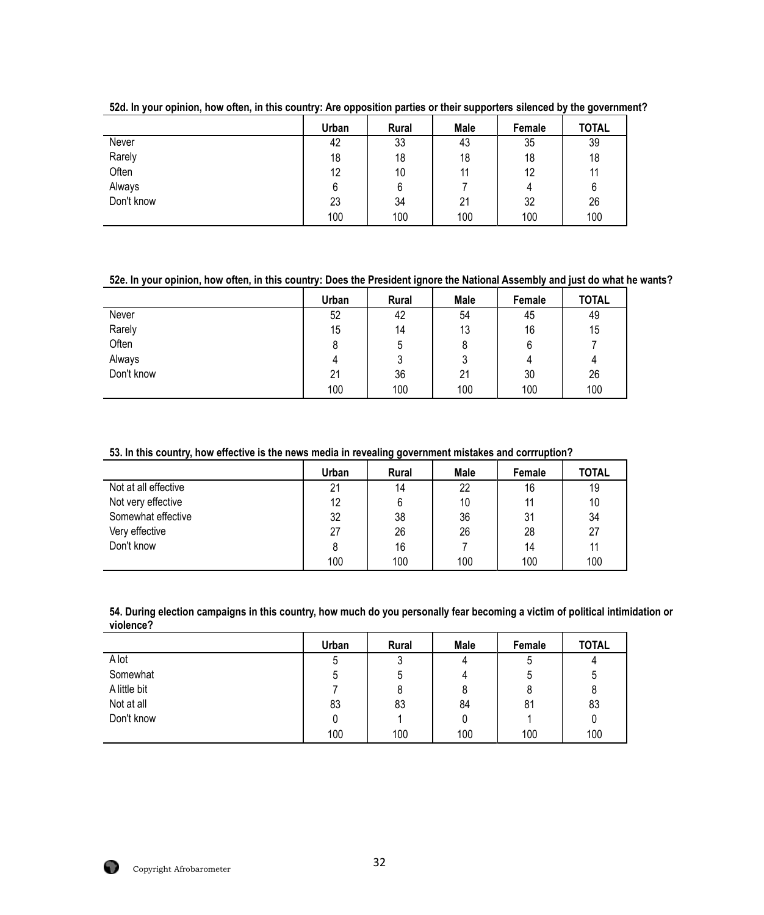**52d. In your opinion, how often, in this country: Are opposition parties or their supporters silenced by the government?**

| | Urban | Rural | Male | Female | TOTAL |
|---|---|---|---|---|---|
| Never | 42 | 33 | 43 | 35 | 39 |
| Rarely | 18 | 18 | 18 | 18 | 18 |
| Often | 12 | 10 | 11 | 12 | 11 |
| Always | 6 | 6 | 7 | 4 | 6 |
| Don't know | 23 | 34 | 21 | 32 | 26 |
| | 100 | 100 | 100 | 100 | 100 |

**52e. In your opinion, how often, in this country: Does the President ignore the National Assembly and just do what he wants?**

| | Urban | Rural | Male | Female | TOTAL |
|---|---|---|---|---|---|
| Never | 52 | 42 | 54 | 45 | 49 |
| Rarely | 15 | 14 | 13 | 16 | 15 |
| Often | 8 | 5 | 8 | 6 | 7 |
| Always | 4 | 3 | 3 | 4 | 4 |
| Don't know | 21 | 36 | 21 | 30 | 26 |
| | 100 | 100 | 100 | 100 | 100 |

**53. In this country, how effective is the news media in revealing government mistakes and corrruption?**

| | Urban | Rural | Male | Female | TOTAL |
|---|---|---|---|---|---|
| Not at all effective | 21 | 14 | 22 | 16 | 19 |
| Not very effective | 12 | 6 | 10 | 11 | 10 |
| Somewhat effective | 32 | 38 | 36 | 31 | 34 |
| Very effective | 27 | 26 | 26 | 28 | 27 |
| Don't know | 8 | 16 | 7 | 14 | 11 |
| | 100 | 100 | 100 | 100 | 100 |

**54. During election campaigns in this country, how much do you personally fear becoming a victim of political intimidation or violence?**

| | Urban | Rural | Male | Female | TOTAL |
|---|---|---|---|---|---|
| A lot | 5 | 3 | 4 | 5 | 4 |
| Somewhat | 5 | 5 | 4 | 5 | 5 |
| A little bit | 7 | 8 | 8 | 8 | 8 |
| Not at all | 83 | 83 | 84 | 81 | 83 |
| Don't know | 0 | 1 | 0 | 1 | 0 |
| | 100 | 100 | 100 | 100 | 100 |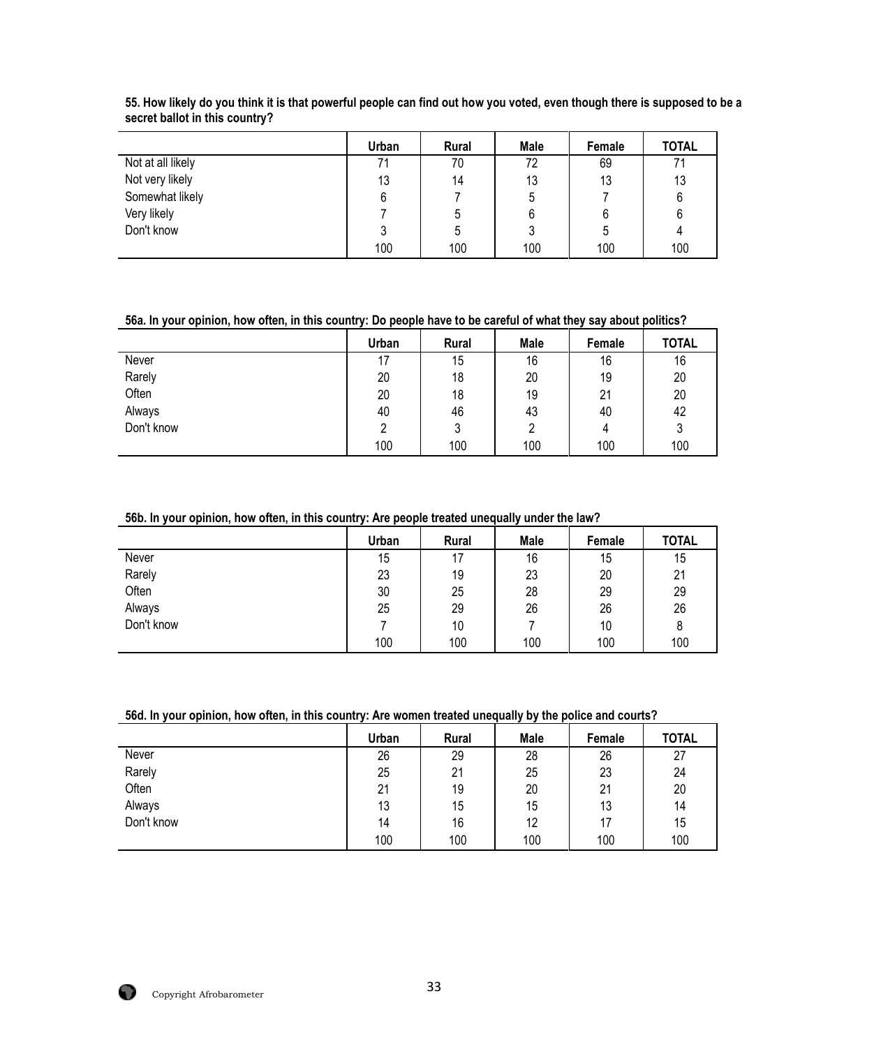**55. How likely do you think it is that powerful people can find out how you voted, even though there is supposed to be a secret ballot in this country?**

| | Urban | Rural | Male | Female | TOTAL |
|---|---|---|---|---|---|
| Not at all likely | 71 | 70 | 72 | 69 | 71 |
| Not very likely | 13 | 14 | 13 | 13 | 13 |
| Somewhat likely | 6 | 7 | 5 | 7 | 6 |
| Very likely | 7 | 5 | 6 | 6 | 6 |
| Don't know | 3 | 5 | 3 | 5 | 4 |
| | 100 | 100 | 100 | 100 | 100 |

**56a. In your opinion, how often, in this country: Do people have to be careful of what they say about politics?**

| | Urban | Rural | Male | Female | TOTAL |
|---|---|---|---|---|---|
| Never | 17 | 15 | 16 | 16 | 16 |
| Rarely | 20 | 18 | 20 | 19 | 20 |
| Often | 20 | 18 | 19 | 21 | 20 |
| Always | 40 | 46 | 43 | 40 | 42 |
| Don't know | 2 | 3 | 2 | 4 | 3 |
| | 100 | 100 | 100 | 100 | 100 |

**56b. In your opinion, how often, in this country: Are people treated unequally under the law?**

| | Urban | Rural | Male | Female | TOTAL |
|---|---|---|---|---|---|
| Never | 15 | 17 | 16 | 15 | 15 |
| Rarely | 23 | 19 | 23 | 20 | 21 |
| Often | 30 | 25 | 28 | 29 | 29 |
| Always | 25 | 29 | 26 | 26 | 26 |
| Don't know | 7 | 10 | 7 | 10 | 8 |
| | 100 | 100 | 100 | 100 | 100 |

**56d. In your opinion, how often, in this country: Are women treated unequally by the police and courts?**

| | Urban | Rural | Male | Female | TOTAL |
|---|---|---|---|---|---|
| Never | 26 | 29 | 28 | 26 | 27 |
| Rarely | 25 | 21 | 25 | 23 | 24 |
| Often | 21 | 19 | 20 | 21 | 20 |
| Always | 13 | 15 | 15 | 13 | 14 |
| Don't know | 14 | 16 | 12 | 17 | 15 |
| | 100 | 100 | 100 | 100 | 100 |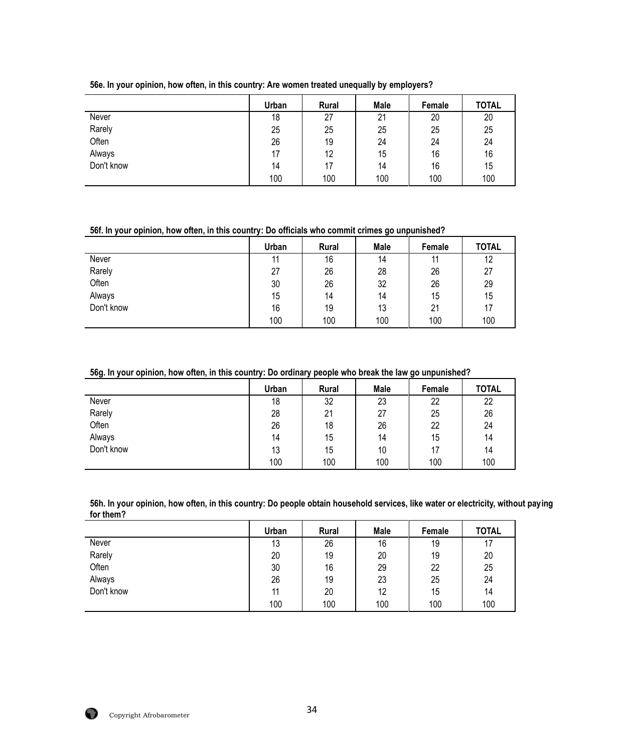**56e. In your opinion, how often, in this country: Are women treated unequally by employers?**

| | Urban | Rural | Male | Female | TOTAL |
|---|---|---|---|---|---|
| Never | 18 | 27 | 21 | 20 | 20 |
| Rarely | 25 | 25 | 25 | 25 | 25 |
| Often | 26 | 19 | 24 | 24 | 24 |
| Always | 17 | 12 | 15 | 16 | 16 |
| Don't know | 14 | 17 | 14 | 16 | 15 |
| | 100 | 100 | 100 | 100 | 100 |

**56f. In your opinion, how often, in this country: Do officials who commit crimes go unpunished?**

| | Urban | Rural | Male | Female | TOTAL |
|---|---|---|---|---|---|
| Never | 11 | 16 | 14 | 11 | 12 |
| Rarely | 27 | 26 | 28 | 26 | 27 |
| Often | 30 | 26 | 32 | 26 | 29 |
| Always | 15 | 14 | 14 | 15 | 15 |
| Don't know | 16 | 19 | 13 | 21 | 17 |
| | 100 | 100 | 100 | 100 | 100 |

**56g. In your opinion, how often, in this country: Do ordinary people who break the law go unpunished?**

| | Urban | Rural | Male | Female | TOTAL |
|---|---|---|---|---|---|
| Never | 18 | 32 | 23 | 22 | 22 |
| Rarely | 28 | 21 | 27 | 25 | 26 |
| Often | 26 | 18 | 26 | 22 | 24 |
| Always | 14 | 15 | 14 | 15 | 14 |
| Don't know | 13 | 15 | 10 | 17 | 14 |
| | 100 | 100 | 100 | 100 | 100 |

**56h. In your opinion, how often, in this country: Do people obtain household services, like water or electricity, without paying for them?**

| | Urban | Rural | Male | Female | TOTAL |
|---|---|---|---|---|---|
| Never | 13 | 26 | 16 | 19 | 17 |
| Rarely | 20 | 19 | 20 | 19 | 20 |
| Often | 30 | 16 | 29 | 22 | 25 |
| Always | 26 | 19 | 23 | 25 | 24 |
| Don't know | 11 | 20 | 12 | 15 | 14 |
| | 100 | 100 | 100 | 100 | 100 |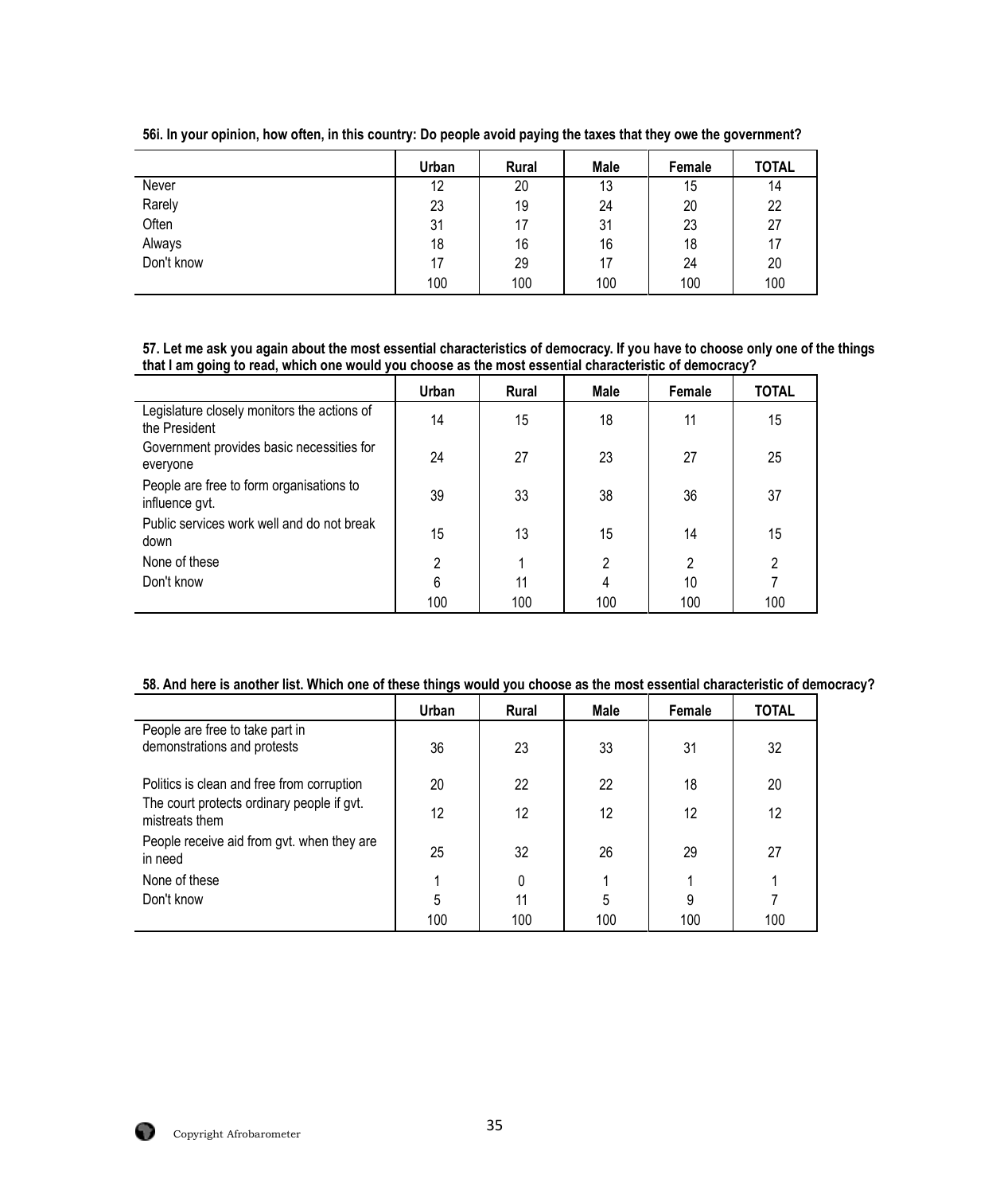**56i. In your opinion, how often, in this country: Do people avoid paying the taxes that they owe the government?**

| | Urban | Rural | Male | Female | TOTAL |
|---|---|---|---|---|---|
| Never | 12 | 20 | 13 | 15 | 14 |
| Rarely | 23 | 19 | 24 | 20 | 22 |
| Often | 31 | 17 | 31 | 23 | 27 |
| Always | 18 | 16 | 16 | 18 | 17 |
| Don't know | 17 | 29 | 17 | 24 | 20 |
| | 100 | 100 | 100 | 100 | 100 |

**57. Let me ask you again about the most essential characteristics of democracy. If you have to choose only one of the things that I am going to read, which one would you choose as the most essential characteristic of democracy?**

| | Urban | Rural | Male | Female | TOTAL |
|---|---|---|---|---|---|
| Legislature closely monitors the actions of the President | 14 | 15 | 18 | 11 | 15 |
| Government provides basic necessities for everyone | 24 | 27 | 23 | 27 | 25 |
| People are free to form organisations to influence gvt. | 39 | 33 | 38 | 36 | 37 |
| Public services work well and do not break down | 15 | 13 | 15 | 14 | 15 |
| None of these | 2 | 1 | 2 | 2 | 2 |
| Don't know | 6 | 11 | 4 | 10 | 7 |
| | 100 | 100 | 100 | 100 | 100 |

**58. And here is another list. Which one of these things would you choose as the most essential characteristic of democracy?**

| | Urban | Rural | Male | Female | TOTAL |
|---|---|---|---|---|---|
| People are free to take part in demonstrations and protests | 36 | 23 | 33 | 31 | 32 |
| Politics is clean and free from corruption | 20 | 22 | 22 | 18 | 20 |
| The court protects ordinary people if gvt. mistreats them | 12 | 12 | 12 | 12 | 12 |
| People receive aid from gvt. when they are in need | 25 | 32 | 26 | 29 | 27 |
| None of these | 1 | 0 | 1 | 1 | 1 |
| Don't know | 5 | 11 | 5 | 9 | 7 |
| | 100 | 100 | 100 | 100 | 100 |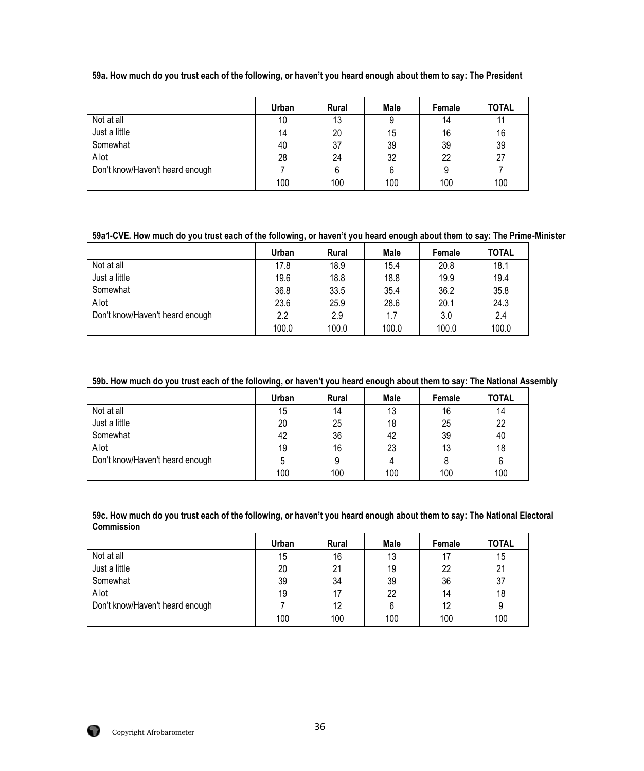**59a. How much do you trust each of the following, or haven't you heard enough about them to say: The President**

| | Urban | Rural | Male | Female | TOTAL |
|---|---|---|---|---|---|
| Not at all | 10 | 13 | 9 | 14 | 11 |
| Just a little | 14 | 20 | 15 | 16 | 16 |
| Somewhat | 40 | 37 | 39 | 39 | 39 |
| A lot | 28 | 24 | 32 | 22 | 27 |
| Don't know/Haven't heard enough | 7 | 6 | 6 | 9 | 7 |
| | 100 | 100 | 100 | 100 | 100 |

**59a1-CVE. How much do you trust each of the following, or haven't you heard enough about them to say: The Prime-Minister**

| | Urban | Rural | Male | Female | TOTAL |
|---|---|---|---|---|---|
| Not at all | 17.8 | 18.9 | 15.4 | 20.8 | 18.1 |
| Just a little | 19.6 | 18.8 | 18.8 | 19.9 | 19.4 |
| Somewhat | 36.8 | 33.5 | 35.4 | 36.2 | 35.8 |
| A lot | 23.6 | 25.9 | 28.6 | 20.1 | 24.3 |
| Don't know/Haven't heard enough | 2.2 | 2.9 | 1.7 | 3.0 | 2.4 |
| | 100.0 | 100.0 | 100.0 | 100.0 | 100.0 |

**59b. How much do you trust each of the following, or haven't you heard enough about them to say: The National Assembly**

| | Urban | Rural | Male | Female | TOTAL |
|---|---|---|---|---|---|
| Not at all | 15 | 14 | 13 | 16 | 14 |
| Just a little | 20 | 25 | 18 | 25 | 22 |
| Somewhat | 42 | 36 | 42 | 39 | 40 |
| A lot | 19 | 16 | 23 | 13 | 18 |
| Don't know/Haven't heard enough | 5 | 9 | 4 | 8 | 6 |
| | 100 | 100 | 100 | 100 | 100 |

**59c. How much do you trust each of the following, or haven't you heard enough about them to say: The National Electoral Commission**

| | Urban | Rural | Male | Female | TOTAL |
|---|---|---|---|---|---|
| Not at all | 15 | 16 | 13 | 17 | 15 |
| Just a little | 20 | 21 | 19 | 22 | 21 |
| Somewhat | 39 | 34 | 39 | 36 | 37 |
| A lot | 19 | 17 | 22 | 14 | 18 |
| Don't know/Haven't heard enough | 7 | 12 | 6 | 12 | 9 |
| | 100 | 100 | 100 | 100 | 100 |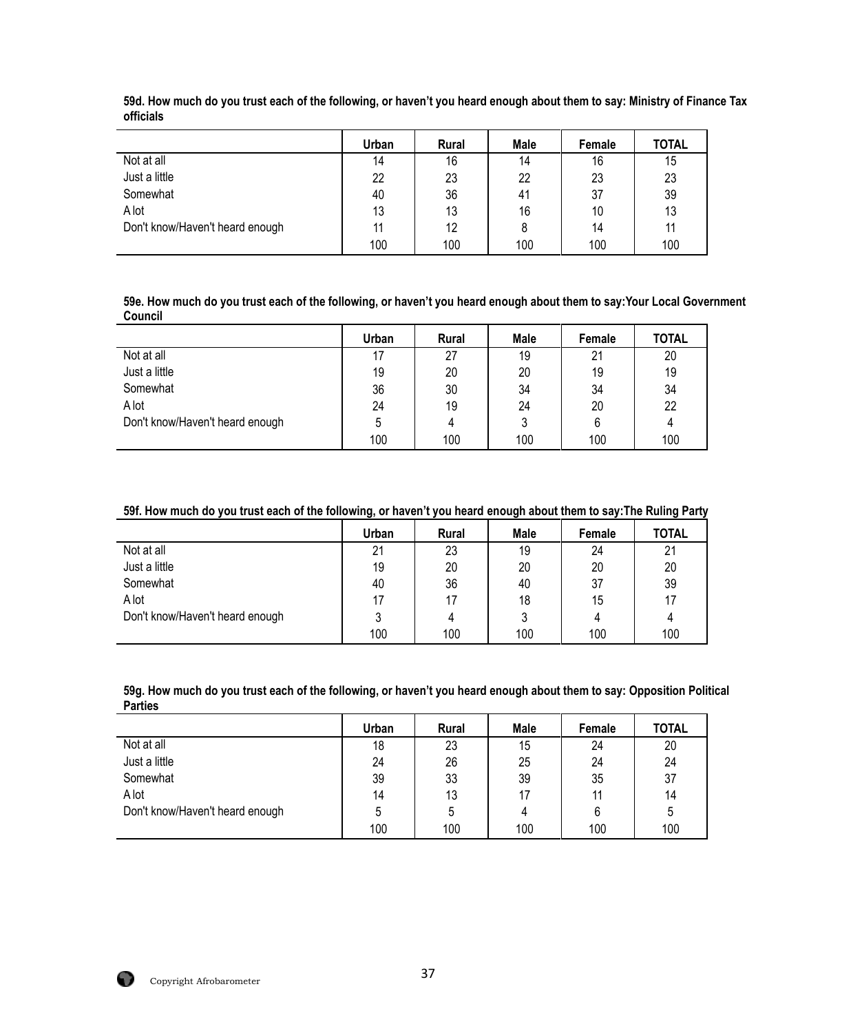**59d. How much do you trust each of the following, or haven't you heard enough about them to say: Ministry of Finance Tax officials**

| | Urban | Rural | Male | Female | TOTAL |
|---|---|---|---|---|---|
| Not at all | 14 | 16 | 14 | 16 | 15 |
| Just a little | 22 | 23 | 22 | 23 | 23 |
| Somewhat | 40 | 36 | 41 | 37 | 39 |
| A lot | 13 | 13 | 16 | 10 | 13 |
| Don't know/Haven't heard enough | 11 | 12 | 8 | 14 | 11 |
| | 100 | 100 | 100 | 100 | 100 |

**59e. How much do you trust each of the following, or haven't you heard enough about them to say:Your Local Government Council**

| | Urban | Rural | Male | Female | TOTAL |
|---|---|---|---|---|---|
| Not at all | 17 | 27 | 19 | 21 | 20 |
| Just a little | 19 | 20 | 20 | 19 | 19 |
| Somewhat | 36 | 30 | 34 | 34 | 34 |
| A lot | 24 | 19 | 24 | 20 | 22 |
| Don't know/Haven't heard enough | 5 | 4 | 3 | 6 | 4 |
| | 100 | 100 | 100 | 100 | 100 |

**59f. How much do you trust each of the following, or haven't you heard enough about them to say:The Ruling Party**

| | Urban | Rural | Male | Female | TOTAL |
|---|---|---|---|---|---|
| Not at all | 21 | 23 | 19 | 24 | 21 |
| Just a little | 19 | 20 | 20 | 20 | 20 |
| Somewhat | 40 | 36 | 40 | 37 | 39 |
| A lot | 17 | 17 | 18 | 15 | 17 |
| Don't know/Haven't heard enough | 3 | 4 | 3 | 4 | 4 |
| | 100 | 100 | 100 | 100 | 100 |

**59g. How much do you trust each of the following, or haven't you heard enough about them to say: Opposition Political Parties**

| | Urban | Rural | Male | Female | TOTAL |
|---|---|---|---|---|---|
| Not at all | 18 | 23 | 15 | 24 | 20 |
| Just a little | 24 | 26 | 25 | 24 | 24 |
| Somewhat | 39 | 33 | 39 | 35 | 37 |
| A lot | 14 | 13 | 17 | 11 | 14 |
| Don't know/Haven't heard enough | 5 | 5 | 4 | 6 | 5 |
| | 100 | 100 | 100 | 100 | 100 |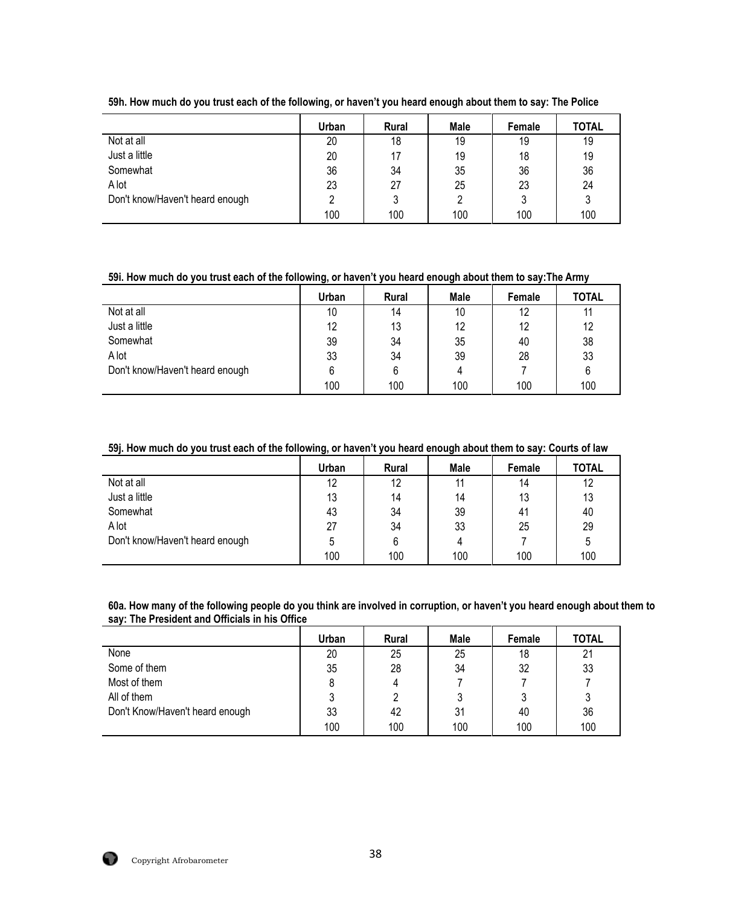**59h. How much do you trust each of the following, or haven't you heard enough about them to say: The Police**

| | Urban | Rural | Male | Female | TOTAL |
|---|---|---|---|---|---|
| Not at all | 20 | 18 | 19 | 19 | 19 |
| Just a little | 20 | 17 | 19 | 18 | 19 |
| Somewhat | 36 | 34 | 35 | 36 | 36 |
| A lot | 23 | 27 | 25 | 23 | 24 |
| Don't know/Haven't heard enough | 2 | 3 | 2 | 3 | 3 |
| | 100 | 100 | 100 | 100 | 100 |

**59i. How much do you trust each of the following, or haven't you heard enough about them to say:The Army**

| | Urban | Rural | Male | Female | TOTAL |
|---|---|---|---|---|---|
| Not at all | 10 | 14 | 10 | 12 | 11 |
| Just a little | 12 | 13 | 12 | 12 | 12 |
| Somewhat | 39 | 34 | 35 | 40 | 38 |
| A lot | 33 | 34 | 39 | 28 | 33 |
| Don't know/Haven't heard enough | 6 | 6 | 4 | 7 | 6 |
| | 100 | 100 | 100 | 100 | 100 |

**59j. How much do you trust each of the following, or haven't you heard enough about them to say: Courts of law**

| | Urban | Rural | Male | Female | TOTAL |
|---|---|---|---|---|---|
| Not at all | 12 | 12 | 11 | 14 | 12 |
| Just a little | 13 | 14 | 14 | 13 | 13 |
| Somewhat | 43 | 34 | 39 | 41 | 40 |
| A lot | 27 | 34 | 33 | 25 | 29 |
| Don't know/Haven't heard enough | 5 | 6 | 4 | 7 | 5 |
| | 100 | 100 | 100 | 100 | 100 |

**60a. How many of the following people do you think are involved in corruption, or haven't you heard enough about them to say: The President and Officials in his Office**

| | Urban | Rural | Male | Female | TOTAL |
|---|---|---|---|---|---|
| None | 20 | 25 | 25 | 18 | 21 |
| Some of them | 35 | 28 | 34 | 32 | 33 |
| Most of them | 8 | 4 | 7 | 7 | 7 |
| All of them | 3 | 2 | 3 | 3 | 3 |
| Don't Know/Haven't heard enough | 33 | 42 | 31 | 40 | 36 |
| | 100 | 100 | 100 | 100 | 100 |

Copyright Afrobarometer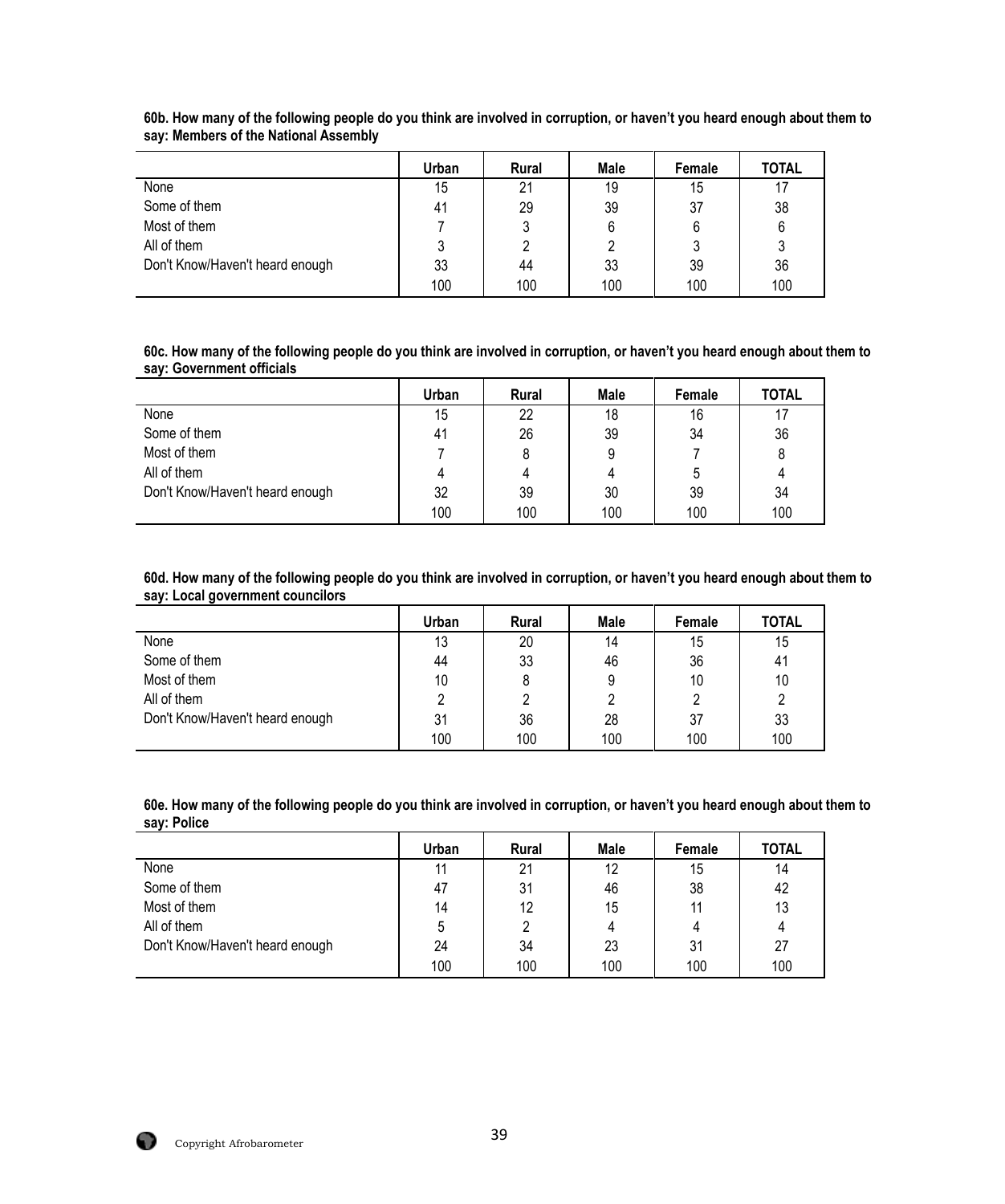**60b. How many of the following people do you think are involved in corruption, or haven't you heard enough about them to say: Members of the National Assembly**

| | Urban | Rural | Male | Female | TOTAL |
|---|---|---|---|---|---|
| None | 15 | 21 | 19 | 15 | 17 |
| Some of them | 41 | 29 | 39 | 37 | 38 |
| Most of them | 7 | 3 | 6 | 6 | 6 |
| All of them | 3 | 2 | 2 | 3 | 3 |
| Don't Know/Haven't heard enough | 33 | 44 | 33 | 39 | 36 |
| | 100 | 100 | 100 | 100 | 100 |

**60c. How many of the following people do you think are involved in corruption, or haven't you heard enough about them to say: Government officials**

| | Urban | Rural | Male | Female | TOTAL |
|---|---|---|---|---|---|
| None | 15 | 22 | 18 | 16 | 17 |
| Some of them | 41 | 26 | 39 | 34 | 36 |
| Most of them | 7 | 8 | 9 | 7 | 8 |
| All of them | 4 | 4 | 4 | 5 | 4 |
| Don't Know/Haven't heard enough | 32 | 39 | 30 | 39 | 34 |
| | 100 | 100 | 100 | 100 | 100 |

**60d. How many of the following people do you think are involved in corruption, or haven't you heard enough about them to say: Local government councilors**

| | Urban | Rural | Male | Female | TOTAL |
|---|---|---|---|---|---|
| None | 13 | 20 | 14 | 15 | 15 |
| Some of them | 44 | 33 | 46 | 36 | 41 |
| Most of them | 10 | 8 | 9 | 10 | 10 |
| All of them | 2 | 2 | 2 | 2 | 2 |
| Don't Know/Haven't heard enough | 31 | 36 | 28 | 37 | 33 |
| | 100 | 100 | 100 | 100 | 100 |

**60e. How many of the following people do you think are involved in corruption, or haven't you heard enough about them to say: Police**

| | Urban | Rural | Male | Female | TOTAL |
|---|---|---|---|---|---|
| None | 11 | 21 | 12 | 15 | 14 |
| Some of them | 47 | 31 | 46 | 38 | 42 |
| Most of them | 14 | 12 | 15 | 11 | 13 |
| All of them | 5 | 2 | 4 | 4 | 4 |
| Don't Know/Haven't heard enough | 24 | 34 | 23 | 31 | 27 |
| | 100 | 100 | 100 | 100 | 100 |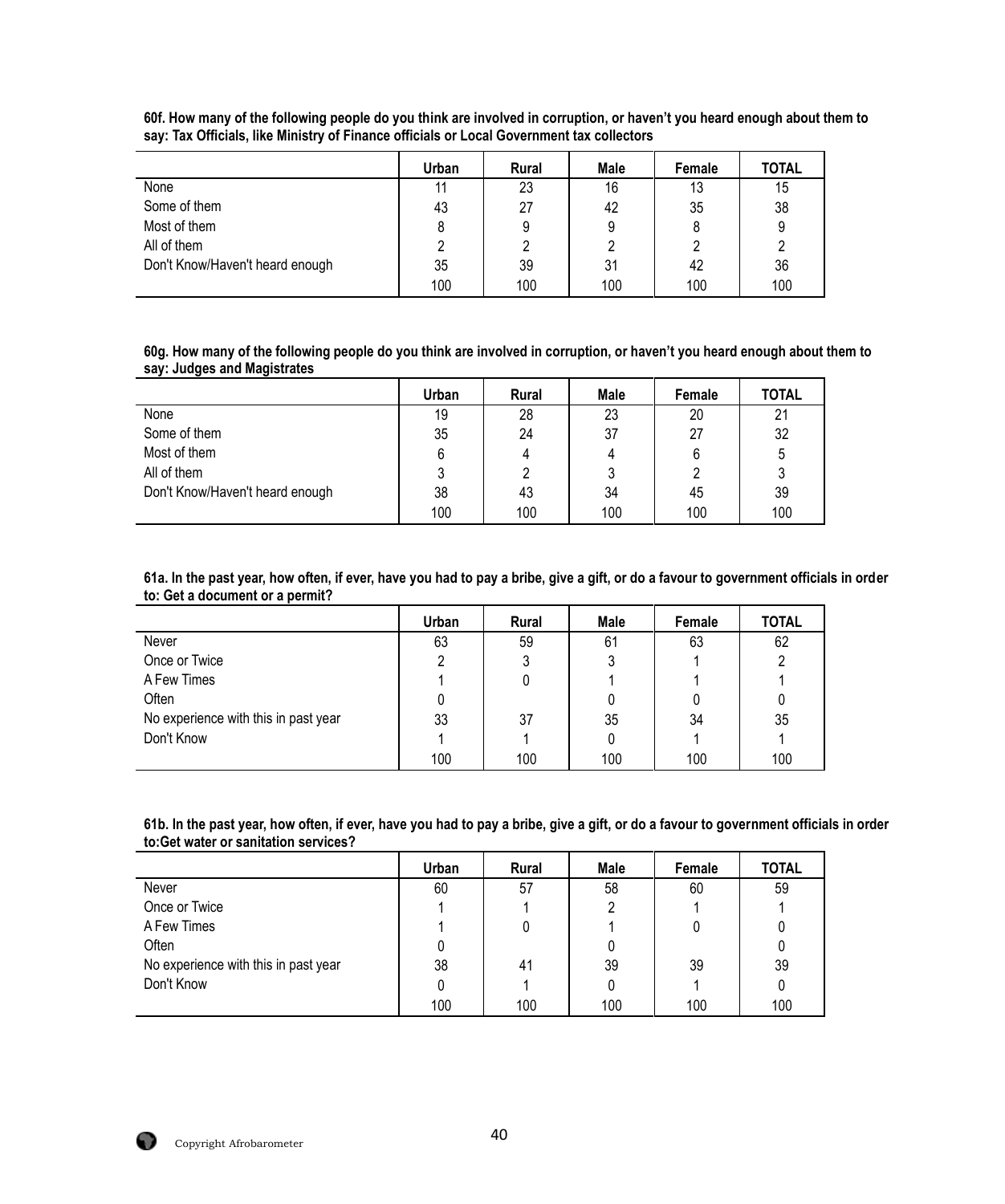**60f. How many of the following people do you think are involved in corruption, or haven't you heard enough about them to say: Tax Officials, like Ministry of Finance officials or Local Government tax collectors**

| | Urban | Rural | Male | Female | TOTAL |
|---|---|---|---|---|---|
| None | 11 | 23 | 16 | 13 | 15 |
| Some of them | 43 | 27 | 42 | 35 | 38 |
| Most of them | 8 | 9 | 9 | 8 | 9 |
| All of them | 2 | 2 | 2 | 2 | 2 |
| Don't Know/Haven't heard enough | 35 | 39 | 31 | 42 | 36 |
| | 100 | 100 | 100 | 100 | 100 |

**60g. How many of the following people do you think are involved in corruption, or haven't you heard enough about them to say: Judges and Magistrates**

| | Urban | Rural | Male | Female | TOTAL |
|---|---|---|---|---|---|
| None | 19 | 28 | 23 | 20 | 21 |
| Some of them | 35 | 24 | 37 | 27 | 32 |
| Most of them | 6 | 4 | 4 | 6 | 5 |
| All of them | 3 | 2 | 3 | 2 | 3 |
| Don't Know/Haven't heard enough | 38 | 43 | 34 | 45 | 39 |
| | 100 | 100 | 100 | 100 | 100 |

**61a. In the past year, how often, if ever, have you had to pay a bribe, give a gift, or do a favour to government officials in order to: Get a document or a permit?**

| | Urban | Rural | Male | Female | TOTAL |
|---|---|---|---|---|---|
| Never | 63 | 59 | 61 | 63 | 62 |
| Once or Twice | 2 | 3 | 3 | 1 | 2 |
| A Few Times | 1 | 0 | 1 | 1 | 1 |
| Often | 0 | | 0 | 0 | 0 |
| No experience with this in past year | 33 | 37 | 35 | 34 | 35 |
| Don't Know | 1 | 1 | 0 | 1 | 1 |
| | 100 | 100 | 100 | 100 | 100 |

**61b. In the past year, how often, if ever, have you had to pay a bribe, give a gift, or do a favour to government officials in order to:Get water or sanitation services?**

| | Urban | Rural | Male | Female | TOTAL |
|---|---|---|---|---|---|
| Never | 60 | 57 | 58 | 60 | 59 |
| Once or Twice | 1 | 1 | 2 | 1 | 1 |
| A Few Times | 1 | 0 | 1 | 0 | 0 |
| Often | 0 | | 0 | | 0 |
| No experience with this in past year | 38 | 41 | 39 | 39 | 39 |
| Don't Know | 0 | 1 | 0 | 1 | 0 |
| | 100 | 100 | 100 | 100 | 100 |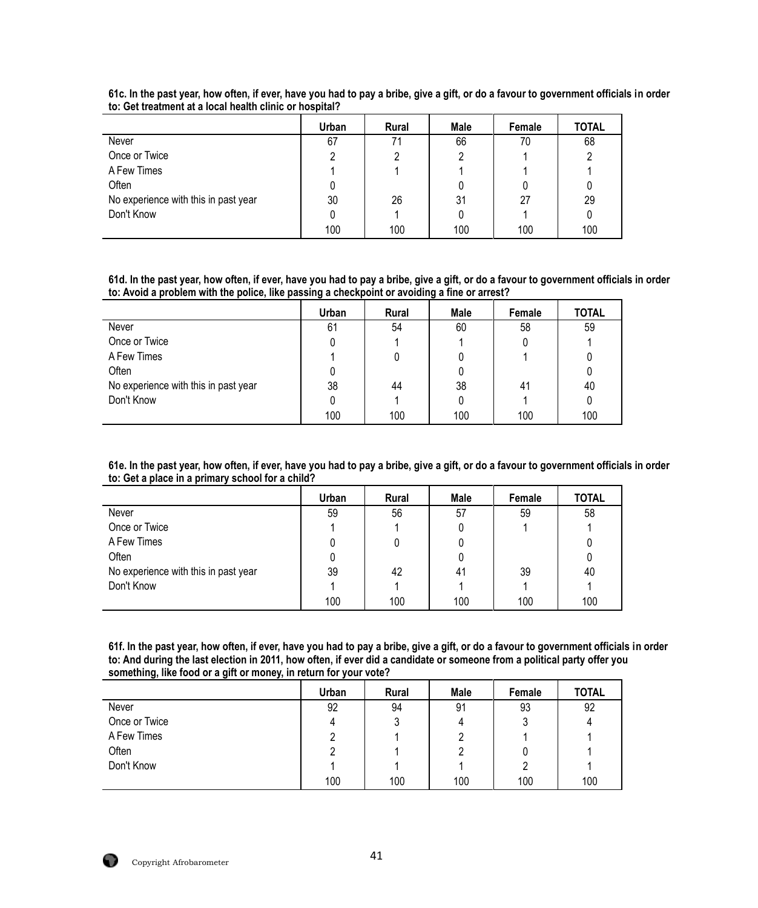**61c. In the past year, how often, if ever, have you had to pay a bribe, give a gift, or do a favour to government officials in order to: Get treatment at a local health clinic or hospital?**

| | Urban | Rural | Male | Female | TOTAL |
|---|---|---|---|---|---|
| Never | 67 | 71 | 66 | 70 | 68 |
| Once or Twice | 2 | 2 | 2 | 1 | 2 |
| A Few Times | 1 | 1 | 1 | 1 | 1 |
| Often | 0 | | 0 | 0 | 0 |
| No experience with this in past year | 30 | 26 | 31 | 27 | 29 |
| Don't Know | 0 | 1 | 0 | 1 | 0 |
| | 100 | 100 | 100 | 100 | 100 |

**61d. In the past year, how often, if ever, have you had to pay a bribe, give a gift, or do a favour to government officials in order to: Avoid a problem with the police, like passing a checkpoint or avoiding a fine or arrest?**

| | Urban | Rural | Male | Female | TOTAL |
|---|---|---|---|---|---|
| Never | 61 | 54 | 60 | 58 | 59 |
| Once or Twice | 0 | 1 | 1 | 0 | 1 |
| A Few Times | 1 | 0 | 0 | 1 | 0 |
| Often | 0 | | 0 | | 0 |
| No experience with this in past year | 38 | 44 | 38 | 41 | 40 |
| Don't Know | 0 | 1 | 0 | 1 | 0 |
| | 100 | 100 | 100 | 100 | 100 |

**61e. In the past year, how often, if ever, have you had to pay a bribe, give a gift, or do a favour to government officials in order to: Get a place in a primary school for a child?**

| | Urban | Rural | Male | Female | TOTAL |
|---|---|---|---|---|---|
| Never | 59 | 56 | 57 | 59 | 58 |
| Once or Twice | 1 | 1 | 0 | 1 | 1 |
| A Few Times | 0 | 0 | 0 | | 0 |
| Often | 0 | | 0 | | 0 |
| No experience with this in past year | 39 | 42 | 41 | 39 | 40 |
| Don't Know | 1 | 1 | 1 | 1 | 1 |
| | 100 | 100 | 100 | 100 | 100 |

**61f. In the past year, how often, if ever, have you had to pay a bribe, give a gift, or do a favour to government officials in order to: And during the last election in 2011, how often, if ever did a candidate or someone from a political party offer you something, like food or a gift or money, in return for your vote?**

| | Urban | Rural | Male | Female | TOTAL |
|---|---|---|---|---|---|
| Never | 92 | 94 | 91 | 93 | 92 |
| Once or Twice | 4 | 3 | 4 | 3 | 4 |
| A Few Times | 2 | 1 | 2 | 1 | 1 |
| Often | 2 | 1 | 2 | 0 | 1 |
| Don't Know | 1 | 1 | 1 | 2 | 1 |
| | 100 | 100 | 100 | 100 | 100 |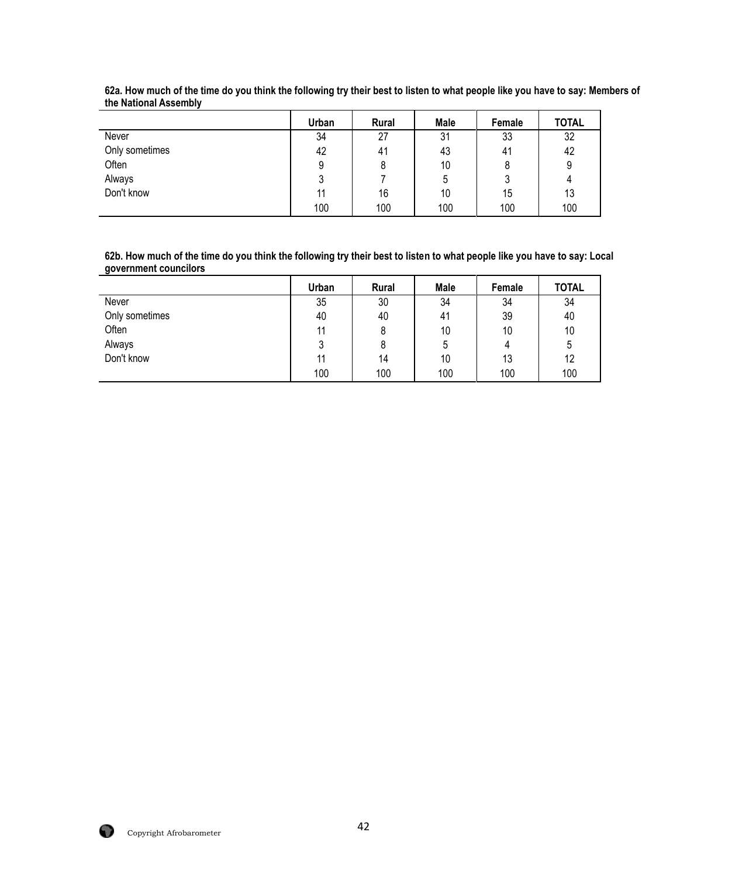**62a. How much of the time do you think the following try their best to listen to what people like you have to say: Members of the National Assembly**

| | Urban | Rural | Male | Female | TOTAL |
|---|---|---|---|---|---|
| Never | 34 | 27 | 31 | 33 | 32 |
| Only sometimes | 42 | 41 | 43 | 41 | 42 |
| Often | 9 | 8 | 10 | 8 | 9 |
| Always | 3 | 7 | 5 | 3 | 4 |
| Don't know | 11 | 16 | 10 | 15 | 13 |
| | 100 | 100 | 100 | 100 | 100 |

**62b. How much of the time do you think the following try their best to listen to what people like you have to say: Local government councilors**

| | Urban | Rural | Male | Female | TOTAL |
|---|---|---|---|---|---|
| Never | 35 | 30 | 34 | 34 | 34 |
| Only sometimes | 40 | 40 | 41 | 39 | 40 |
| Often | 11 | 8 | 10 | 10 | 10 |
| Always | 3 | 8 | 5 | 4 | 5 |
| Don't know | 11 | 14 | 10 | 13 | 12 |
| | 100 | 100 | 100 | 100 | 100 |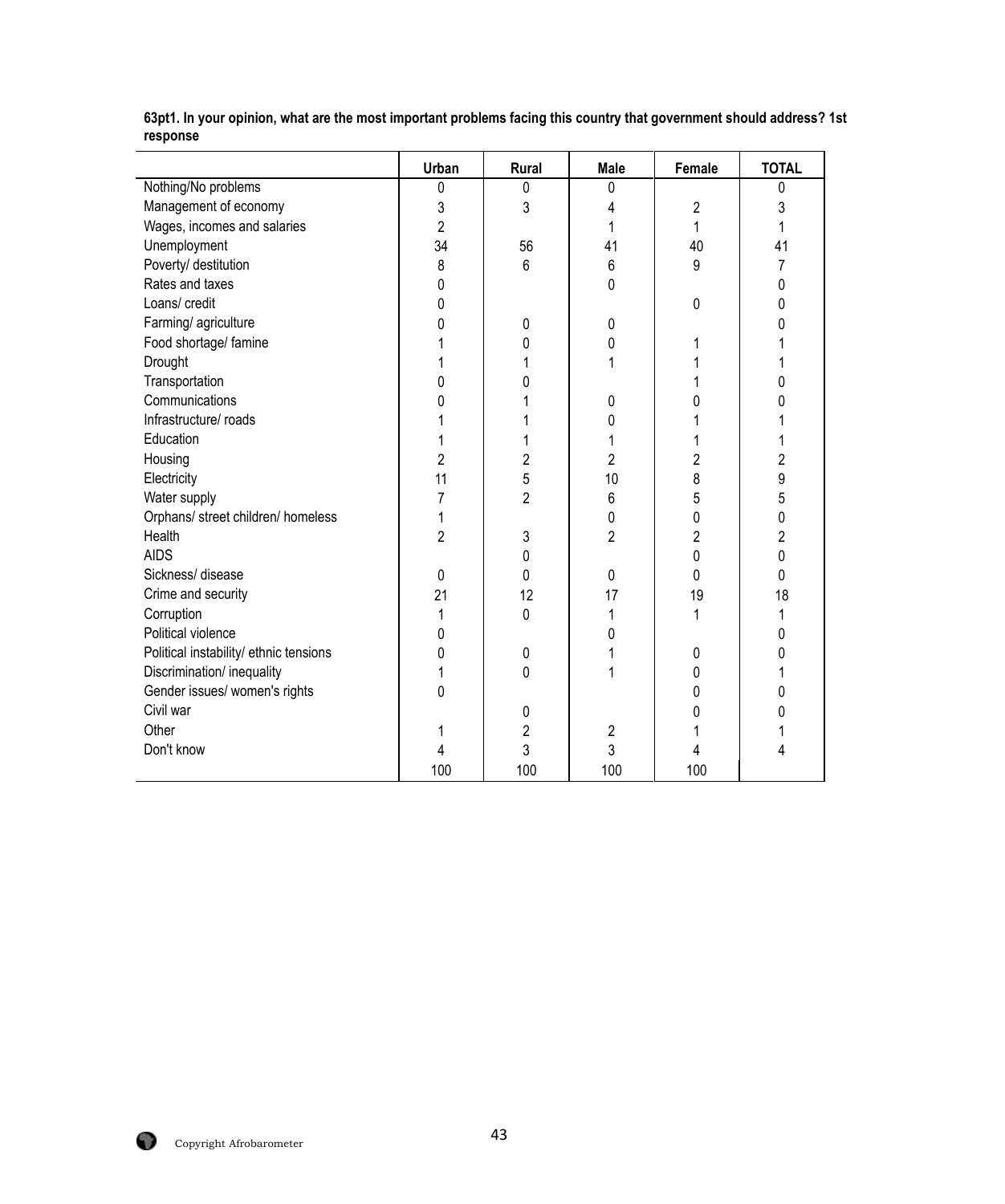**63pt1. In your opinion, what are the most important problems facing this country that government should address? 1st response**

| | Urban | Rural | Male | Female | TOTAL |
|---|---|---|---|---|---|
| Nothing/No problems | 0 | 0 | 0 | | 0 |
| Management of economy | 3 | 3 | 4 | 2 | 3 |
| Wages, incomes and salaries | 2 | | 1 | 1 | 1 |
| Unemployment | 34 | 56 | 41 | 40 | 41 |
| Poverty/ destitution | 8 | 6 | 6 | 9 | 7 |
| Rates and taxes | 0 | | 0 | | 0 |
| Loans/ credit | 0 | | | 0 | 0 |
| Farming/ agriculture | 0 | 0 | 0 | | 0 |
| Food shortage/ famine | 1 | 0 | 0 | 1 | 1 |
| Drought | 1 | 1 | 1 | 1 | 1 |
| Transportation | 0 | 0 | | 1 | 0 |
| Communications | 0 | 1 | 0 | 0 | 0 |
| Infrastructure/ roads | 1 | 1 | 0 | 1 | 1 |
| Education | 1 | 1 | 1 | 1 | 1 |
| Housing | 2 | 2 | 2 | 2 | 2 |
| Electricity | 11 | 5 | 10 | 8 | 9 |
| Water supply | 7 | 2 | 6 | 5 | 5 |
| Orphans/ street children/ homeless | 1 | | 0 | 0 | 0 |
| Health | 2 | 3 | 2 | 2 | 2 |
| AIDS | | 0 | | 0 | 0 |
| Sickness/ disease | 0 | 0 | 0 | 0 | 0 |
| Crime and security | 21 | 12 | 17 | 19 | 18 |
| Corruption | 1 | 0 | 1 | 1 | 1 |
| Political violence | 0 | | 0 | | 0 |
| Political instability/ ethnic tensions | 0 | 0 | 1 | 0 | 0 |
| Discrimination/ inequality | 1 | 0 | 1 | 0 | 1 |
| Gender issues/ women's rights | 0 | | | 0 | 0 |
| Civil war | | 0 | | 0 | 0 |
| Other | 1 | 2 | 2 | 1 | 1 |
| Don't know | 4 | 3 | 3 | 4 | 4 |
| | 100 | 100 | 100 | 100 | |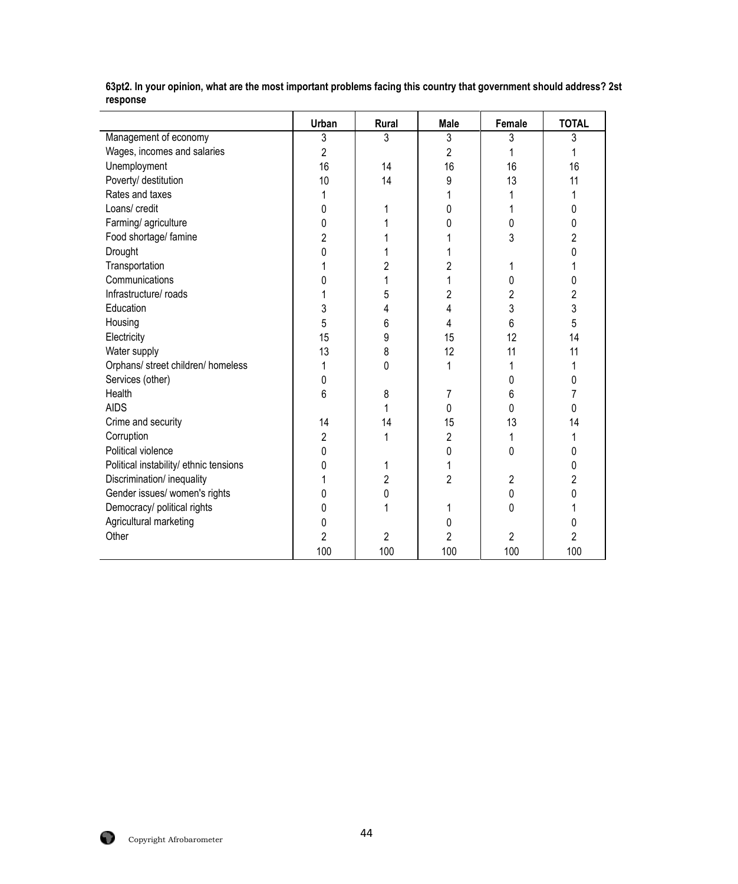**63pt2. In your opinion, what are the most important problems facing this country that government should address? 2st response**

| | Urban | Rural | Male | Female | TOTAL |
|---|---|---|---|---|---|
| Management of economy | 3 | 3 | 3 | 3 | 3 |
| Wages, incomes and salaries | 2 | | 2 | 1 | 1 |
| Unemployment | 16 | 14 | 16 | 16 | 16 |
| Poverty/ destitution | 10 | 14 | 9 | 13 | 11 |
| Rates and taxes | 1 | | 1 | 1 | 1 |
| Loans/ credit | 0 | 1 | 0 | 1 | 0 |
| Farming/ agriculture | 0 | 1 | 0 | 0 | 0 |
| Food shortage/ famine | 2 | 1 | 1 | 3 | 2 |
| Drought | 0 | 1 | 1 | | 0 |
| Transportation | 1 | 2 | 2 | 1 | 1 |
| Communications | 0 | 1 | 1 | 0 | 0 |
| Infrastructure/ roads | 1 | 5 | 2 | 2 | 2 |
| Education | 3 | 4 | 4 | 3 | 3 |
| Housing | 5 | 6 | 4 | 6 | 5 |
| Electricity | 15 | 9 | 15 | 12 | 14 |
| Water supply | 13 | 8 | 12 | 11 | 11 |
| Orphans/ street children/ homeless | 1 | 0 | 1 | 1 | 1 |
| Services (other) | 0 | | | 0 | 0 |
| Health | 6 | 8 | 7 | 6 | 7 |
| AIDS | | 1 | 0 | 0 | 0 |
| Crime and security | 14 | 14 | 15 | 13 | 14 |
| Corruption | 2 | 1 | 2 | 1 | 1 |
| Political violence | 0 | | 0 | 0 | 0 |
| Political instability/ ethnic tensions | 0 | 1 | 1 | | 0 |
| Discrimination/ inequality | 1 | 2 | 2 | 2 | 2 |
| Gender issues/ women's rights | 0 | 0 | | 0 | 0 |
| Democracy/ political rights | 0 | 1 | 1 | 0 | 1 |
| Agricultural marketing | 0 | | 0 | | 0 |
| Other | 2 | 2 | 2 | 2 | 2 |
| | 100 | 100 | 100 | 100 | 100 |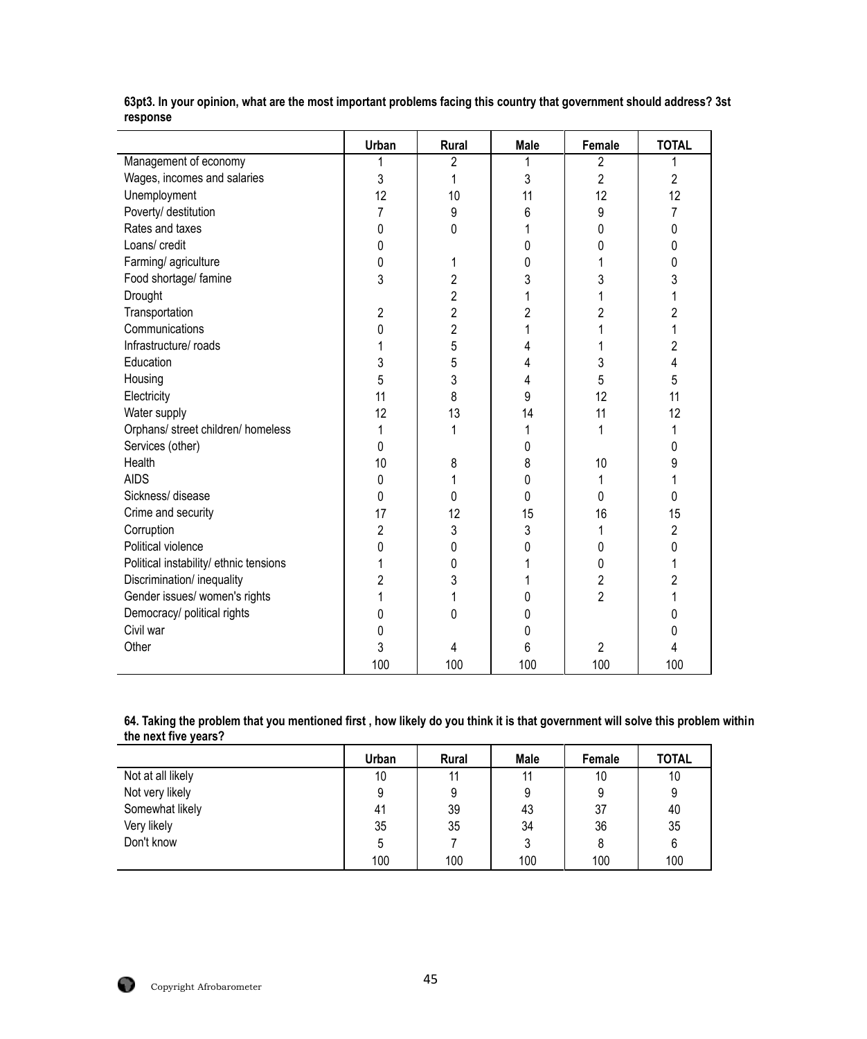**63pt3. In your opinion, what are the most important problems facing this country that government should address? 3st response**

| | Urban | Rural | Male | Female | TOTAL |
|---|---|---|---|---|---|
| Management of economy | 1 | 2 | 1 | 2 | 1 |
| Wages, incomes and salaries | 3 | 1 | 3 | 2 | 2 |
| Unemployment | 12 | 10 | 11 | 12 | 12 |
| Poverty/ destitution | 7 | 9 | 6 | 9 | 7 |
| Rates and taxes | 0 | 0 | 1 | 0 | 0 |
| Loans/ credit | 0 | | 0 | 0 | 0 |
| Farming/ agriculture | 0 | 1 | 0 | 1 | 0 |
| Food shortage/ famine | 3 | 2 | 3 | 3 | 3 |
| Drought | | 2 | 1 | 1 | 1 |
| Transportation | 2 | 2 | 2 | 2 | 2 |
| Communications | 0 | 2 | 1 | 1 | 1 |
| Infrastructure/ roads | 1 | 5 | 4 | 1 | 2 |
| Education | 3 | 5 | 4 | 3 | 4 |
| Housing | 5 | 3 | 4 | 5 | 5 |
| Electricity | 11 | 8 | 9 | 12 | 11 |
| Water supply | 12 | 13 | 14 | 11 | 12 |
| Orphans/ street children/ homeless | 1 | 1 | 1 | 1 | 1 |
| Services (other) | 0 | | 0 | | 0 |
| Health | 10 | 8 | 8 | 10 | 9 |
| AIDS | 0 | 1 | 0 | 1 | 1 |
| Sickness/ disease | 0 | 0 | 0 | 0 | 0 |
| Crime and security | 17 | 12 | 15 | 16 | 15 |
| Corruption | 2 | 3 | 3 | 1 | 2 |
| Political violence | 0 | 0 | 0 | 0 | 0 |
| Political instability/ ethnic tensions | 1 | 0 | 1 | 0 | 1 |
| Discrimination/ inequality | 2 | 3 | 1 | 2 | 2 |
| Gender issues/ women's rights | 1 | 1 | 0 | 2 | 1 |
| Democracy/ political rights | 0 | 0 | 0 | | 0 |
| Civil war | 0 | | 0 | | 0 |
| Other | 3 | 4 | 6 | 2 | 4 |
| | 100 | 100 | 100 | 100 | 100 |

**64. Taking the problem that you mentioned first , how likely do you think it is that government will solve this problem within the next five years?**

| | Urban | Rural | Male | Female | TOTAL |
|---|---|---|---|---|---|
| Not at all likely | 10 | 11 | 11 | 10 | 10 |
| Not very likely | 9 | 9 | 9 | 9 | 9 |
| Somewhat likely | 41 | 39 | 43 | 37 | 40 |
| Very likely | 35 | 35 | 34 | 36 | 35 |
| Don't know | 5 | 7 | 3 | 8 | 6 |
| | 100 | 100 | 100 | 100 | 100 |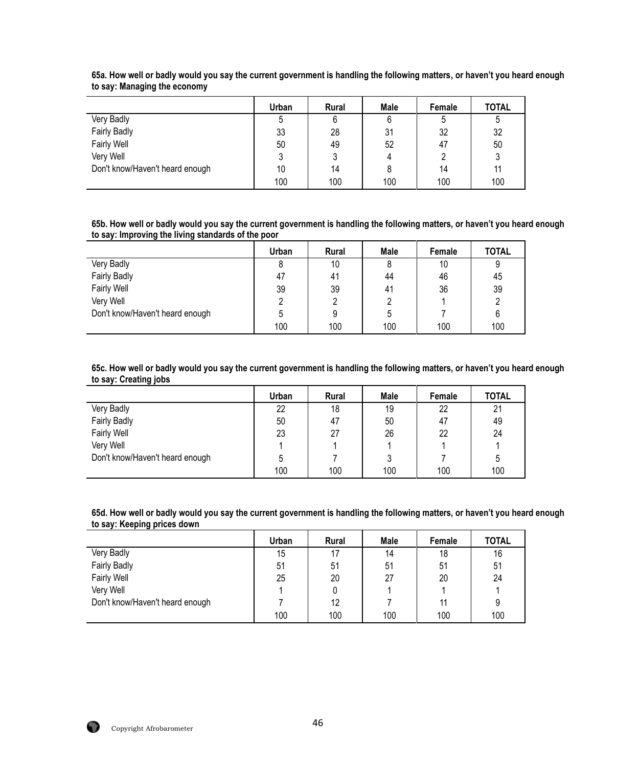**65a. How well or badly would you say the current government is handling the following matters, or haven't you heard enough to say: Managing the economy**

| | Urban | Rural | Male | Female | TOTAL |
|---|---|---|---|---|---|
| Very Badly | 5 | 6 | 6 | 5 | 5 |
| Fairly Badly | 33 | 28 | 31 | 32 | 32 |
| Fairly Well | 50 | 49 | 52 | 47 | 50 |
| Very Well | 3 | 3 | 4 | 2 | 3 |
| Don't know/Haven't heard enough | 10 | 14 | 8 | 14 | 11 |
| | 100 | 100 | 100 | 100 | 100 |

**65b. How well or badly would you say the current government is handling the following matters, or haven't you heard enough to say: Improving the living standards of the poor**

| | Urban | Rural | Male | Female | TOTAL |
|---|---|---|---|---|---|
| Very Badly | 8 | 10 | 8 | 10 | 9 |
| Fairly Badly | 47 | 41 | 44 | 46 | 45 |
| Fairly Well | 39 | 39 | 41 | 36 | 39 |
| Very Well | 2 | 2 | 2 | 1 | 2 |
| Don't know/Haven't heard enough | 5 | 9 | 5 | 7 | 6 |
| | 100 | 100 | 100 | 100 | 100 |

**65c. How well or badly would you say the current government is handling the following matters, or haven't you heard enough to say: Creating jobs**

| | Urban | Rural | Male | Female | TOTAL |
|---|---|---|---|---|---|
| Very Badly | 22 | 18 | 19 | 22 | 21 |
| Fairly Badly | 50 | 47 | 50 | 47 | 49 |
| Fairly Well | 23 | 27 | 26 | 22 | 24 |
| Very Well | 1 | 1 | 1 | 1 | 1 |
| Don't know/Haven't heard enough | 5 | 7 | 3 | 7 | 5 |
| | 100 | 100 | 100 | 100 | 100 |

**65d. How well or badly would you say the current government is handling the following matters, or haven't you heard enough to say: Keeping prices down**

| | Urban | Rural | Male | Female | TOTAL |
|---|---|---|---|---|---|
| Very Badly | 15 | 17 | 14 | 18 | 16 |
| Fairly Badly | 51 | 51 | 51 | 51 | 51 |
| Fairly Well | 25 | 20 | 27 | 20 | 24 |
| Very Well | 1 | 0 | 1 | 1 | 1 |
| Don't know/Haven't heard enough | 7 | 12 | 7 | 11 | 9 |
| | 100 | 100 | 100 | 100 | 100 |

Copyright Afrobarometer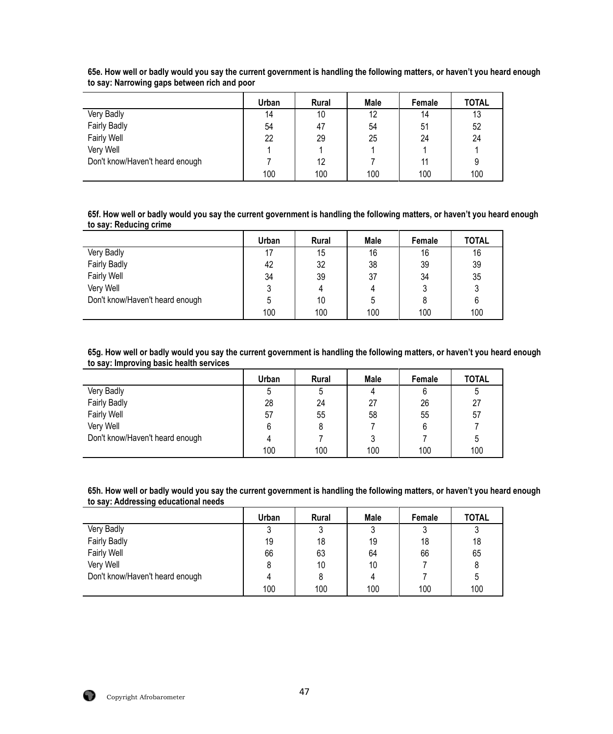**65e. How well or badly would you say the current government is handling the following matters, or haven't you heard enough to say: Narrowing gaps between rich and poor**

| | Urban | Rural | Male | Female | TOTAL |
|---|---|---|---|---|---|
| Very Badly | 14 | 10 | 12 | 14 | 13 |
| Fairly Badly | 54 | 47 | 54 | 51 | 52 |
| Fairly Well | 22 | 29 | 25 | 24 | 24 |
| Very Well | 1 | 1 | 1 | 1 | 1 |
| Don't know/Haven't heard enough | 7 | 12 | 7 | 11 | 9 |
| | 100 | 100 | 100 | 100 | 100 |

**65f. How well or badly would you say the current government is handling the following matters, or haven't you heard enough to say: Reducing crime**

| | Urban | Rural | Male | Female | TOTAL |
|---|---|---|---|---|---|
| Very Badly | 17 | 15 | 16 | 16 | 16 |
| Fairly Badly | 42 | 32 | 38 | 39 | 39 |
| Fairly Well | 34 | 39 | 37 | 34 | 35 |
| Very Well | 3 | 4 | 4 | 3 | 3 |
| Don't know/Haven't heard enough | 5 | 10 | 5 | 8 | 6 |
| | 100 | 100 | 100 | 100 | 100 |

**65g. How well or badly would you say the current government is handling the following matters, or haven't you heard enough to say: Improving basic health services**

| | Urban | Rural | Male | Female | TOTAL |
|---|---|---|---|---|---|
| Very Badly | 5 | 5 | 4 | 6 | 5 |
| Fairly Badly | 28 | 24 | 27 | 26 | 27 |
| Fairly Well | 57 | 55 | 58 | 55 | 57 |
| Very Well | 6 | 8 | 7 | 6 | 7 |
| Don't know/Haven't heard enough | 4 | 7 | 3 | 7 | 5 |
| | 100 | 100 | 100 | 100 | 100 |

**65h. How well or badly would you say the current government is handling the following matters, or haven't you heard enough to say: Addressing educational needs**

| | Urban | Rural | Male | Female | TOTAL |
|---|---|---|---|---|---|
| Very Badly | 3 | 3 | 3 | 3 | 3 |
| Fairly Badly | 19 | 18 | 19 | 18 | 18 |
| Fairly Well | 66 | 63 | 64 | 66 | 65 |
| Very Well | 8 | 10 | 10 | 7 | 8 |
| Don't know/Haven't heard enough | 4 | 8 | 4 | 7 | 5 |
| | 100 | 100 | 100 | 100 | 100 |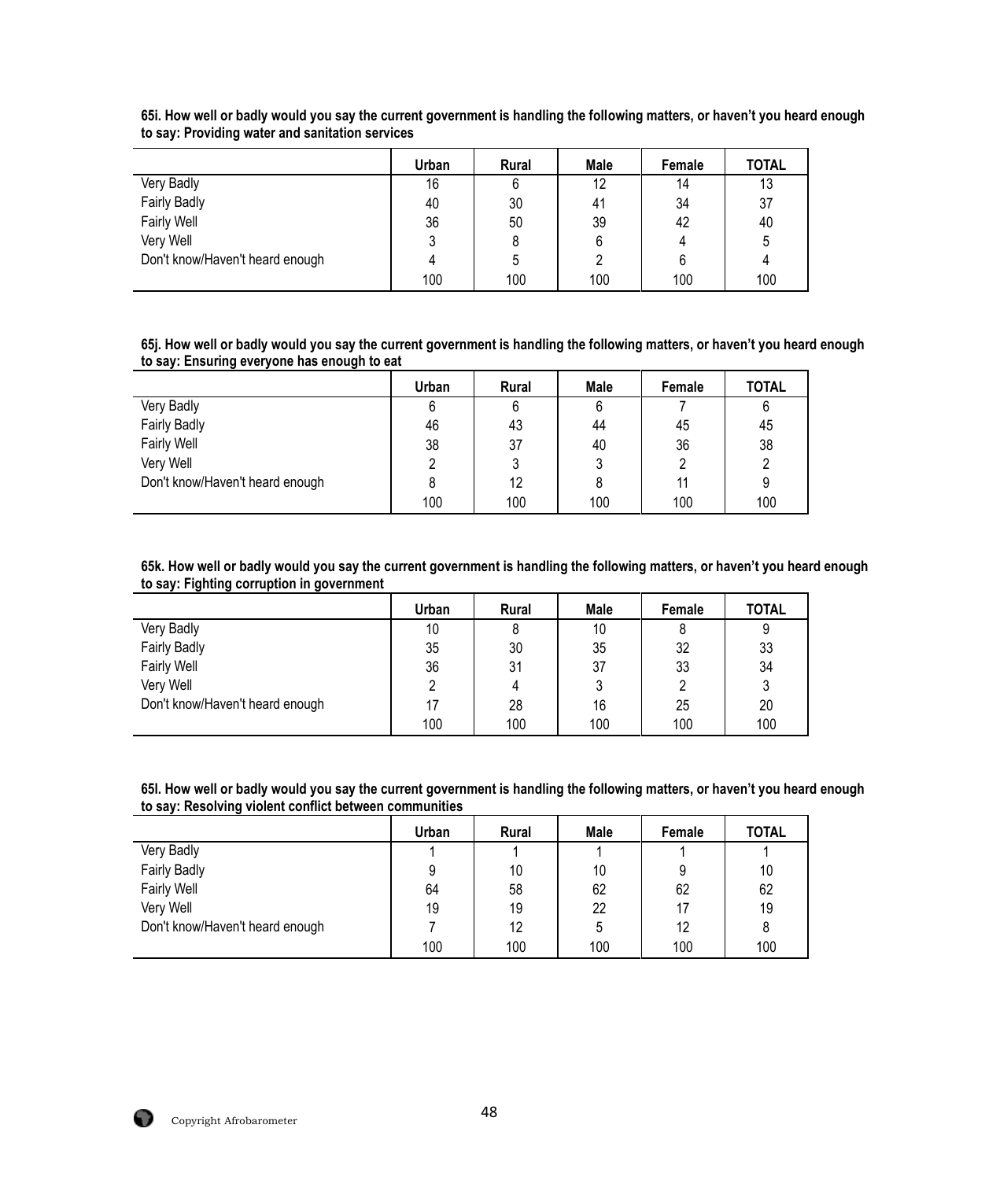**65i. How well or badly would you say the current government is handling the following matters, or haven't you heard enough to say: Providing water and sanitation services**

| | Urban | Rural | Male | Female | TOTAL |
|---|---|---|---|---|---|
| Very Badly | 16 | 6 | 12 | 14 | 13 |
| Fairly Badly | 40 | 30 | 41 | 34 | 37 |
| Fairly Well | 36 | 50 | 39 | 42 | 40 |
| Very Well | 3 | 8 | 6 | 4 | 5 |
| Don't know/Haven't heard enough | 4 | 5 | 2 | 6 | 4 |
| | 100 | 100 | 100 | 100 | 100 |

**65j. How well or badly would you say the current government is handling the following matters, or haven't you heard enough to say: Ensuring everyone has enough to eat**

| | Urban | Rural | Male | Female | TOTAL |
|---|---|---|---|---|---|
| Very Badly | 6 | 6 | 6 | 7 | 6 |
| Fairly Badly | 46 | 43 | 44 | 45 | 45 |
| Fairly Well | 38 | 37 | 40 | 36 | 38 |
| Very Well | 2 | 3 | 3 | 2 | 2 |
| Don't know/Haven't heard enough | 8 | 12 | 8 | 11 | 9 |
| | 100 | 100 | 100 | 100 | 100 |

**65k. How well or badly would you say the current government is handling the following matters, or haven't you heard enough to say: Fighting corruption in government**

| | Urban | Rural | Male | Female | TOTAL |
|---|---|---|---|---|---|
| Very Badly | 10 | 8 | 10 | 8 | 9 |
| Fairly Badly | 35 | 30 | 35 | 32 | 33 |
| Fairly Well | 36 | 31 | 37 | 33 | 34 |
| Very Well | 2 | 4 | 3 | 2 | 3 |
| Don't know/Haven't heard enough | 17 | 28 | 16 | 25 | 20 |
| | 100 | 100 | 100 | 100 | 100 |

**65l. How well or badly would you say the current government is handling the following matters, or haven't you heard enough to say: Resolving violent conflict between communities**

| | Urban | Rural | Male | Female | TOTAL |
|---|---|---|---|---|---|
| Very Badly | 1 | 1 | 1 | 1 | 1 |
| Fairly Badly | 9 | 10 | 10 | 9 | 10 |
| Fairly Well | 64 | 58 | 62 | 62 | 62 |
| Very Well | 19 | 19 | 22 | 17 | 19 |
| Don't know/Haven't heard enough | 7 | 12 | 5 | 12 | 8 |
| | 100 | 100 | 100 | 100 | 100 |

Copyright Afrobarometer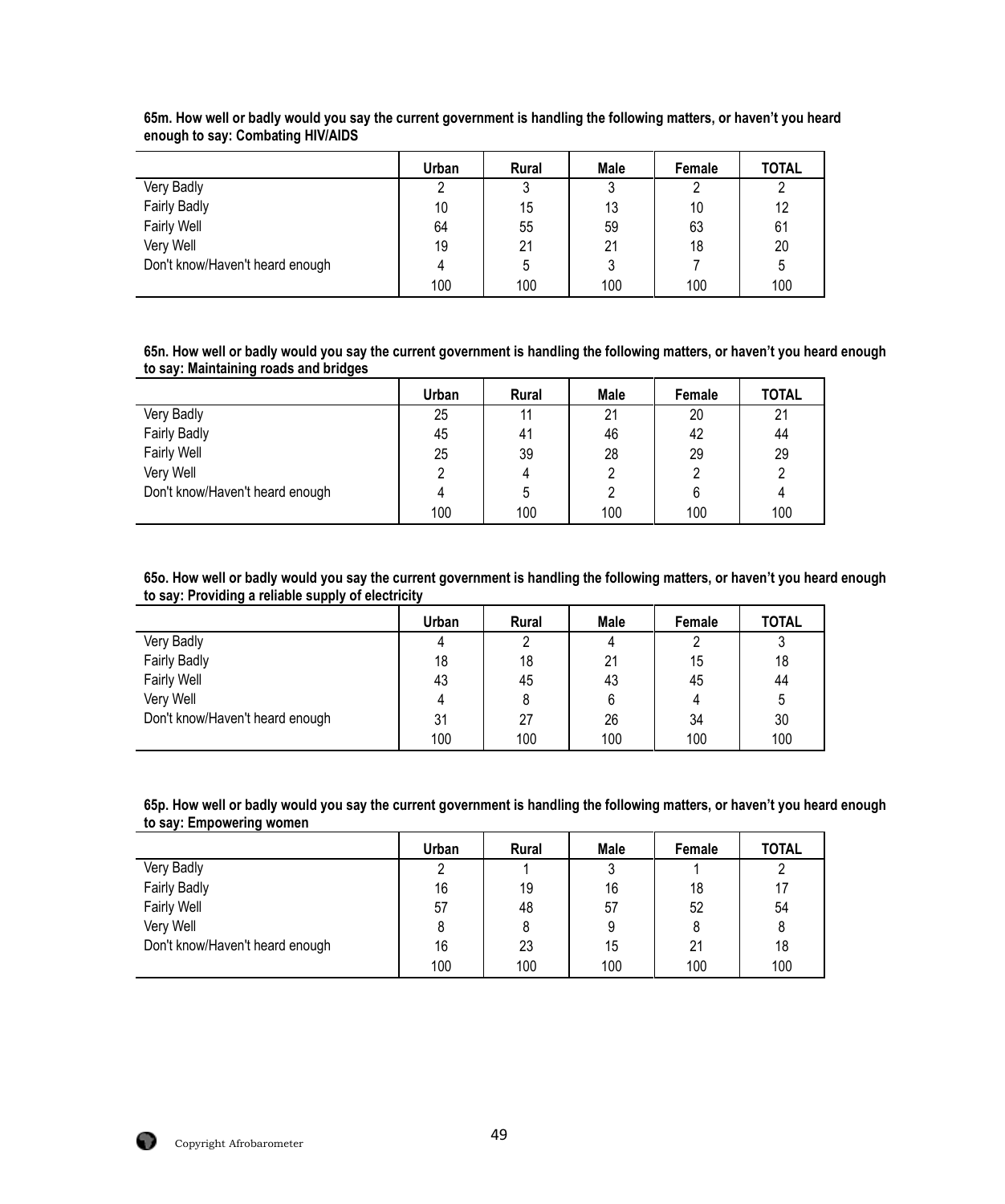**65m. How well or badly would you say the current government is handling the following matters, or haven't you heard enough to say: Combating HIV/AIDS**

| | Urban | Rural | Male | Female | TOTAL |
|---|---|---|---|---|---|
| Very Badly | 2 | 3 | 3 | 2 | 2 |
| Fairly Badly | 10 | 15 | 13 | 10 | 12 |
| Fairly Well | 64 | 55 | 59 | 63 | 61 |
| Very Well | 19 | 21 | 21 | 18 | 20 |
| Don't know/Haven't heard enough | 4 | 5 | 3 | 7 | 5 |
| | 100 | 100 | 100 | 100 | 100 |

**65n. How well or badly would you say the current government is handling the following matters, or haven't you heard enough to say: Maintaining roads and bridges**

| | Urban | Rural | Male | Female | TOTAL |
|---|---|---|---|---|---|
| Very Badly | 25 | 11 | 21 | 20 | 21 |
| Fairly Badly | 45 | 41 | 46 | 42 | 44 |
| Fairly Well | 25 | 39 | 28 | 29 | 29 |
| Very Well | 2 | 4 | 2 | 2 | 2 |
| Don't know/Haven't heard enough | 4 | 5 | 2 | 6 | 4 |
| | 100 | 100 | 100 | 100 | 100 |

**65o. How well or badly would you say the current government is handling the following matters, or haven't you heard enough to say: Providing a reliable supply of electricity**

| | Urban | Rural | Male | Female | TOTAL |
|---|---|---|---|---|---|
| Very Badly | 4 | 2 | 4 | 2 | 3 |
| Fairly Badly | 18 | 18 | 21 | 15 | 18 |
| Fairly Well | 43 | 45 | 43 | 45 | 44 |
| Very Well | 4 | 8 | 6 | 4 | 5 |
| Don't know/Haven't heard enough | 31 | 27 | 26 | 34 | 30 |
| | 100 | 100 | 100 | 100 | 100 |

**65p. How well or badly would you say the current government is handling the following matters, or haven't you heard enough to say: Empowering women**

| | Urban | Rural | Male | Female | TOTAL |
|---|---|---|---|---|---|
| Very Badly | 2 | 1 | 3 | 1 | 2 |
| Fairly Badly | 16 | 19 | 16 | 18 | 17 |
| Fairly Well | 57 | 48 | 57 | 52 | 54 |
| Very Well | 8 | 8 | 9 | 8 | 8 |
| Don't know/Haven't heard enough | 16 | 23 | 15 | 21 | 18 |
| | 100 | 100 | 100 | 100 | 100 |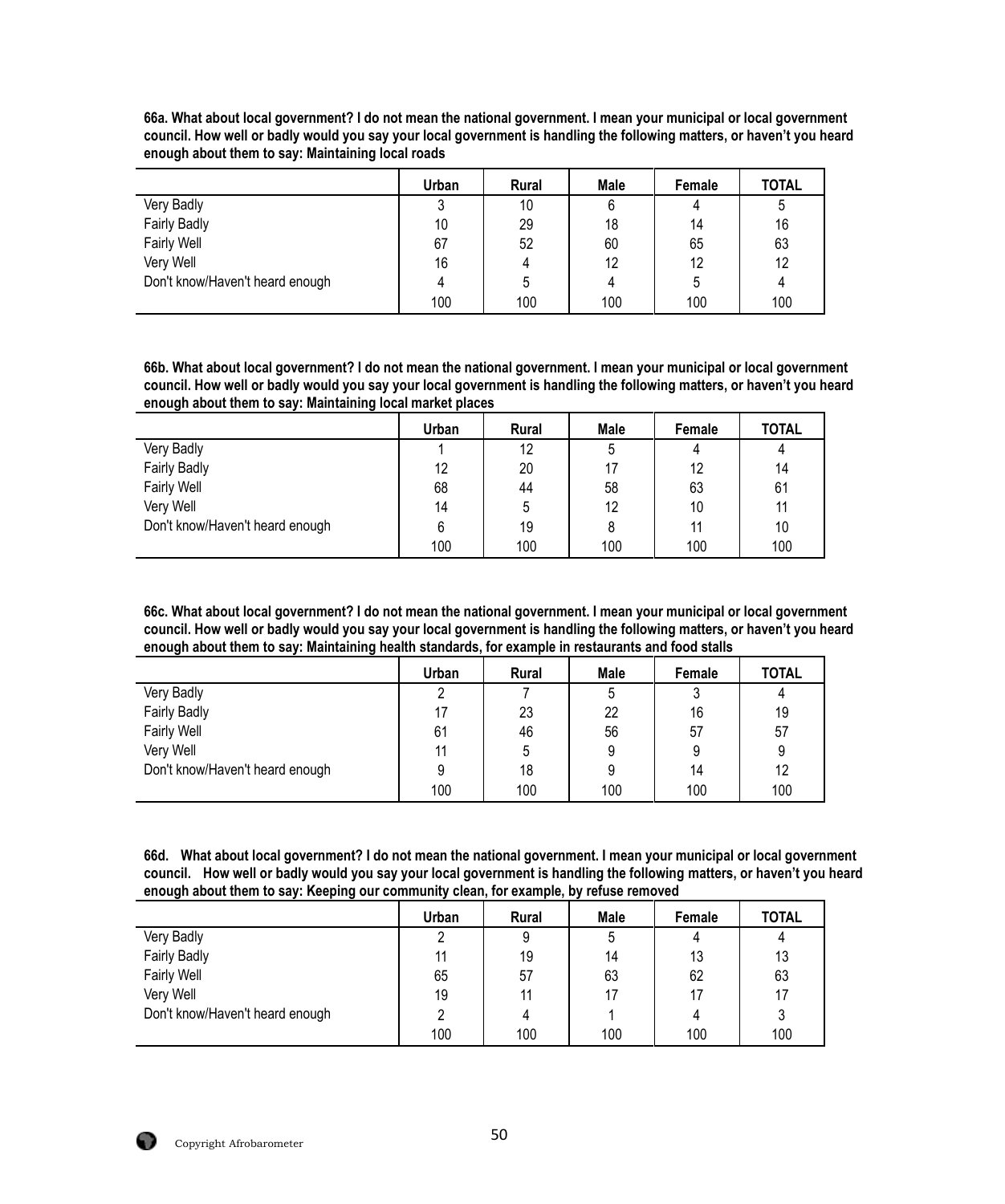**66a. What about local government? I do not mean the national government. I mean your municipal or local government council. How well or badly would you say your local government is handling the following matters, or haven't you heard enough about them to say: Maintaining local roads**

| | Urban | Rural | Male | Female | TOTAL |
|---|---|---|---|---|---|
| Very Badly | 3 | 10 | 6 | 4 | 5 |
| Fairly Badly | 10 | 29 | 18 | 14 | 16 |
| Fairly Well | 67 | 52 | 60 | 65 | 63 |
| Very Well | 16 | 4 | 12 | 12 | 12 |
| Don't know/Haven't heard enough | 4 | 5 | 4 | 5 | 4 |
| | 100 | 100 | 100 | 100 | 100 |

**66b. What about local government? I do not mean the national government. I mean your municipal or local government council. How well or badly would you say your local government is handling the following matters, or haven't you heard enough about them to say: Maintaining local market places**

| | Urban | Rural | Male | Female | TOTAL |
|---|---|---|---|---|---|
| Very Badly | 1 | 12 | 5 | 4 | 4 |
| Fairly Badly | 12 | 20 | 17 | 12 | 14 |
| Fairly Well | 68 | 44 | 58 | 63 | 61 |
| Very Well | 14 | 5 | 12 | 10 | 11 |
| Don't know/Haven't heard enough | 6 | 19 | 8 | 11 | 10 |
| | 100 | 100 | 100 | 100 | 100 |

**66c. What about local government? I do not mean the national government. I mean your municipal or local government council. How well or badly would you say your local government is handling the following matters, or haven't you heard enough about them to say: Maintaining health standards, for example in restaurants and food stalls**

| | Urban | Rural | Male | Female | TOTAL |
|---|---|---|---|---|---|
| Very Badly | 2 | 7 | 5 | 3 | 4 |
| Fairly Badly | 17 | 23 | 22 | 16 | 19 |
| Fairly Well | 61 | 46 | 56 | 57 | 57 |
| Very Well | 11 | 5 | 9 | 9 | 9 |
| Don't know/Haven't heard enough | 9 | 18 | 9 | 14 | 12 |
| | 100 | 100 | 100 | 100 | 100 |

**66d. What about local government? I do not mean the national government. I mean your municipal or local government council. How well or badly would you say your local government is handling the following matters, or haven't you heard enough about them to say: Keeping our community clean, for example, by refuse removed**

| | Urban | Rural | Male | Female | TOTAL |
|---|---|---|---|---|---|
| Very Badly | 2 | 9 | 5 | 4 | 4 |
| Fairly Badly | 11 | 19 | 14 | 13 | 13 |
| Fairly Well | 65 | 57 | 63 | 62 | 63 |
| Very Well | 19 | 11 | 17 | 17 | 17 |
| Don't know/Haven't heard enough | 2 | 4 | 1 | 4 | 3 |
| | 100 | 100 | 100 | 100 | 100 |

Copyright Afrobarometer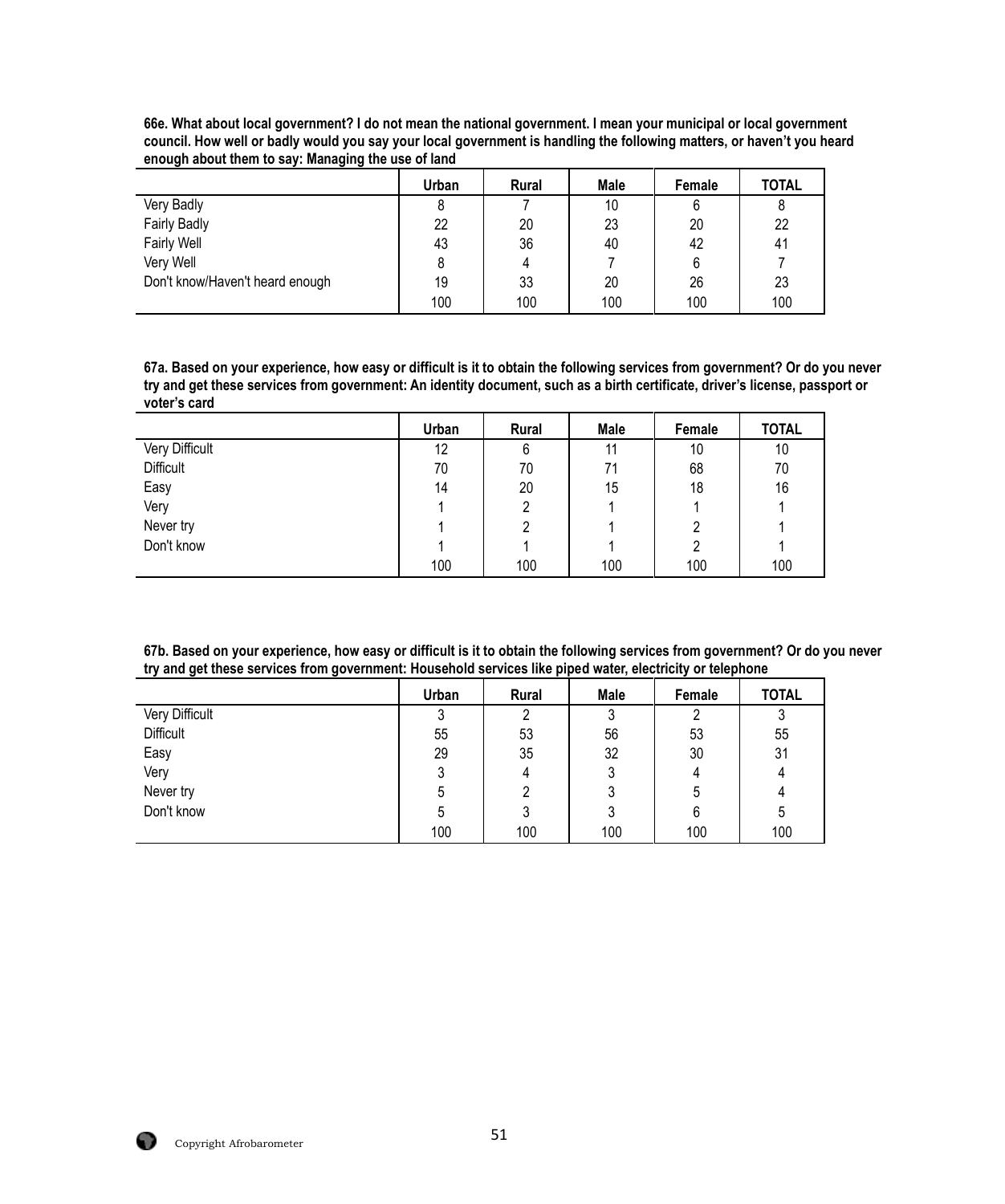**66e. What about local government? I do not mean the national government. I mean your municipal or local government council. How well or badly would you say your local government is handling the following matters, or haven't you heard enough about them to say: Managing the use of land**

| | Urban | Rural | Male | Female | TOTAL |
|---|---|---|---|---|---|
| Very Badly | 8 | 7 | 10 | 6 | 8 |
| Fairly Badly | 22 | 20 | 23 | 20 | 22 |
| Fairly Well | 43 | 36 | 40 | 42 | 41 |
| Very Well | 8 | 4 | 7 | 6 | 7 |
| Don't know/Haven't heard enough | 19 | 33 | 20 | 26 | 23 |
| | 100 | 100 | 100 | 100 | 100 |

**67a. Based on your experience, how easy or difficult is it to obtain the following services from government? Or do you never try and get these services from government: An identity document, such as a birth certificate, driver's license, passport or voter's card**

| | Urban | Rural | Male | Female | TOTAL |
|---|---|---|---|---|---|
| Very Difficult | 12 | 6 | 11 | 10 | 10 |
| Difficult | 70 | 70 | 71 | 68 | 70 |
| Easy | 14 | 20 | 15 | 18 | 16 |
| Very | 1 | 2 | 1 | 1 | 1 |
| Never try | 1 | 2 | 1 | 2 | 1 |
| Don't know | 1 | 1 | 1 | 2 | 1 |
| | 100 | 100 | 100 | 100 | 100 |

**67b. Based on your experience, how easy or difficult is it to obtain the following services from government? Or do you never try and get these services from government: Household services like piped water, electricity or telephone**

| | Urban | Rural | Male | Female | TOTAL |
|---|---|---|---|---|---|
| Very Difficult | 3 | 2 | 3 | 2 | 3 |
| Difficult | 55 | 53 | 56 | 53 | 55 |
| Easy | 29 | 35 | 32 | 30 | 31 |
| Very | 3 | 4 | 3 | 4 | 4 |
| Never try | 5 | 2 | 3 | 5 | 4 |
| Don't know | 5 | 3 | 3 | 6 | 5 |
| | 100 | 100 | 100 | 100 | 100 |

Copyright Afrobarometer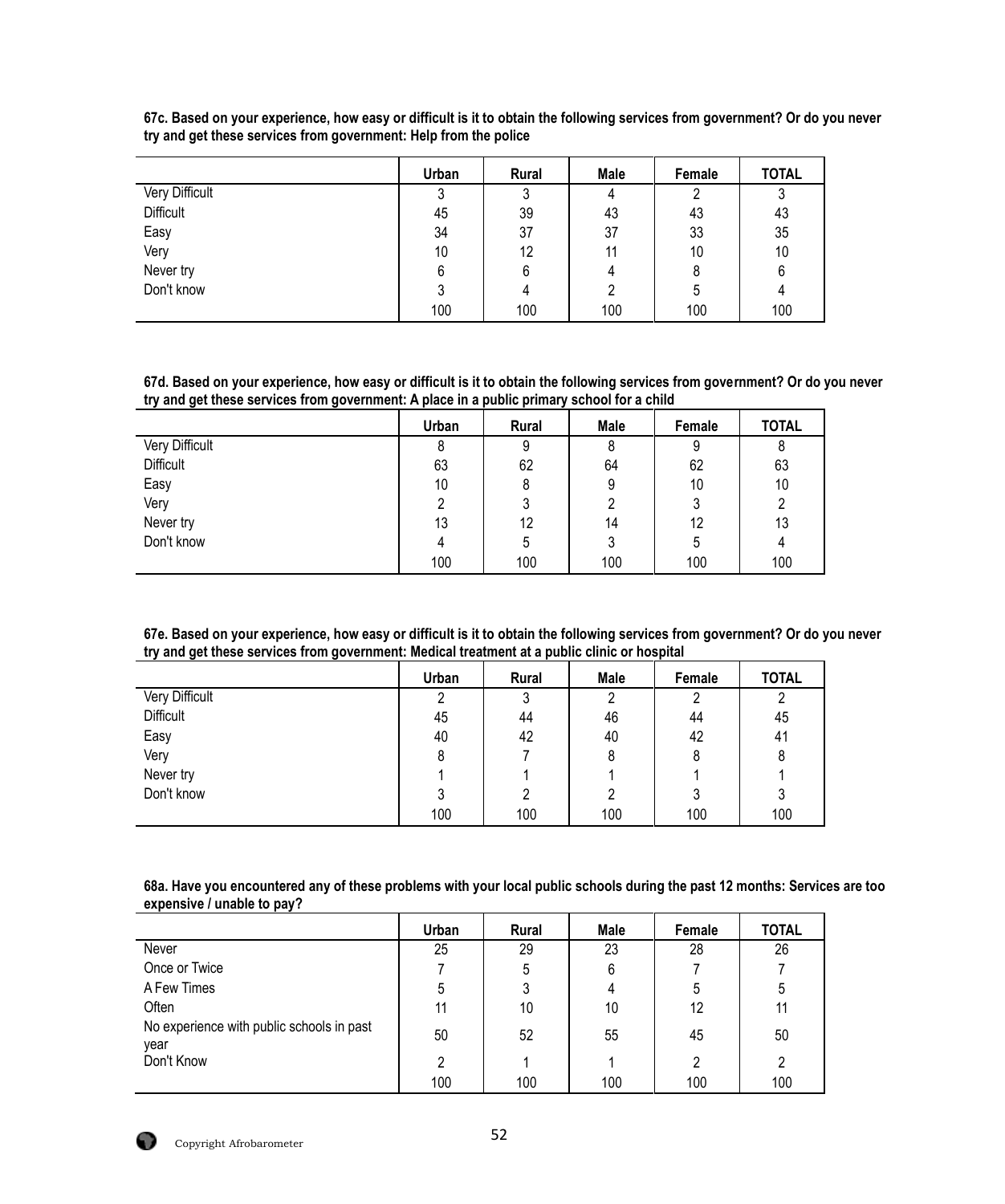**67c. Based on your experience, how easy or difficult is it to obtain the following services from government? Or do you never try and get these services from government: Help from the police**

| | Urban | Rural | Male | Female | TOTAL |
|---|---|---|---|---|---|
| Very Difficult | 3 | 3 | 4 | 2 | 3 |
| Difficult | 45 | 39 | 43 | 43 | 43 |
| Easy | 34 | 37 | 37 | 33 | 35 |
| Very | 10 | 12 | 11 | 10 | 10 |
| Never try | 6 | 6 | 4 | 8 | 6 |
| Don't know | 3 | 4 | 2 | 5 | 4 |
| | 100 | 100 | 100 | 100 | 100 |

**67d. Based on your experience, how easy or difficult is it to obtain the following services from government? Or do you never try and get these services from government: A place in a public primary school for a child**

| | Urban | Rural | Male | Female | TOTAL |
|---|---|---|---|---|---|
| Very Difficult | 8 | 9 | 8 | 9 | 8 |
| Difficult | 63 | 62 | 64 | 62 | 63 |
| Easy | 10 | 8 | 9 | 10 | 10 |
| Very | 2 | 3 | 2 | 3 | 2 |
| Never try | 13 | 12 | 14 | 12 | 13 |
| Don't know | 4 | 5 | 3 | 5 | 4 |
| | 100 | 100 | 100 | 100 | 100 |

**67e. Based on your experience, how easy or difficult is it to obtain the following services from government? Or do you never try and get these services from government: Medical treatment at a public clinic or hospital**

| | Urban | Rural | Male | Female | TOTAL |
|---|---|---|---|---|---|
| Very Difficult | 2 | 3 | 2 | 2 | 2 |
| Difficult | 45 | 44 | 46 | 44 | 45 |
| Easy | 40 | 42 | 40 | 42 | 41 |
| Very | 8 | 7 | 8 | 8 | 8 |
| Never try | 1 | 1 | 1 | 1 | 1 |
| Don't know | 3 | 2 | 2 | 3 | 3 |
| | 100 | 100 | 100 | 100 | 100 |

**68a. Have you encountered any of these problems with your local public schools during the past 12 months: Services are too expensive / unable to pay?**

| | Urban | Rural | Male | Female | TOTAL |
|---|---|---|---|---|---|
| Never | 25 | 29 | 23 | 28 | 26 |
| Once or Twice | 7 | 5 | 6 | 7 | 7 |
| A Few Times | 5 | 3 | 4 | 5 | 5 |
| Often | 11 | 10 | 10 | 12 | 11 |
| No experience with public schools in past year | 50 | 52 | 55 | 45 | 50 |
| Don't Know | 2 | 1 | 1 | 2 | 2 |
| | 100 | 100 | 100 | 100 | 100 |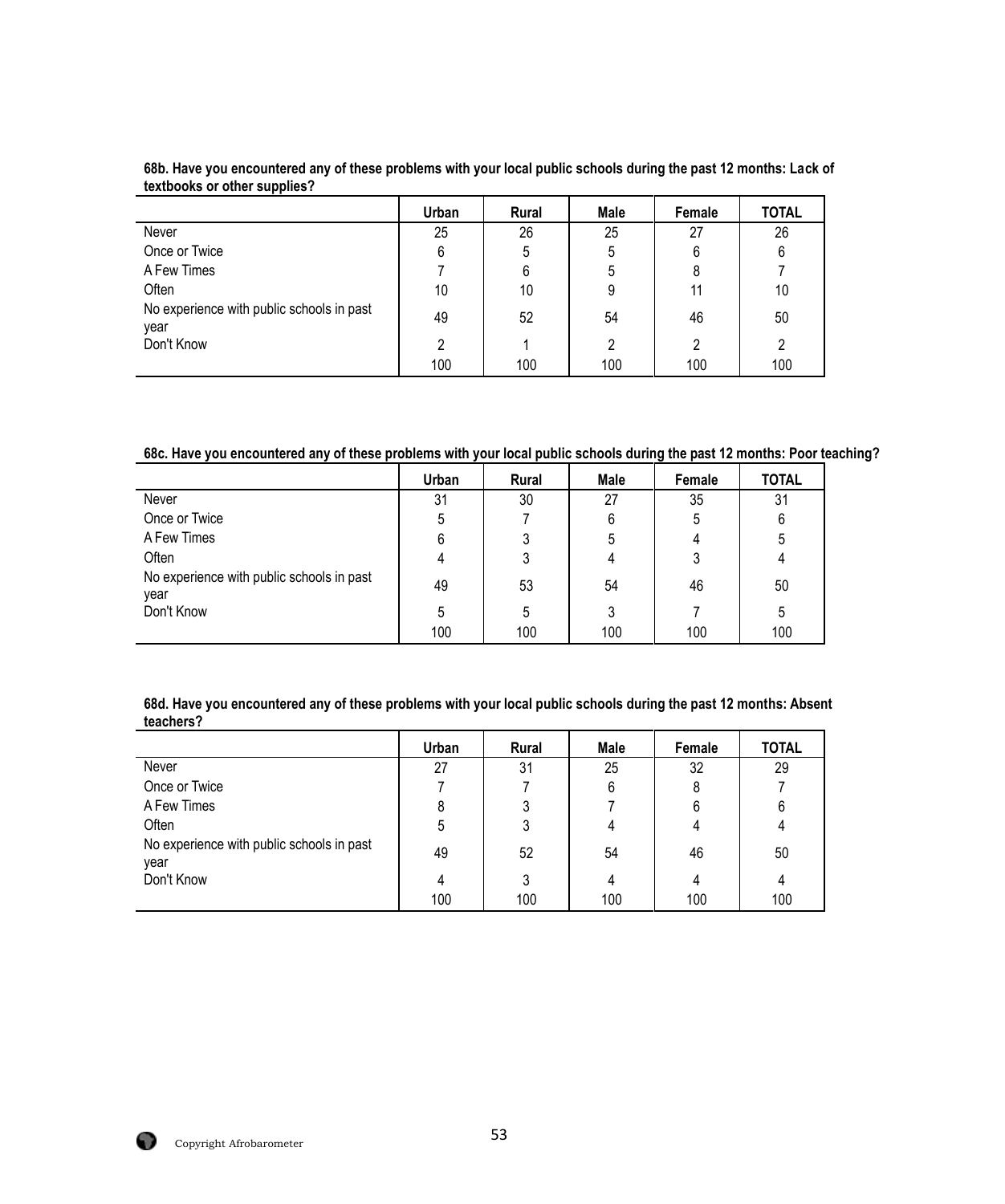**68b. Have you encountered any of these problems with your local public schools during the past 12 months: Lack of textbooks or other supplies?**

| | Urban | Rural | Male | Female | TOTAL |
|---|---|---|---|---|---|
| Never | 25 | 26 | 25 | 27 | 26 |
| Once or Twice | 6 | 5 | 5 | 6 | 6 |
| A Few Times | 7 | 6 | 5 | 8 | 7 |
| Often | 10 | 10 | 9 | 11 | 10 |
| No experience with public schools in past year | 49 | 52 | 54 | 46 | 50 |
| Don't Know | 2 | 1 | 2 | 2 | 2 |
| | 100 | 100 | 100 | 100 | 100 |

**68c. Have you encountered any of these problems with your local public schools during the past 12 months: Poor teaching?**

| | Urban | Rural | Male | Female | TOTAL |
|---|---|---|---|---|---|
| Never | 31 | 30 | 27 | 35 | 31 |
| Once or Twice | 5 | 7 | 6 | 5 | 6 |
| A Few Times | 6 | 3 | 5 | 4 | 5 |
| Often | 4 | 3 | 4 | 3 | 4 |
| No experience with public schools in past year | 49 | 53 | 54 | 46 | 50 |
| Don't Know | 5 | 5 | 3 | 7 | 5 |
| | 100 | 100 | 100 | 100 | 100 |

**68d. Have you encountered any of these problems with your local public schools during the past 12 months: Absent teachers?**

| | Urban | Rural | Male | Female | TOTAL |
|---|---|---|---|---|---|
| Never | 27 | 31 | 25 | 32 | 29 |
| Once or Twice | 7 | 7 | 6 | 8 | 7 |
| A Few Times | 8 | 3 | 7 | 6 | 6 |
| Often | 5 | 3 | 4 | 4 | 4 |
| No experience with public schools in past year | 49 | 52 | 54 | 46 | 50 |
| Don't Know | 4 | 3 | 4 | 4 | 4 |
| | 100 | 100 | 100 | 100 | 100 |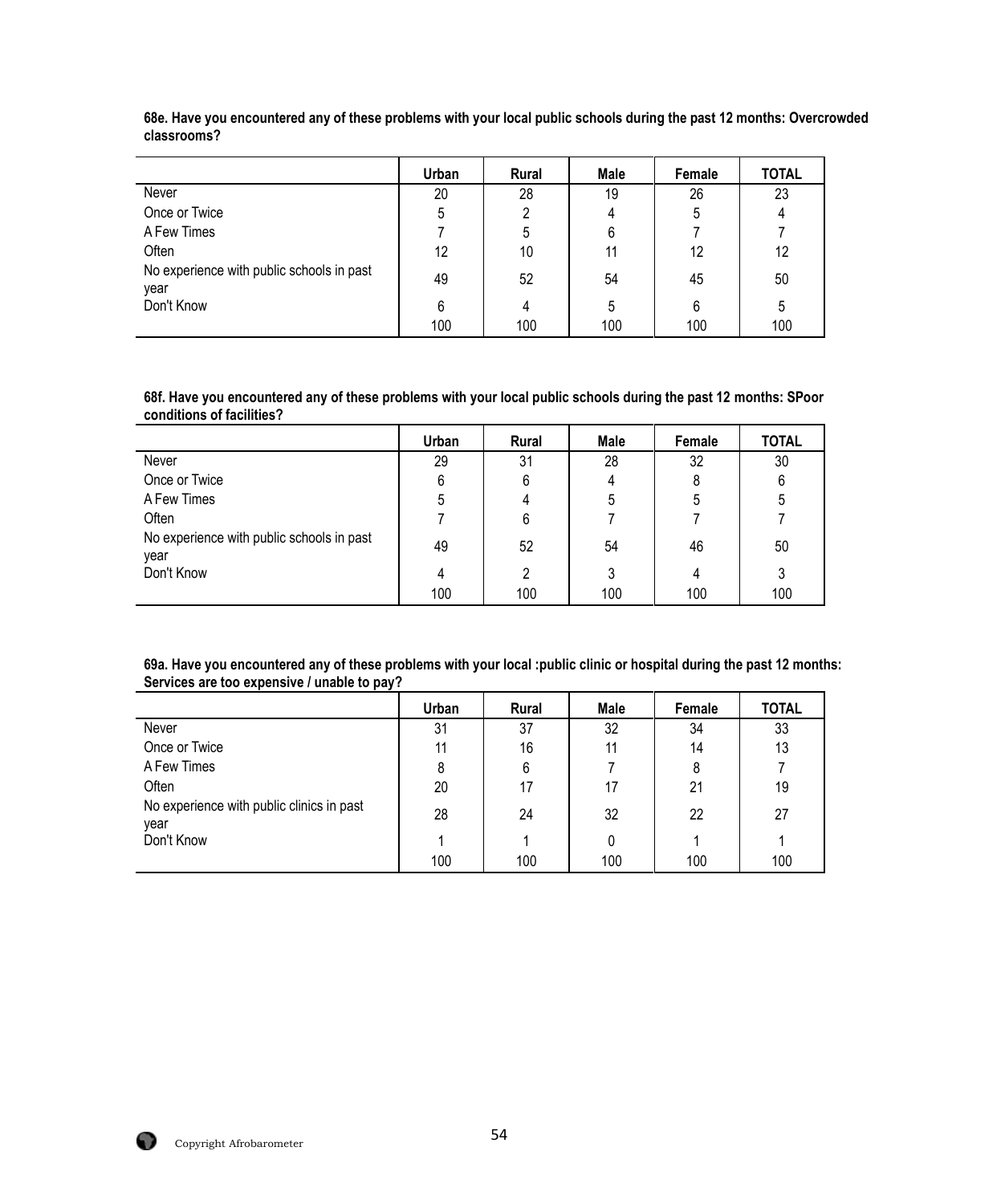**68e. Have you encountered any of these problems with your local public schools during the past 12 months: Overcrowded classrooms?**

| | Urban | Rural | Male | Female | TOTAL |
|---|---|---|---|---|---|
| Never | 20 | 28 | 19 | 26 | 23 |
| Once or Twice | 5 | 2 | 4 | 5 | 4 |
| A Few Times | 7 | 5 | 6 | 7 | 7 |
| Often | 12 | 10 | 11 | 12 | 12 |
| No experience with public schools in past year | 49 | 52 | 54 | 45 | 50 |
| Don't Know | 6 | 4 | 5 | 6 | 5 |
| | 100 | 100 | 100 | 100 | 100 |

**68f. Have you encountered any of these problems with your local public schools during the past 12 months: SPoor conditions of facilities?**

| | Urban | Rural | Male | Female | TOTAL |
|---|---|---|---|---|---|
| Never | 29 | 31 | 28 | 32 | 30 |
| Once or Twice | 6 | 6 | 4 | 8 | 6 |
| A Few Times | 5 | 4 | 5 | 5 | 5 |
| Often | 7 | 6 | 7 | 7 | 7 |
| No experience with public schools in past year | 49 | 52 | 54 | 46 | 50 |
| Don't Know | 4 | 2 | 3 | 4 | 3 |
| | 100 | 100 | 100 | 100 | 100 |

**69a. Have you encountered any of these problems with your local :public clinic or hospital during the past 12 months: Services are too expensive / unable to pay?**

| | Urban | Rural | Male | Female | TOTAL |
|---|---|---|---|---|---|
| Never | 31 | 37 | 32 | 34 | 33 |
| Once or Twice | 11 | 16 | 11 | 14 | 13 |
| A Few Times | 8 | 6 | 7 | 8 | 7 |
| Often | 20 | 17 | 17 | 21 | 19 |
| No experience with public clinics in past year | 28 | 24 | 32 | 22 | 27 |
| Don't Know | 1 | 1 | 0 | 1 | 1 |
| | 100 | 100 | 100 | 100 | 100 |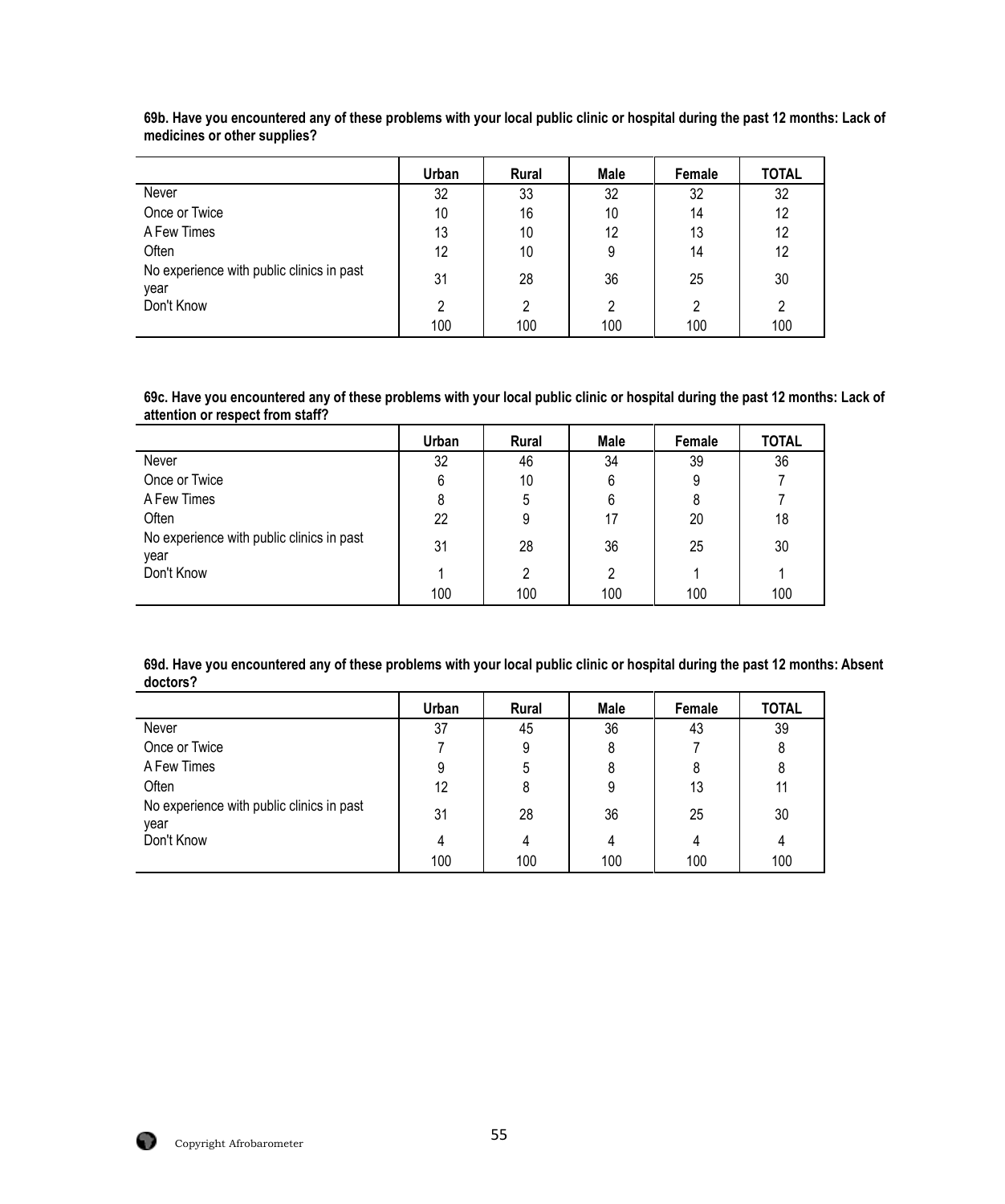**69b. Have you encountered any of these problems with your local public clinic or hospital during the past 12 months: Lack of medicines or other supplies?**

| | Urban | Rural | Male | Female | TOTAL |
|---|---|---|---|---|---|
| Never | 32 | 33 | 32 | 32 | 32 |
| Once or Twice | 10 | 16 | 10 | 14 | 12 |
| A Few Times | 13 | 10 | 12 | 13 | 12 |
| Often | 12 | 10 | 9 | 14 | 12 |
| No experience with public clinics in past year | 31 | 28 | 36 | 25 | 30 |
| Don't Know | 2 | 2 | 2 | 2 | 2 |
| | 100 | 100 | 100 | 100 | 100 |

**69c. Have you encountered any of these problems with your local public clinic or hospital during the past 12 months: Lack of attention or respect from staff?**

| | Urban | Rural | Male | Female | TOTAL |
|---|---|---|---|---|---|
| Never | 32 | 46 | 34 | 39 | 36 |
| Once or Twice | 6 | 10 | 6 | 9 | 7 |
| A Few Times | 8 | 5 | 6 | 8 | 7 |
| Often | 22 | 9 | 17 | 20 | 18 |
| No experience with public clinics in past year | 31 | 28 | 36 | 25 | 30 |
| Don't Know | 1 | 2 | 2 | 1 | 1 |
| | 100 | 100 | 100 | 100 | 100 |

**69d. Have you encountered any of these problems with your local public clinic or hospital during the past 12 months: Absent doctors?**

| | Urban | Rural | Male | Female | TOTAL |
|---|---|---|---|---|---|
| Never | 37 | 45 | 36 | 43 | 39 |
| Once or Twice | 7 | 9 | 8 | 7 | 8 |
| A Few Times | 9 | 5 | 8 | 8 | 8 |
| Often | 12 | 8 | 9 | 13 | 11 |
| No experience with public clinics in past year | 31 | 28 | 36 | 25 | 30 |
| Don't Know | 4 | 4 | 4 | 4 | 4 |
| | 100 | 100 | 100 | 100 | 100 |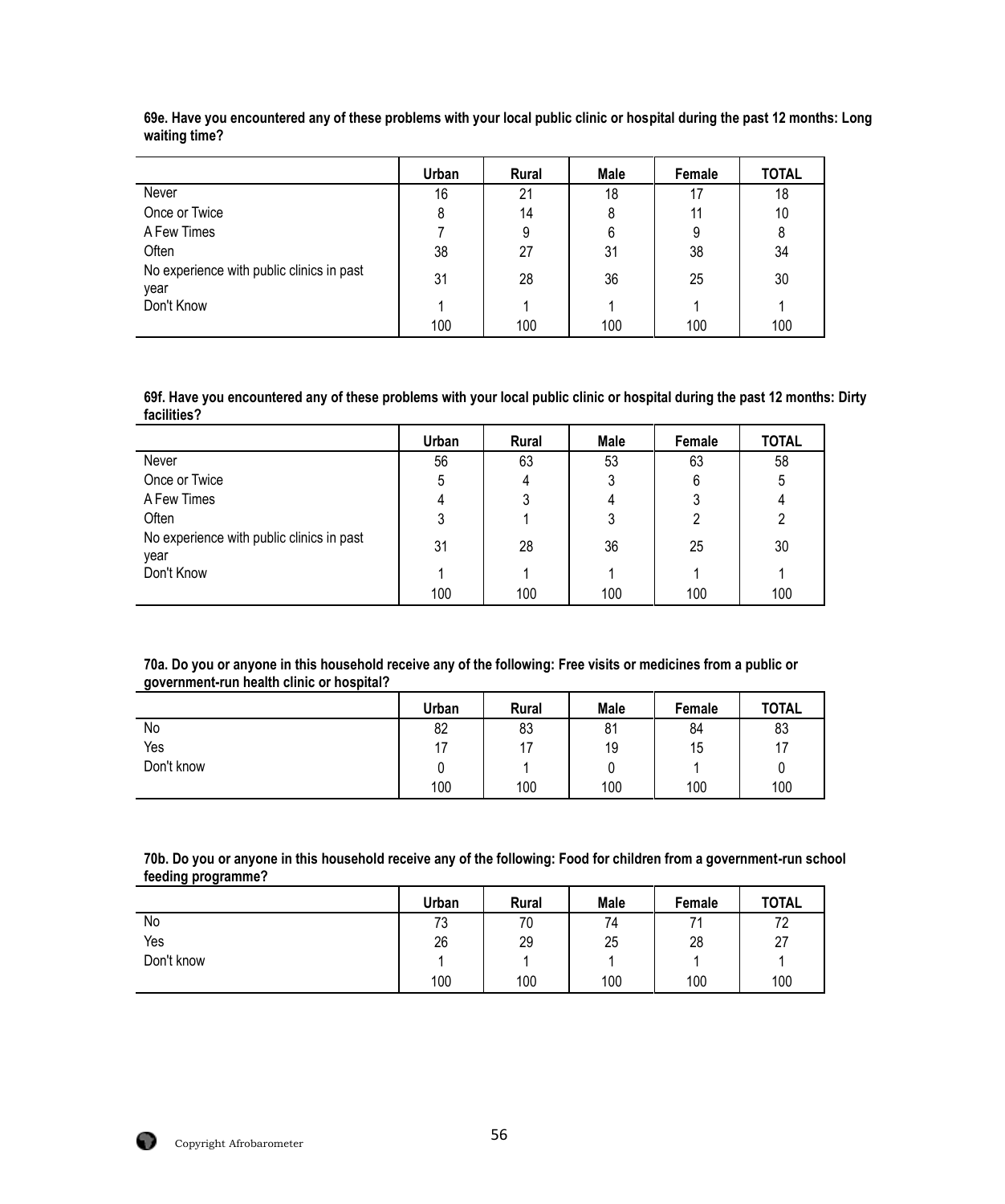**69e. Have you encountered any of these problems with your local public clinic or hospital during the past 12 months: Long waiting time?**

| | Urban | Rural | Male | Female | TOTAL |
|---|---|---|---|---|---|
| Never | 16 | 21 | 18 | 17 | 18 |
| Once or Twice | 8 | 14 | 8 | 11 | 10 |
| A Few Times | 7 | 9 | 6 | 9 | 8 |
| Often | 38 | 27 | 31 | 38 | 34 |
| No experience with public clinics in past year | 31 | 28 | 36 | 25 | 30 |
| Don't Know | 1 | 1 | 1 | 1 | 1 |
| | 100 | 100 | 100 | 100 | 100 |

**69f. Have you encountered any of these problems with your local public clinic or hospital during the past 12 months: Dirty facilities?**

| | Urban | Rural | Male | Female | TOTAL |
|---|---|---|---|---|---|
| Never | 56 | 63 | 53 | 63 | 58 |
| Once or Twice | 5 | 4 | 3 | 6 | 5 |
| A Few Times | 4 | 3 | 4 | 3 | 4 |
| Often | 3 | 1 | 3 | 2 | 2 |
| No experience with public clinics in past year | 31 | 28 | 36 | 25 | 30 |
| Don't Know | 1 | 1 | 1 | 1 | 1 |
| | 100 | 100 | 100 | 100 | 100 |

**70a. Do you or anyone in this household receive any of the following: Free visits or medicines from a public or government-run health clinic or hospital?**

| | Urban | Rural | Male | Female | TOTAL |
|---|---|---|---|---|---|
| No | 82 | 83 | 81 | 84 | 83 |
| Yes | 17 | 17 | 19 | 15 | 17 |
| Don't know | 0 | 1 | 0 | 1 | 0 |
| | 100 | 100 | 100 | 100 | 100 |

**70b. Do you or anyone in this household receive any of the following: Food for children from a government-run school feeding programme?**

| | Urban | Rural | Male | Female | TOTAL |
|---|---|---|---|---|---|
| No | 73 | 70 | 74 | 71 | 72 |
| Yes | 26 | 29 | 25 | 28 | 27 |
| Don't know | 1 | 1 | 1 | 1 | 1 |
| | 100 | 100 | 100 | 100 | 100 |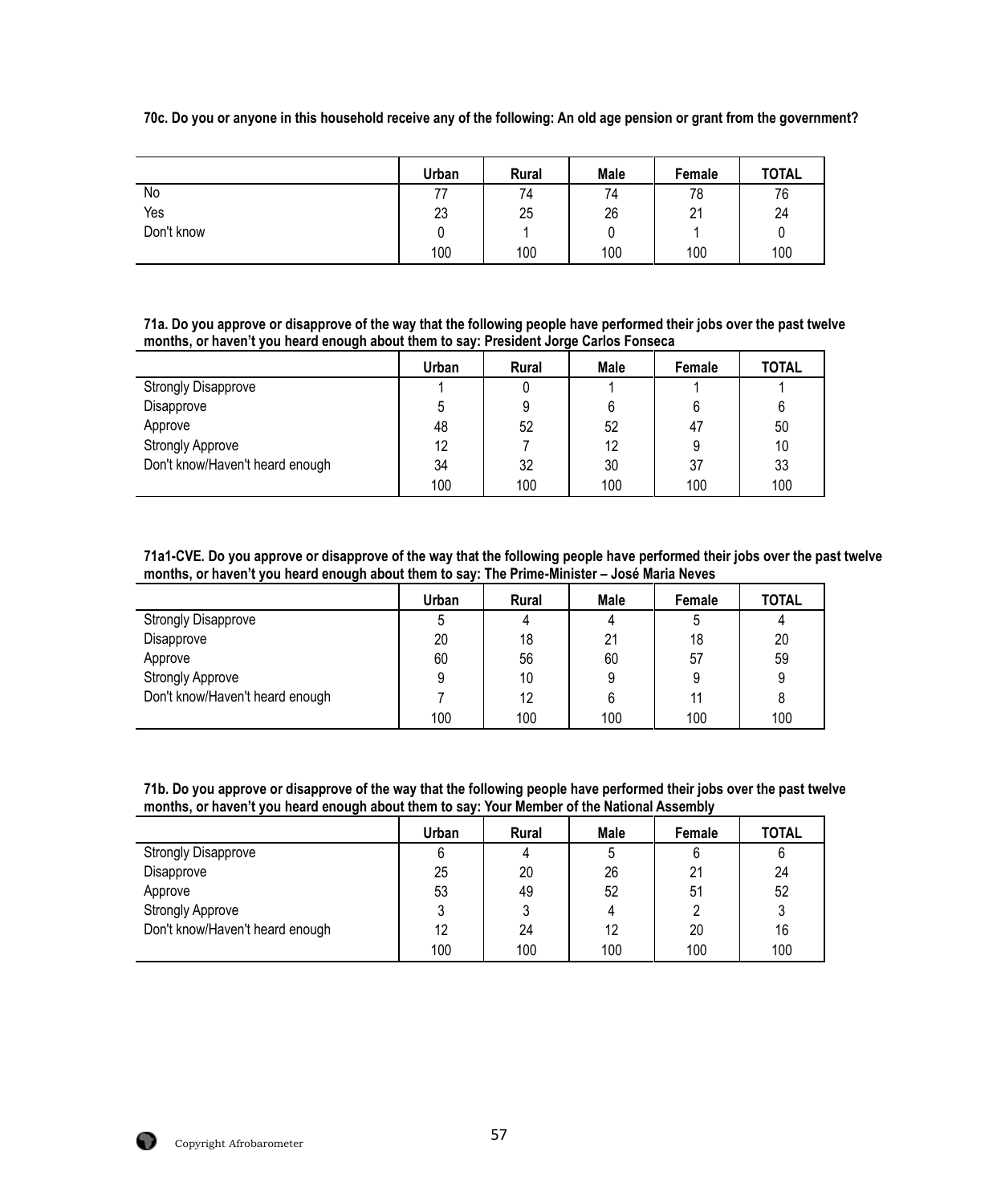**70c. Do you or anyone in this household receive any of the following: An old age pension or grant from the government?**

| | Urban | Rural | Male | Female | TOTAL |
|---|---|---|---|---|---|
| No | 77 | 74 | 74 | 78 | 76 |
| Yes | 23 | 25 | 26 | 21 | 24 |
| Don't know | 0 | 1 | 0 | 1 | 0 |
| | 100 | 100 | 100 | 100 | 100 |

**71a. Do you approve or disapprove of the way that the following people have performed their jobs over the past twelve months, or haven't you heard enough about them to say: President Jorge Carlos Fonseca**

| | Urban | Rural | Male | Female | TOTAL |
|---|---|---|---|---|---|
| Strongly Disapprove | 1 | 0 | 1 | 1 | 1 |
| Disapprove | 5 | 9 | 6 | 6 | 6 |
| Approve | 48 | 52 | 52 | 47 | 50 |
| Strongly Approve | 12 | 7 | 12 | 9 | 10 |
| Don't know/Haven't heard enough | 34 | 32 | 30 | 37 | 33 |
| | 100 | 100 | 100 | 100 | 100 |

**71a1-CVE. Do you approve or disapprove of the way that the following people have performed their jobs over the past twelve months, or haven't you heard enough about them to say: The Prime-Minister – José Maria Neves**

| | Urban | Rural | Male | Female | TOTAL |
|---|---|---|---|---|---|
| Strongly Disapprove | 5 | 4 | 4 | 5 | 4 |
| Disapprove | 20 | 18 | 21 | 18 | 20 |
| Approve | 60 | 56 | 60 | 57 | 59 |
| Strongly Approve | 9 | 10 | 9 | 9 | 9 |
| Don't know/Haven't heard enough | 7 | 12 | 6 | 11 | 8 |
| | 100 | 100 | 100 | 100 | 100 |

**71b. Do you approve or disapprove of the way that the following people have performed their jobs over the past twelve months, or haven't you heard enough about them to say: Your Member of the National Assembly**

| | Urban | Rural | Male | Female | TOTAL |
|---|---|---|---|---|---|
| Strongly Disapprove | 6 | 4 | 5 | 6 | 6 |
| Disapprove | 25 | 20 | 26 | 21 | 24 |
| Approve | 53 | 49 | 52 | 51 | 52 |
| Strongly Approve | 3 | 3 | 4 | 2 | 3 |
| Don't know/Haven't heard enough | 12 | 24 | 12 | 20 | 16 |
| | 100 | 100 | 100 | 100 | 100 |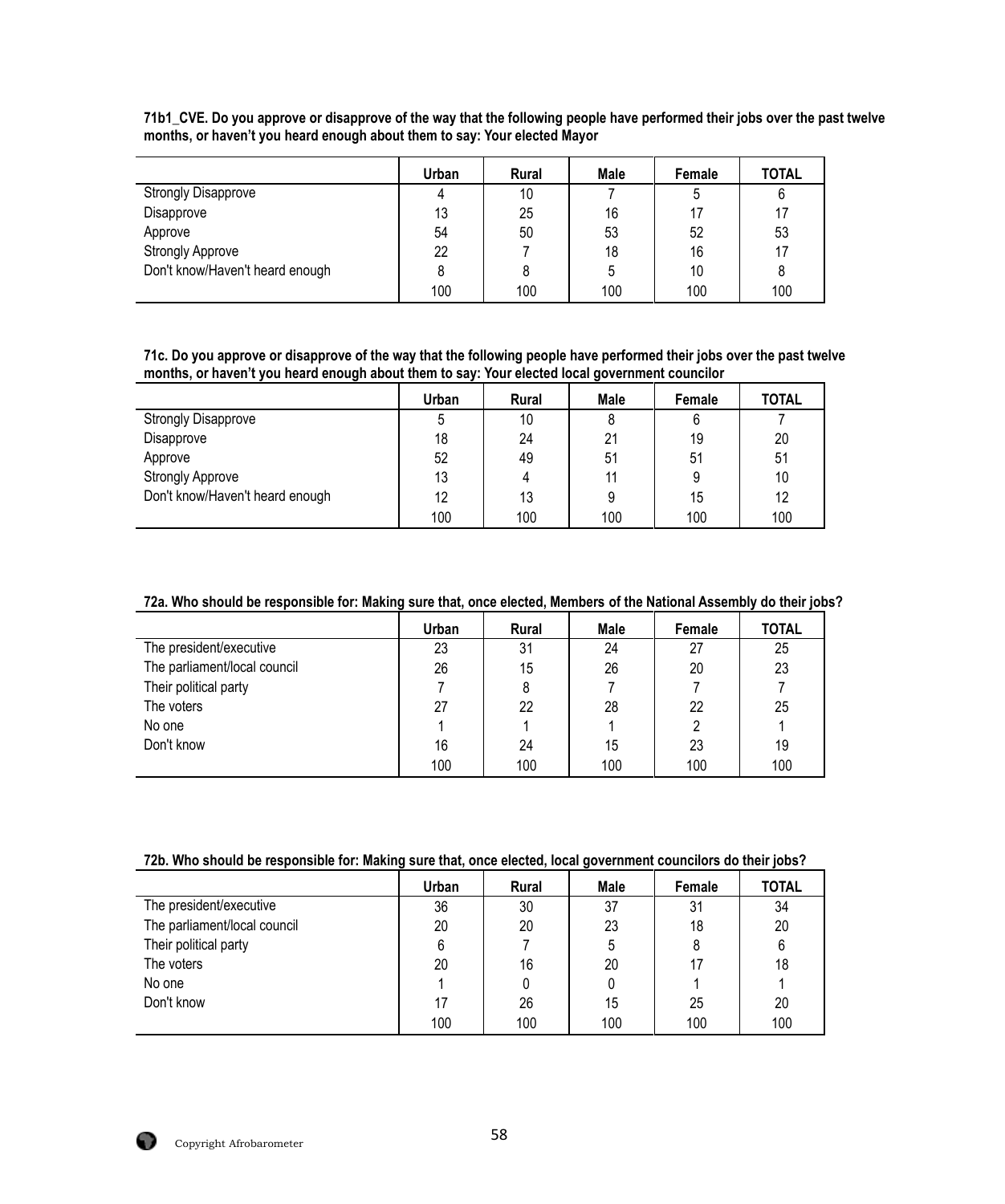**71b1_CVE. Do you approve or disapprove of the way that the following people have performed their jobs over the past twelve months, or haven't you heard enough about them to say: Your elected Mayor**

| | Urban | Rural | Male | Female | TOTAL |
|---|---|---|---|---|---|
| Strongly Disapprove | 4 | 10 | 7 | 5 | 6 |
| Disapprove | 13 | 25 | 16 | 17 | 17 |
| Approve | 54 | 50 | 53 | 52 | 53 |
| Strongly Approve | 22 | 7 | 18 | 16 | 17 |
| Don't know/Haven't heard enough | 8 | 8 | 5 | 10 | 8 |
| | 100 | 100 | 100 | 100 | 100 |

**71c. Do you approve or disapprove of the way that the following people have performed their jobs over the past twelve months, or haven't you heard enough about them to say: Your elected local government councilor**

| | Urban | Rural | Male | Female | TOTAL |
|---|---|---|---|---|---|
| Strongly Disapprove | 5 | 10 | 8 | 6 | 7 |
| Disapprove | 18 | 24 | 21 | 19 | 20 |
| Approve | 52 | 49 | 51 | 51 | 51 |
| Strongly Approve | 13 | 4 | 11 | 9 | 10 |
| Don't know/Haven't heard enough | 12 | 13 | 9 | 15 | 12 |
| | 100 | 100 | 100 | 100 | 100 |

**72a. Who should be responsible for: Making sure that, once elected, Members of the National Assembly do their jobs?**

| | Urban | Rural | Male | Female | TOTAL |
|---|---|---|---|---|---|
| The president/executive | 23 | 31 | 24 | 27 | 25 |
| The parliament/local council | 26 | 15 | 26 | 20 | 23 |
| Their political party | 7 | 8 | 7 | 7 | 7 |
| The voters | 27 | 22 | 28 | 22 | 25 |
| No one | 1 | 1 | 1 | 2 | 1 |
| Don't know | 16 | 24 | 15 | 23 | 19 |
| | 100 | 100 | 100 | 100 | 100 |

**72b. Who should be responsible for: Making sure that, once elected, local government councilors do their jobs?**

| | Urban | Rural | Male | Female | TOTAL |
|---|---|---|---|---|---|
| The president/executive | 36 | 30 | 37 | 31 | 34 |
| The parliament/local council | 20 | 20 | 23 | 18 | 20 |
| Their political party | 6 | 7 | 5 | 8 | 6 |
| The voters | 20 | 16 | 20 | 17 | 18 |
| No one | 1 | 0 | 0 | 1 | 1 |
| Don't know | 17 | 26 | 15 | 25 | 20 |
| | 100 | 100 | 100 | 100 | 100 |

Copyright Afrobarometer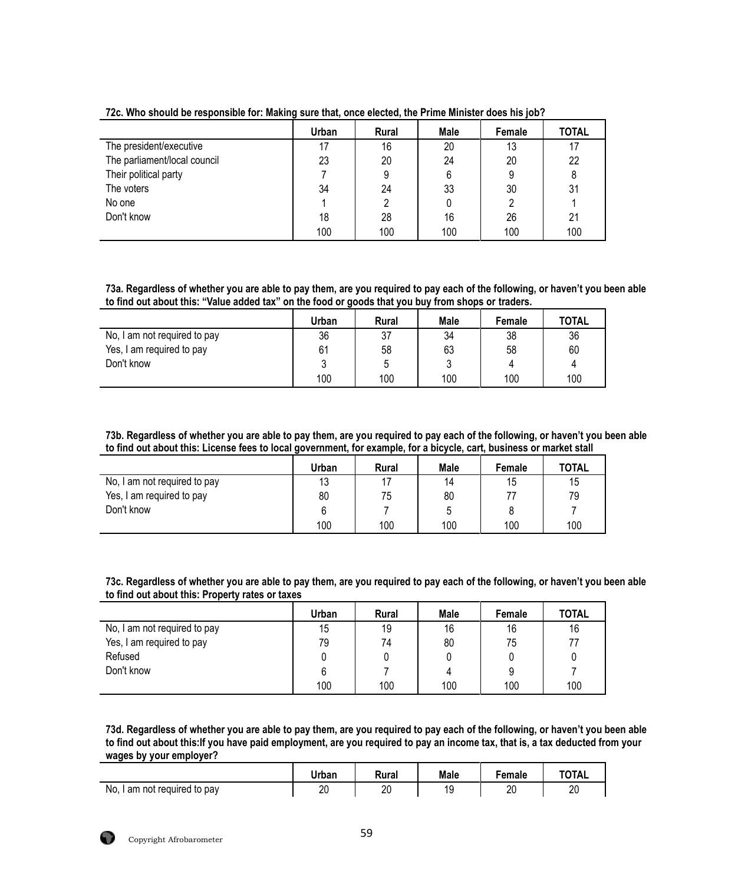**72c. Who should be responsible for: Making sure that, once elected, the Prime Minister does his job?**

| | Urban | Rural | Male | Female | TOTAL |
|---|---|---|---|---|---|
| The president/executive | 17 | 16 | 20 | 13 | 17 |
| The parliament/local council | 23 | 20 | 24 | 20 | 22 |
| Their political party | 7 | 9 | 6 | 9 | 8 |
| The voters | 34 | 24 | 33 | 30 | 31 |
| No one | 1 | 2 | 0 | 2 | 1 |
| Don't know | 18 | 28 | 16 | 26 | 21 |
| | 100 | 100 | 100 | 100 | 100 |

**73a. Regardless of whether you are able to pay them, are you required to pay each of the following, or haven't you been able to find out about this: "Value added tax" on the food or goods that you buy from shops or traders.**

| | Urban | Rural | Male | Female | TOTAL |
|---|---|---|---|---|---|
| No, I am not required to pay | 36 | 37 | 34 | 38 | 36 |
| Yes, I am required to pay | 61 | 58 | 63 | 58 | 60 |
| Don't know | 3 | 5 | 3 | 4 | 4 |
| | 100 | 100 | 100 | 100 | 100 |

**73b. Regardless of whether you are able to pay them, are you required to pay each of the following, or haven't you been able to find out about this: License fees to local government, for example, for a bicycle, cart, business or market stall**

| | Urban | Rural | Male | Female | TOTAL |
|---|---|---|---|---|---|
| No, I am not required to pay | 13 | 17 | 14 | 15 | 15 |
| Yes, I am required to pay | 80 | 75 | 80 | 77 | 79 |
| Don't know | 6 | 7 | 5 | 8 | 7 |
| | 100 | 100 | 100 | 100 | 100 |

**73c. Regardless of whether you are able to pay them, are you required to pay each of the following, or haven't you been able to find out about this: Property rates or taxes**

| | Urban | Rural | Male | Female | TOTAL |
|---|---|---|---|---|---|
| No, I am not required to pay | 15 | 19 | 16 | 16 | 16 |
| Yes, I am required to pay | 79 | 74 | 80 | 75 | 77 |
| Refused | 0 | 0 | 0 | 0 | 0 |
| Don't know | 6 | 7 | 4 | 9 | 7 |
| | 100 | 100 | 100 | 100 | 100 |

**73d. Regardless of whether you are able to pay them, are you required to pay each of the following, or haven't you been able to find out about this:If you have paid employment, are you required to pay an income tax, that is, a tax deducted from your wages by your employer?**

| | Urban | Rural | Male | Female | TOTAL |
|---|---|---|---|---|---|
| No, I am not required to pay | 20 | 20 | 19 | 20 | 20 |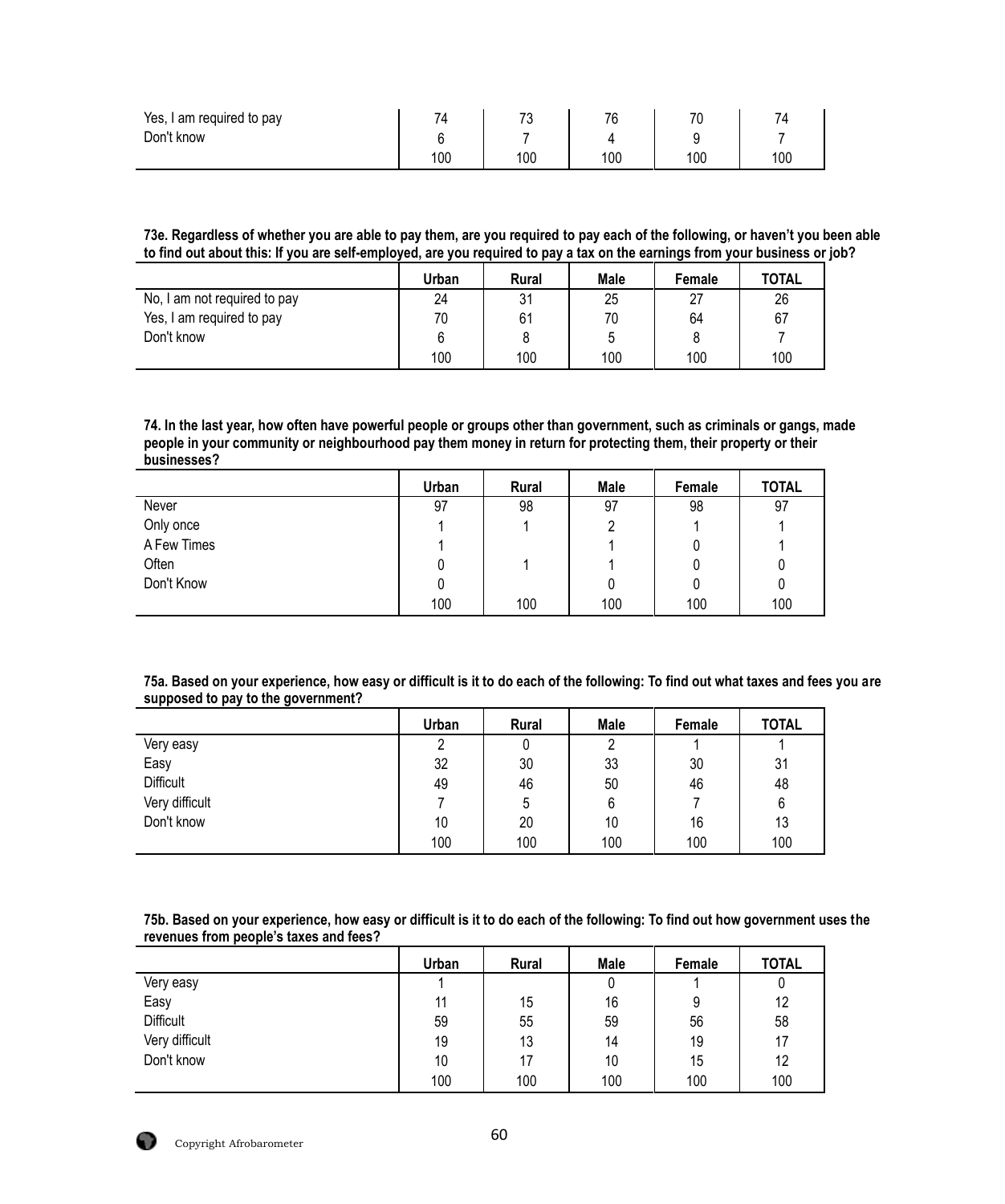| | | | | | |
|---|---|---|---|---|---|
| Yes, I am required to pay | 74 | 73 | 76 | 70 | 74 |
| Don't know | 6 | 7 | 4 | 9 | 7 |
| | 100 | 100 | 100 | 100 | 100 |

**73e. Regardless of whether you are able to pay them, are you required to pay each of the following, or haven't you been able to find out about this: If you are self-employed, are you required to pay a tax on the earnings from your business or job?**

| | Urban | Rural | Male | Female | TOTAL |
|---|---|---|---|---|---|
| No, I am not required to pay | 24 | 31 | 25 | 27 | 26 |
| Yes, I am required to pay | 70 | 61 | 70 | 64 | 67 |
| Don't know | 6 | 8 | 5 | 8 | 7 |
| | 100 | 100 | 100 | 100 | 100 |

**74. In the last year, how often have powerful people or groups other than government, such as criminals or gangs, made people in your community or neighbourhood pay them money in return for protecting them, their property or their businesses?**

| | Urban | Rural | Male | Female | TOTAL |
|---|---|---|---|---|---|
| Never | 97 | 98 | 97 | 98 | 97 |
| Only once | 1 | 1 | 2 | 1 | 1 |
| A Few Times | 1 | | 1 | 0 | 1 |
| Often | 0 | 1 | 1 | 0 | 0 |
| Don't Know | 0 | | 0 | 0 | 0 |
| | 100 | 100 | 100 | 100 | 100 |

**75a. Based on your experience, how easy or difficult is it to do each of the following: To find out what taxes and fees you are supposed to pay to the government?**

| | Urban | Rural | Male | Female | TOTAL |
|---|---|---|---|---|---|
| Very easy | 2 | 0 | 2 | 1 | 1 |
| Easy | 32 | 30 | 33 | 30 | 31 |
| Difficult | 49 | 46 | 50 | 46 | 48 |
| Very difficult | 7 | 5 | 6 | 7 | 6 |
| Don't know | 10 | 20 | 10 | 16 | 13 |
| | 100 | 100 | 100 | 100 | 100 |

**75b. Based on your experience, how easy or difficult is it to do each of the following: To find out how government uses the revenues from people's taxes and fees?**

| | Urban | Rural | Male | Female | TOTAL |
|---|---|---|---|---|---|
| Very easy | 1 | | 0 | 1 | 0 |
| Easy | 11 | 15 | 16 | 9 | 12 |
| Difficult | 59 | 55 | 59 | 56 | 58 |
| Very difficult | 19 | 13 | 14 | 19 | 17 |
| Don't know | 10 | 17 | 10 | 15 | 12 |
| | 100 | 100 | 100 | 100 | 100 |

Copyright Afrobarometer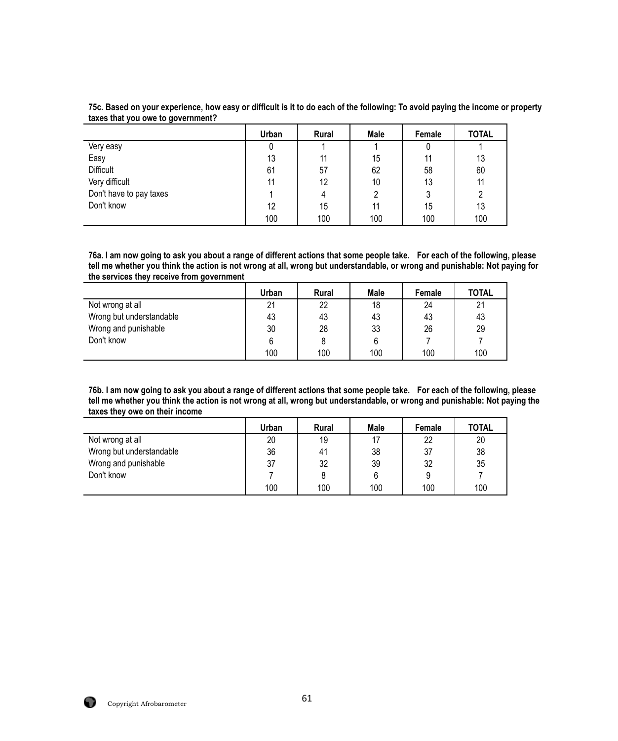**75c. Based on your experience, how easy or difficult is it to do each of the following: To avoid paying the income or property taxes that you owe to government?**

| | Urban | Rural | Male | Female | TOTAL |
|---|---|---|---|---|---|
| Very easy | 0 | 1 | 1 | 0 | 1 |
| Easy | 13 | 11 | 15 | 11 | 13 |
| Difficult | 61 | 57 | 62 | 58 | 60 |
| Very difficult | 11 | 12 | 10 | 13 | 11 |
| Don't have to pay taxes | 1 | 4 | 2 | 3 | 2 |
| Don't know | 12 | 15 | 11 | 15 | 13 |
| | 100 | 100 | 100 | 100 | 100 |

**76a. I am now going to ask you about a range of different actions that some people take. For each of the following, please tell me whether you think the action is not wrong at all, wrong but understandable, or wrong and punishable: Not paying for the services they receive from government**

| | Urban | Rural | Male | Female | TOTAL |
|---|---|---|---|---|---|
| Not wrong at all | 21 | 22 | 18 | 24 | 21 |
| Wrong but understandable | 43 | 43 | 43 | 43 | 43 |
| Wrong and punishable | 30 | 28 | 33 | 26 | 29 |
| Don't know | 6 | 8 | 6 | 7 | 7 |
| | 100 | 100 | 100 | 100 | 100 |

**76b. I am now going to ask you about a range of different actions that some people take. For each of the following, please tell me whether you think the action is not wrong at all, wrong but understandable, or wrong and punishable: Not paying the taxes they owe on their income**

| | Urban | Rural | Male | Female | TOTAL |
|---|---|---|---|---|---|
| Not wrong at all | 20 | 19 | 17 | 22 | 20 |
| Wrong but understandable | 36 | 41 | 38 | 37 | 38 |
| Wrong and punishable | 37 | 32 | 39 | 32 | 35 |
| Don't know | 7 | 8 | 6 | 9 | 7 |
| | 100 | 100 | 100 | 100 | 100 |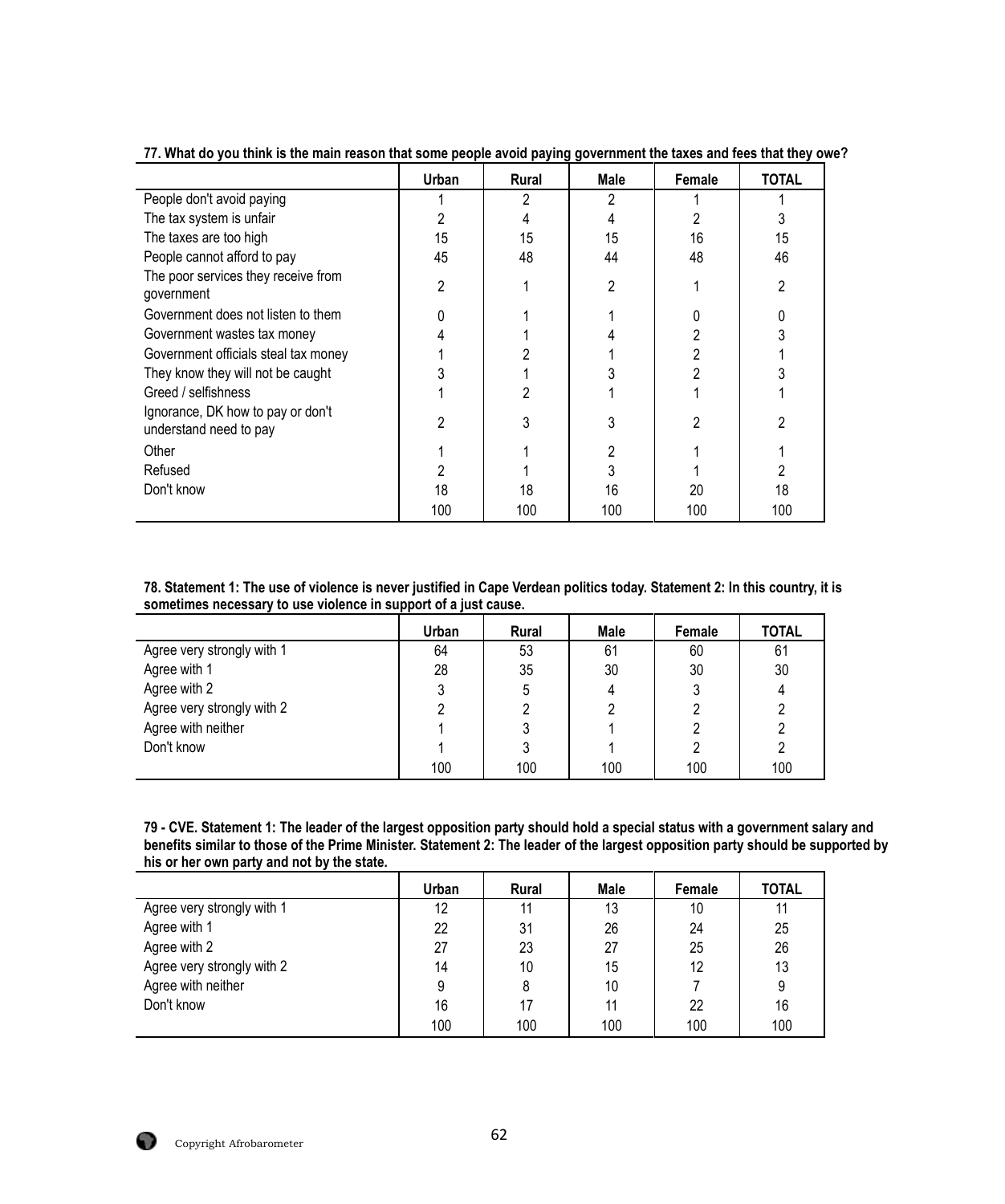**77. What do you think is the main reason that some people avoid paying government the taxes and fees that they owe?**

| | Urban | Rural | Male | Female | TOTAL |
|---|---|---|---|---|---|
| People don't avoid paying | 1 | 2 | 2 | 1 | 1 |
| The tax system is unfair | 2 | 4 | 4 | 2 | 3 |
| The taxes are too high | 15 | 15 | 15 | 16 | 15 |
| People cannot afford to pay | 45 | 48 | 44 | 48 | 46 |
| The poor services they receive from government | 2 | 1 | 2 | 1 | 2 |
| Government does not listen to them | 0 | 1 | 1 | 0 | 0 |
| Government wastes tax money | 4 | 1 | 4 | 2 | 3 |
| Government officials steal tax money | 1 | 2 | 1 | 2 | 1 |
| They know they will not be caught | 3 | 1 | 3 | 2 | 3 |
| Greed / selfishness | 1 | 2 | 1 | 1 | 1 |
| Ignorance, DK how to pay or don't understand need to pay | 2 | 3 | 3 | 2 | 2 |
| Other | 1 | 1 | 2 | 1 | 1 |
| Refused | 2 | 1 | 3 | 1 | 2 |
| Don't know | 18 | 18 | 16 | 20 | 18 |
| | 100 | 100 | 100 | 100 | 100 |

**78. Statement 1: The use of violence is never justified in Cape Verdean politics today. Statement 2: In this country, it is sometimes necessary to use violence in support of a just cause.**

| | Urban | Rural | Male | Female | TOTAL |
|---|---|---|---|---|---|
| Agree very strongly with 1 | 64 | 53 | 61 | 60 | 61 |
| Agree with 1 | 28 | 35 | 30 | 30 | 30 |
| Agree with 2 | 3 | 5 | 4 | 3 | 4 |
| Agree very strongly with 2 | 2 | 2 | 2 | 2 | 2 |
| Agree with neither | 1 | 3 | 1 | 2 | 2 |
| Don't know | 1 | 3 | 1 | 2 | 2 |
| | 100 | 100 | 100 | 100 | 100 |

**79 - CVE. Statement 1: The leader of the largest opposition party should hold a special status with a government salary and benefits similar to those of the Prime Minister. Statement 2: The leader of the largest opposition party should be supported by his or her own party and not by the state.**

| | Urban | Rural | Male | Female | TOTAL |
|---|---|---|---|---|---|
| Agree very strongly with 1 | 12 | 11 | 13 | 10 | 11 |
| Agree with 1 | 22 | 31 | 26 | 24 | 25 |
| Agree with 2 | 27 | 23 | 27 | 25 | 26 |
| Agree very strongly with 2 | 14 | 10 | 15 | 12 | 13 |
| Agree with neither | 9 | 8 | 10 | 7 | 9 |
| Don't know | 16 | 17 | 11 | 22 | 16 |
| | 100 | 100 | 100 | 100 | 100 |

Copyright Afrobarometer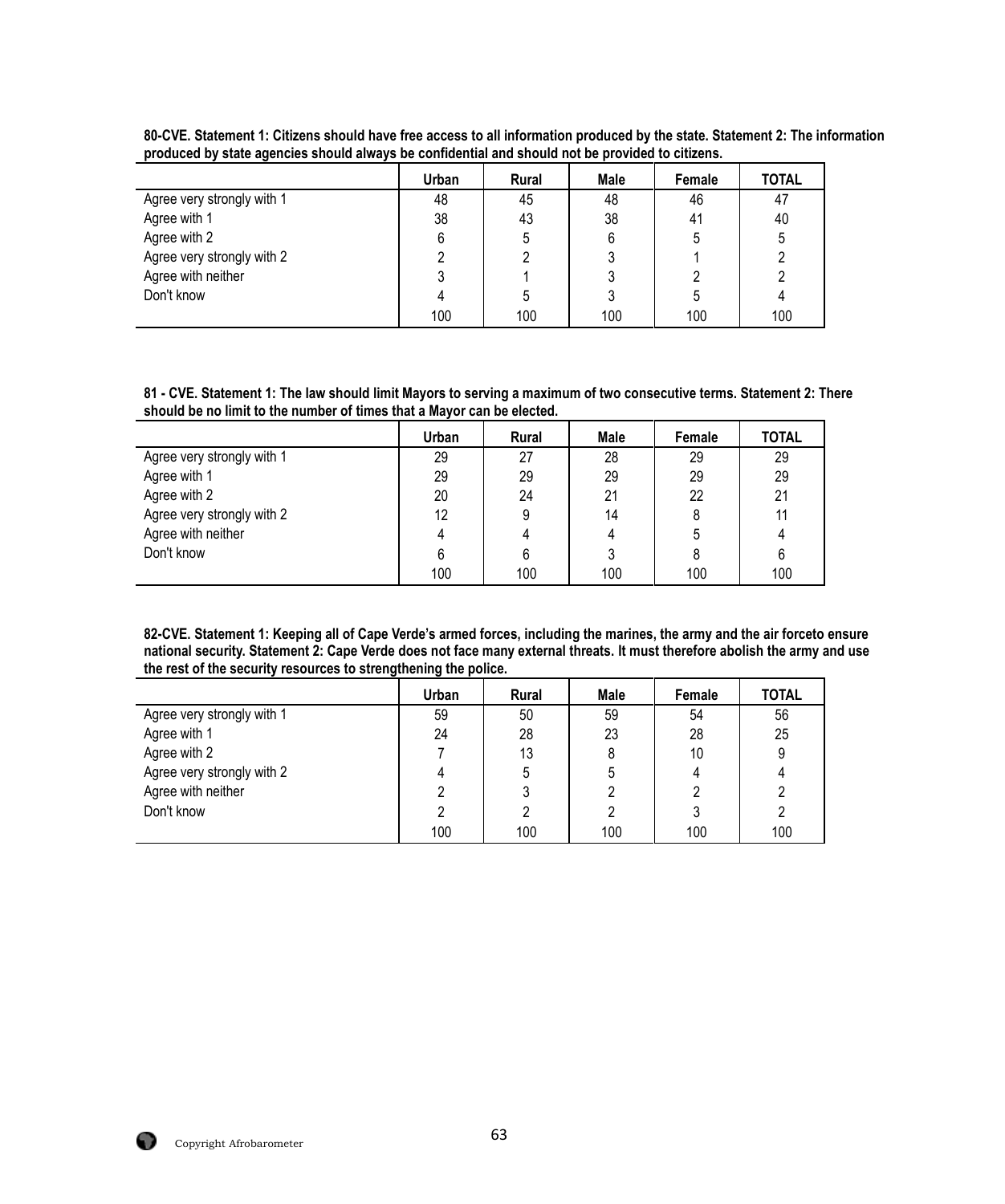**80-CVE. Statement 1: Citizens should have free access to all information produced by the state. Statement 2: The information produced by state agencies should always be confidential and should not be provided to citizens.**

| | Urban | Rural | Male | Female | TOTAL |
|---|---|---|---|---|---|
| Agree very strongly with 1 | 48 | 45 | 48 | 46 | 47 |
| Agree with 1 | 38 | 43 | 38 | 41 | 40 |
| Agree with 2 | 6 | 5 | 6 | 5 | 5 |
| Agree very strongly with 2 | 2 | 2 | 3 | 1 | 2 |
| Agree with neither | 3 | 1 | 3 | 2 | 2 |
| Don't know | 4 | 5 | 3 | 5 | 4 |
| | 100 | 100 | 100 | 100 | 100 |

**81 - CVE. Statement 1: The law should limit Mayors to serving a maximum of two consecutive terms. Statement 2: There should be no limit to the number of times that a Mayor can be elected.**

| | Urban | Rural | Male | Female | TOTAL |
|---|---|---|---|---|---|
| Agree very strongly with 1 | 29 | 27 | 28 | 29 | 29 |
| Agree with 1 | 29 | 29 | 29 | 29 | 29 |
| Agree with 2 | 20 | 24 | 21 | 22 | 21 |
| Agree very strongly with 2 | 12 | 9 | 14 | 8 | 11 |
| Agree with neither | 4 | 4 | 4 | 5 | 4 |
| Don't know | 6 | 6 | 3 | 8 | 6 |
| | 100 | 100 | 100 | 100 | 100 |

**82-CVE. Statement 1: Keeping all of Cape Verde's armed forces, including the marines, the army and the air forceto ensure national security. Statement 2: Cape Verde does not face many external threats. It must therefore abolish the army and use the rest of the security resources to strengthening the police.**

| | Urban | Rural | Male | Female | TOTAL |
|---|---|---|---|---|---|
| Agree very strongly with 1 | 59 | 50 | 59 | 54 | 56 |
| Agree with 1 | 24 | 28 | 23 | 28 | 25 |
| Agree with 2 | 7 | 13 | 8 | 10 | 9 |
| Agree very strongly with 2 | 4 | 5 | 5 | 4 | 4 |
| Agree with neither | 2 | 3 | 2 | 2 | 2 |
| Don't know | 2 | 2 | 2 | 3 | 2 |
| | 100 | 100 | 100 | 100 | 100 |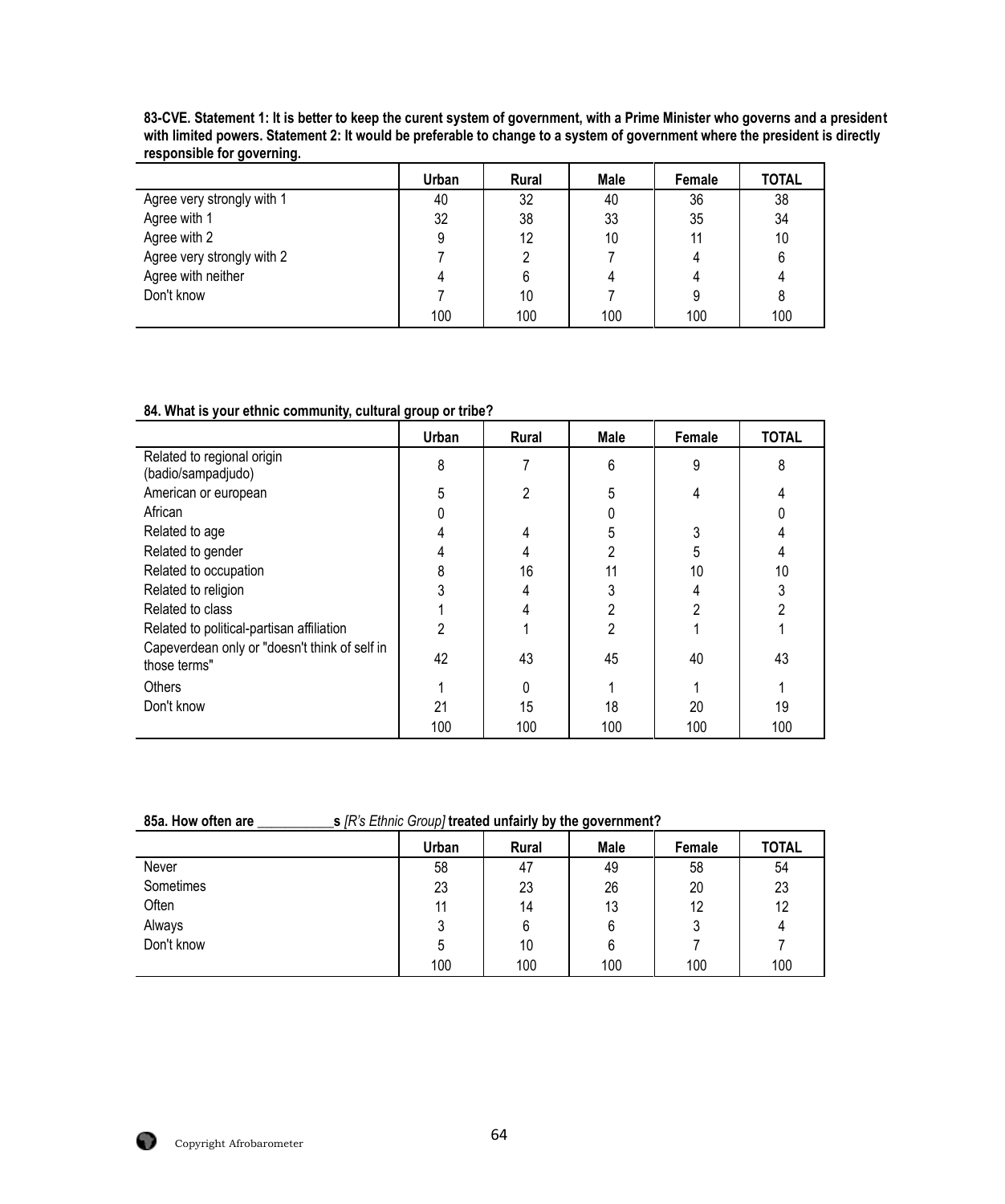**83-CVE. Statement 1: It is better to keep the curent system of government, with a Prime Minister who governs and a president with limited powers. Statement 2: It would be preferable to change to a system of government where the president is directly responsible for governing.**

| | Urban | Rural | Male | Female | TOTAL |
|---|---|---|---|---|---|
| Agree very strongly with 1 | 40 | 32 | 40 | 36 | 38 |
| Agree with 1 | 32 | 38 | 33 | 35 | 34 |
| Agree with 2 | 9 | 12 | 10 | 11 | 10 |
| Agree very strongly with 2 | 7 | 2 | 7 | 4 | 6 |
| Agree with neither | 4 | 6 | 4 | 4 | 4 |
| Don't know | 7 | 10 | 7 | 9 | 8 |
| | 100 | 100 | 100 | 100 | 100 |

**84. What is your ethnic community, cultural group or tribe?**

| | Urban | Rural | Male | Female | TOTAL |
|---|---|---|---|---|---|
| Related to regional origin (badio/sampadjudo) | 8 | 7 | 6 | 9 | 8 |
| American or european | 5 | 2 | 5 | 4 | 4 |
| African | 0 | | 0 | | 0 |
| Related to age | 4 | 4 | 5 | 3 | 4 |
| Related to gender | 4 | 4 | 2 | 5 | 4 |
| Related to occupation | 8 | 16 | 11 | 10 | 10 |
| Related to religion | 3 | 4 | 3 | 4 | 3 |
| Related to class | 1 | 4 | 2 | 2 | 2 |
| Related to political-partisan affiliation | 2 | 1 | 2 | 1 | 1 |
| Capeverdean only or "doesn't think of self in those terms" | 42 | 43 | 45 | 40 | 43 |
| Others | 1 | 0 | 1 | 1 | 1 |
| Don't know | 21 | 15 | 18 | 20 | 19 |
| | 100 | 100 | 100 | 100 | 100 |

**85a. How often are __________s** *[R's Ethnic Group]* **treated unfairly by the government?**

| | Urban | Rural | Male | Female | TOTAL |
|---|---|---|---|---|---|
| Never | 58 | 47 | 49 | 58 | 54 |
| Sometimes | 23 | 23 | 26 | 20 | 23 |
| Often | 11 | 14 | 13 | 12 | 12 |
| Always | 3 | 6 | 6 | 3 | 4 |
| Don't know | 5 | 10 | 6 | 7 | 7 |
| | 100 | 100 | 100 | 100 | 100 |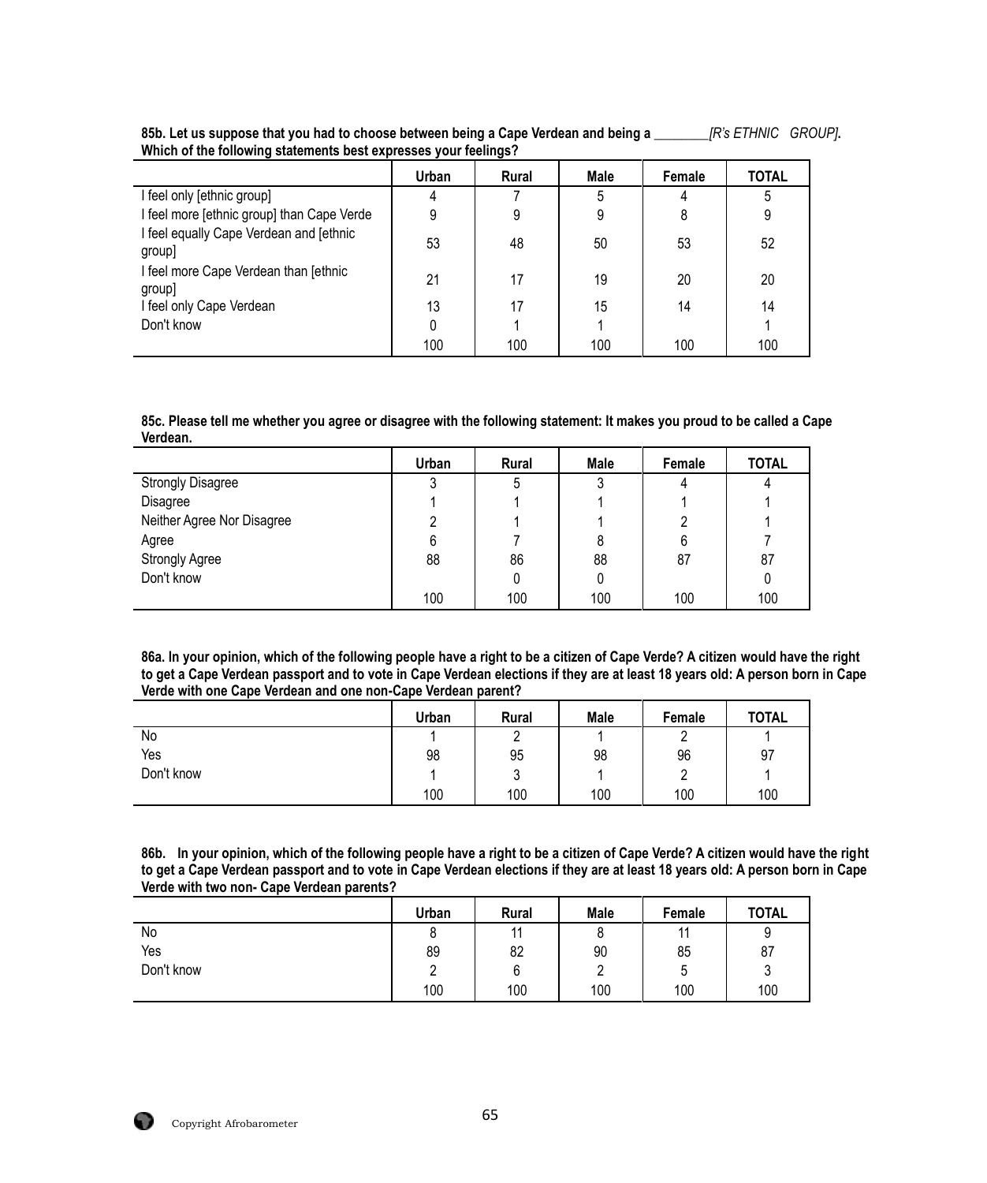**85b. Let us suppose that you had to choose between being a Cape Verdean and being a ________*[R's ETHNIC GROUP]*. Which of the following statements best expresses your feelings?**

| | Urban | Rural | Male | Female | TOTAL |
|---|---|---|---|---|---|
| I feel only [ethnic group] | 4 | 7 | 5 | 4 | 5 |
| I feel more [ethnic group] than Cape Verde | 9 | 9 | 9 | 8 | 9 |
| I feel equally Cape Verdean and [ethnic group] | 53 | 48 | 50 | 53 | 52 |
| I feel more Cape Verdean than [ethnic group] | 21 | 17 | 19 | 20 | 20 |
| I feel only Cape Verdean | 13 | 17 | 15 | 14 | 14 |
| Don't know | 0 | 1 | 1 | | 1 |
| | 100 | 100 | 100 | 100 | 100 |

**85c. Please tell me whether you agree or disagree with the following statement: It makes you proud to be called a Cape Verdean.**

| | Urban | Rural | Male | Female | TOTAL |
|---|---|---|---|---|---|
| Strongly Disagree | 3 | 5 | 3 | 4 | 4 |
| Disagree | 1 | 1 | 1 | 1 | 1 |
| Neither Agree Nor Disagree | 2 | 1 | 1 | 2 | 1 |
| Agree | 6 | 7 | 8 | 6 | 7 |
| Strongly Agree | 88 | 86 | 88 | 87 | 87 |
| Don't know | | 0 | 0 | | 0 |
| | 100 | 100 | 100 | 100 | 100 |

**86a. In your opinion, which of the following people have a right to be a citizen of Cape Verde? A citizen would have the right to get a Cape Verdean passport and to vote in Cape Verdean elections if they are at least 18 years old: A person born in Cape Verde with one Cape Verdean and one non-Cape Verdean parent?**

| | Urban | Rural | Male | Female | TOTAL |
|---|---|---|---|---|---|
| No | 1 | 2 | 1 | 2 | 1 |
| Yes | 98 | 95 | 98 | 96 | 97 |
| Don't know | 1 | 3 | 1 | 2 | 1 |
| | 100 | 100 | 100 | 100 | 100 |

**86b. In your opinion, which of the following people have a right to be a citizen of Cape Verde? A citizen would have the right to get a Cape Verdean passport and to vote in Cape Verdean elections if they are at least 18 years old: A person born in Cape Verde with two non- Cape Verdean parents?**

| | Urban | Rural | Male | Female | TOTAL |
|---|---|---|---|---|---|
| No | 8 | 11 | 8 | 11 | 9 |
| Yes | 89 | 82 | 90 | 85 | 87 |
| Don't know | 2 | 6 | 2 | 5 | 3 |
| | 100 | 100 | 100 | 100 | 100 |

Copyright Afrobarometer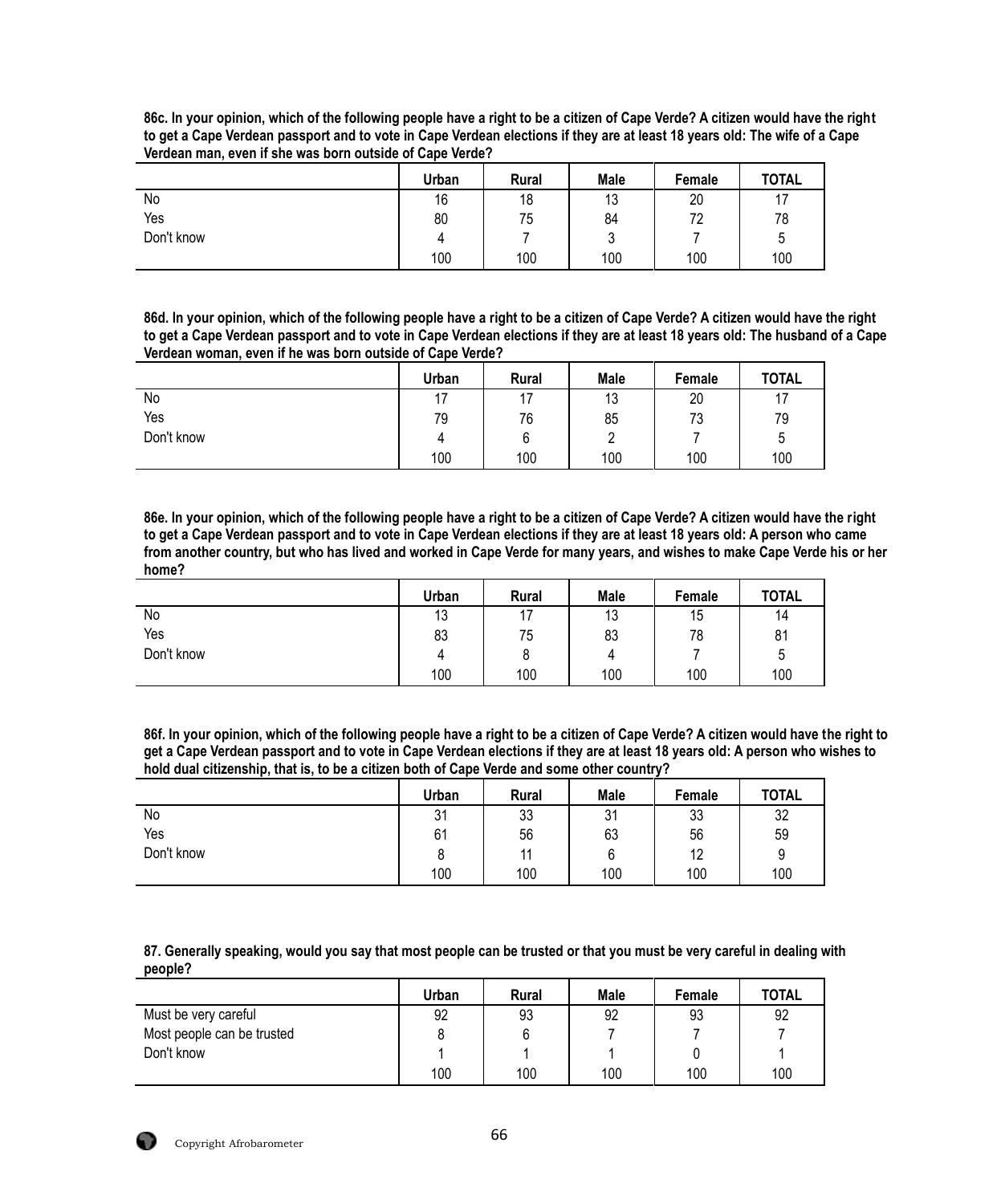**86c. In your opinion, which of the following people have a right to be a citizen of Cape Verde? A citizen would have the right to get a Cape Verdean passport and to vote in Cape Verdean elections if they are at least 18 years old: The wife of a Cape Verdean man, even if she was born outside of Cape Verde?**

| | Urban | Rural | Male | Female | TOTAL |
|---|---|---|---|---|---|
| No | 16 | 18 | 13 | 20 | 17 |
| Yes | 80 | 75 | 84 | 72 | 78 |
| Don't know | 4 | 7 | 3 | 7 | 5 |
| | 100 | 100 | 100 | 100 | 100 |

**86d. In your opinion, which of the following people have a right to be a citizen of Cape Verde? A citizen would have the right to get a Cape Verdean passport and to vote in Cape Verdean elections if they are at least 18 years old: The husband of a Cape Verdean woman, even if he was born outside of Cape Verde?**

| | Urban | Rural | Male | Female | TOTAL |
|---|---|---|---|---|---|
| No | 17 | 17 | 13 | 20 | 17 |
| Yes | 79 | 76 | 85 | 73 | 79 |
| Don't know | 4 | 6 | 2 | 7 | 5 |
| | 100 | 100 | 100 | 100 | 100 |

**86e. In your opinion, which of the following people have a right to be a citizen of Cape Verde? A citizen would have the right to get a Cape Verdean passport and to vote in Cape Verdean elections if they are at least 18 years old: A person who came from another country, but who has lived and worked in Cape Verde for many years, and wishes to make Cape Verde his or her home?**

| | Urban | Rural | Male | Female | TOTAL |
|---|---|---|---|---|---|
| No | 13 | 17 | 13 | 15 | 14 |
| Yes | 83 | 75 | 83 | 78 | 81 |
| Don't know | 4 | 8 | 4 | 7 | 5 |
| | 100 | 100 | 100 | 100 | 100 |

**86f. In your opinion, which of the following people have a right to be a citizen of Cape Verde? A citizen would have the right to get a Cape Verdean passport and to vote in Cape Verdean elections if they are at least 18 years old: A person who wishes to hold dual citizenship, that is, to be a citizen both of Cape Verde and some other country?**

| | Urban | Rural | Male | Female | TOTAL |
|---|---|---|---|---|---|
| No | 31 | 33 | 31 | 33 | 32 |
| Yes | 61 | 56 | 63 | 56 | 59 |
| Don't know | 8 | 11 | 6 | 12 | 9 |
| | 100 | 100 | 100 | 100 | 100 |

**87. Generally speaking, would you say that most people can be trusted or that you must be very careful in dealing with people?**

| | Urban | Rural | Male | Female | TOTAL |
|---|---|---|---|---|---|
| Must be very careful | 92 | 93 | 92 | 93 | 92 |
| Most people can be trusted | 8 | 6 | 7 | 7 | 7 |
| Don't know | 1 | 1 | 1 | 0 | 1 |
| | 100 | 100 | 100 | 100 | 100 |

Copyright Afrobarometer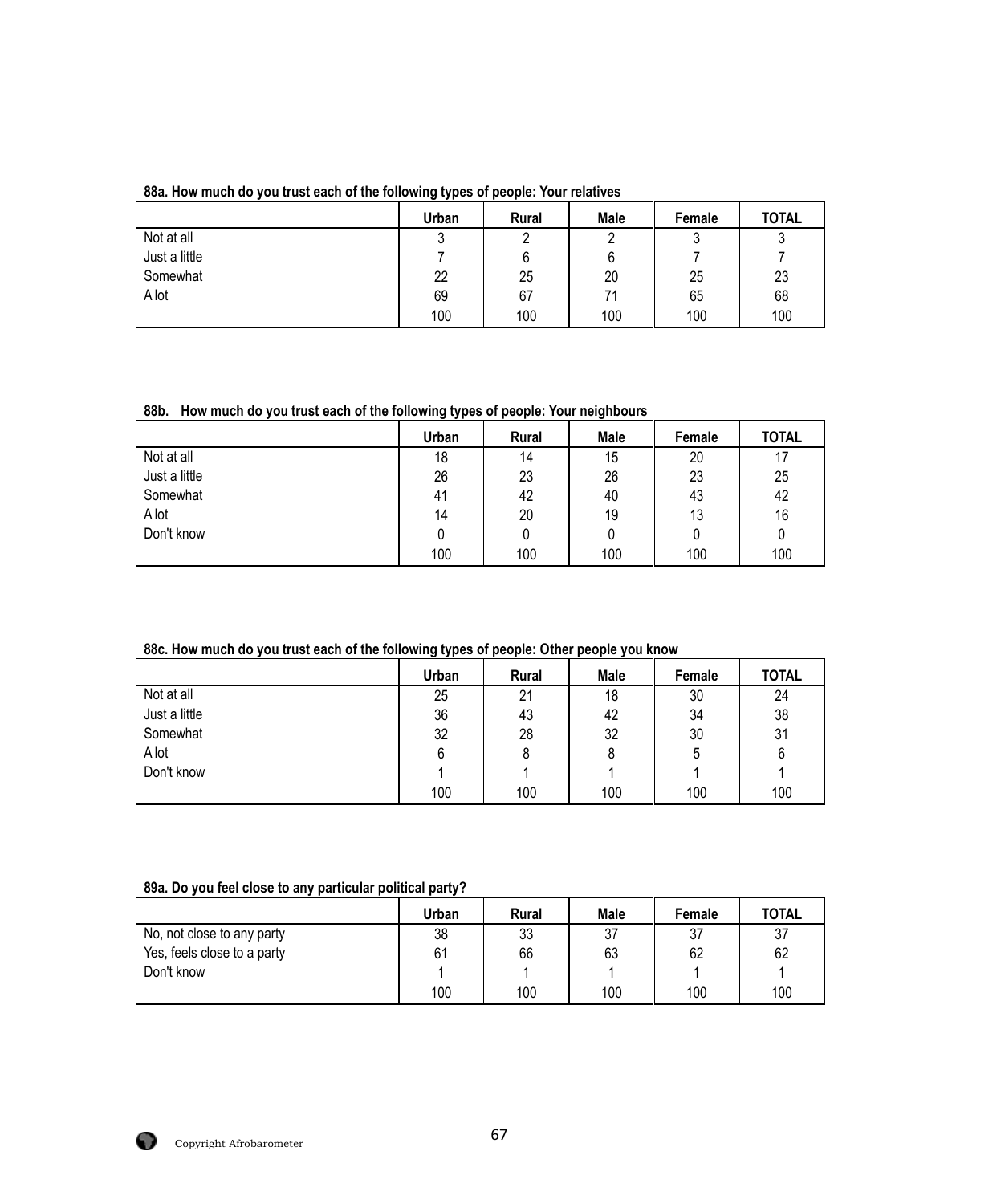**88a. How much do you trust each of the following types of people: Your relatives**

| | Urban | Rural | Male | Female | TOTAL |
|---|---|---|---|---|---|
| Not at all | 3 | 2 | 2 | 3 | 3 |
| Just a little | 7 | 6 | 6 | 7 | 7 |
| Somewhat | 22 | 25 | 20 | 25 | 23 |
| A lot | 69 | 67 | 71 | 65 | 68 |
| | 100 | 100 | 100 | 100 | 100 |

**88b. How much do you trust each of the following types of people: Your neighbours**

| | Urban | Rural | Male | Female | TOTAL |
|---|---|---|---|---|---|
| Not at all | 18 | 14 | 15 | 20 | 17 |
| Just a little | 26 | 23 | 26 | 23 | 25 |
| Somewhat | 41 | 42 | 40 | 43 | 42 |
| A lot | 14 | 20 | 19 | 13 | 16 |
| Don't know | 0 | 0 | 0 | 0 | 0 |
| | 100 | 100 | 100 | 100 | 100 |

**88c. How much do you trust each of the following types of people: Other people you know**

| | Urban | Rural | Male | Female | TOTAL |
|---|---|---|---|---|---|
| Not at all | 25 | 21 | 18 | 30 | 24 |
| Just a little | 36 | 43 | 42 | 34 | 38 |
| Somewhat | 32 | 28 | 32 | 30 | 31 |
| A lot | 6 | 8 | 8 | 5 | 6 |
| Don't know | 1 | 1 | 1 | 1 | 1 |
| | 100 | 100 | 100 | 100 | 100 |

**89a. Do you feel close to any particular political party?**

| | Urban | Rural | Male | Female | TOTAL |
|---|---|---|---|---|---|
| No, not close to any party | 38 | 33 | 37 | 37 | 37 |
| Yes, feels close to a party | 61 | 66 | 63 | 62 | 62 |
| Don't know | 1 | 1 | 1 | 1 | 1 |
| | 100 | 100 | 100 | 100 | 100 |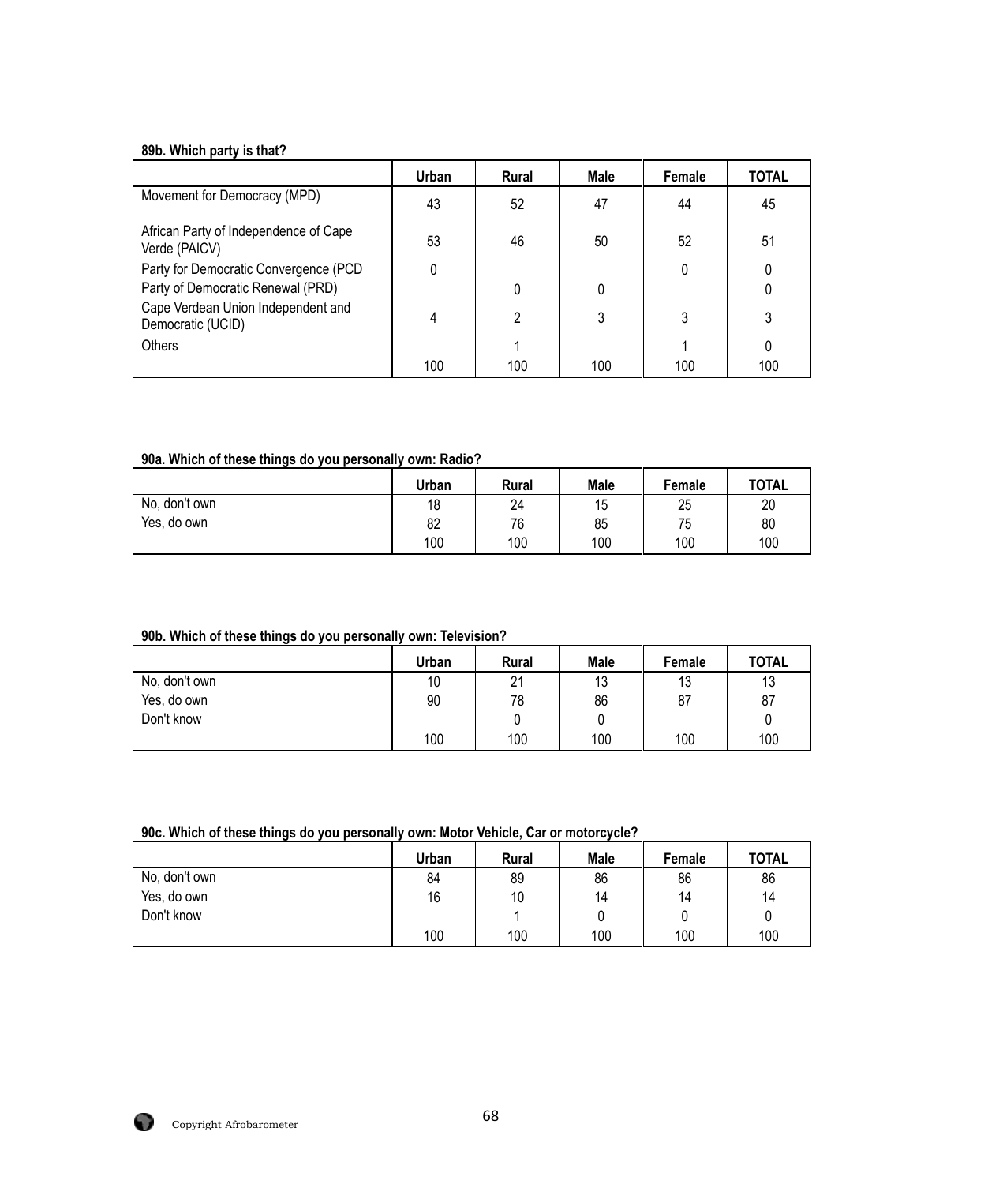**89b. Which party is that?**

| | Urban | Rural | Male | Female | TOTAL |
|---|---|---|---|---|---|
| Movement for Democracy (MPD) | 43 | 52 | 47 | 44 | 45 |
| African Party of Independence of Cape Verde (PAICV) | 53 | 46 | 50 | 52 | 51 |
| Party for Democratic Convergence (PCD | 0 | | | 0 | 0 |
| Party of Democratic Renewal (PRD) | | 0 | 0 | | 0 |
| Cape Verdean Union Independent and Democratic (UCID) | 4 | 2 | 3 | 3 | 3 |
| Others | | 1 | | 1 | 0 |
| | 100 | 100 | 100 | 100 | 100 |

**90a. Which of these things do you personally own: Radio?**

| | Urban | Rural | Male | Female | TOTAL |
|---|---|---|---|---|---|
| No, don't own | 18 | 24 | 15 | 25 | 20 |
| Yes, do own | 82 | 76 | 85 | 75 | 80 |
| | 100 | 100 | 100 | 100 | 100 |

**90b. Which of these things do you personally own: Television?**

| | Urban | Rural | Male | Female | TOTAL |
|---|---|---|---|---|---|
| No, don't own | 10 | 21 | 13 | 13 | 13 |
| Yes, do own | 90 | 78 | 86 | 87 | 87 |
| Don't know | | 0 | 0 | | 0 |
| | 100 | 100 | 100 | 100 | 100 |

**90c. Which of these things do you personally own: Motor Vehicle, Car or motorcycle?**

| | Urban | Rural | Male | Female | TOTAL |
|---|---|---|---|---|---|
| No, don't own | 84 | 89 | 86 | 86 | 86 |
| Yes, do own | 16 | 10 | 14 | 14 | 14 |
| Don't know | | 1 | 0 | 0 | 0 |
| | 100 | 100 | 100 | 100 | 100 |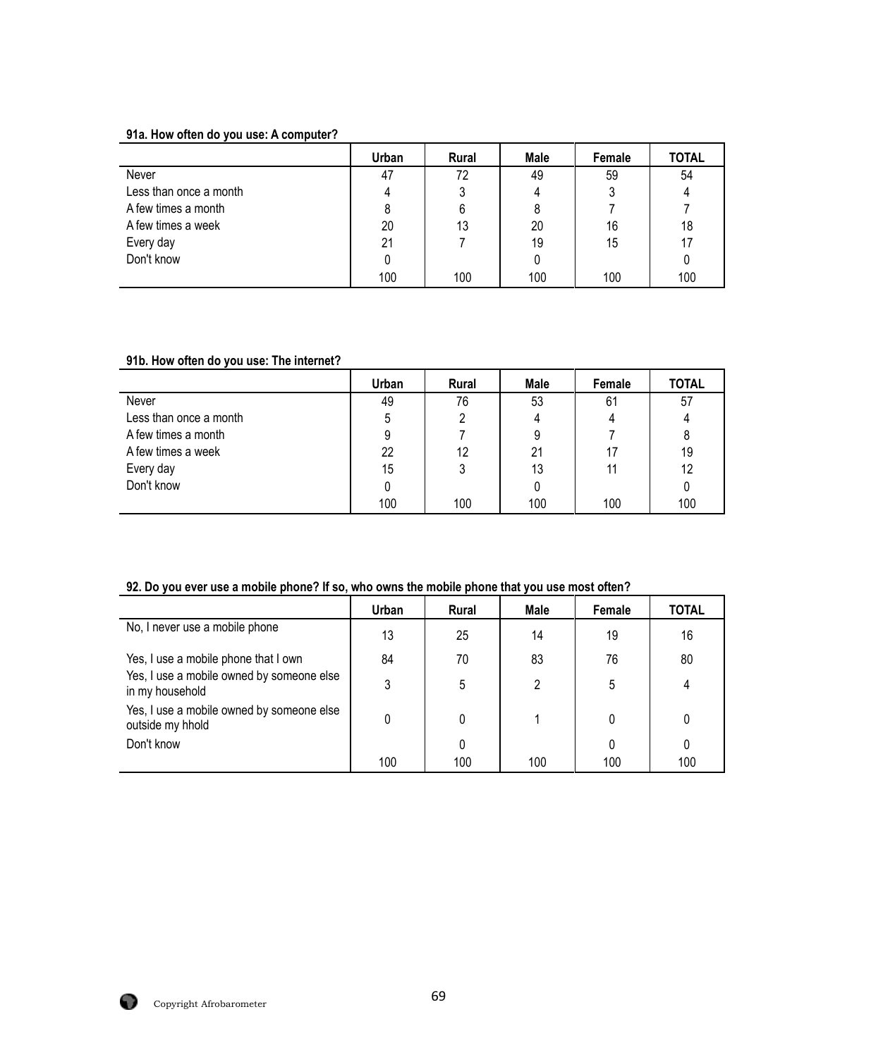**91a. How often do you use: A computer?**

| | Urban | Rural | Male | Female | TOTAL |
|---|---|---|---|---|---|
| Never | 47 | 72 | 49 | 59 | 54 |
| Less than once a month | 4 | 3 | 4 | 3 | 4 |
| A few times a month | 8 | 6 | 8 | 7 | 7 |
| A few times a week | 20 | 13 | 20 | 16 | 18 |
| Every day | 21 | 7 | 19 | 15 | 17 |
| Don't know | 0 | | 0 | | 0 |
| | 100 | 100 | 100 | 100 | 100 |

**91b. How often do you use: The internet?**

| | Urban | Rural | Male | Female | TOTAL |
|---|---|---|---|---|---|
| Never | 49 | 76 | 53 | 61 | 57 |
| Less than once a month | 5 | 2 | 4 | 4 | 4 |
| A few times a month | 9 | 7 | 9 | 7 | 8 |
| A few times a week | 22 | 12 | 21 | 17 | 19 |
| Every day | 15 | 3 | 13 | 11 | 12 |
| Don't know | 0 | | 0 | | 0 |
| | 100 | 100 | 100 | 100 | 100 |

**92. Do you ever use a mobile phone? If so, who owns the mobile phone that you use most often?**

| | Urban | Rural | Male | Female | TOTAL |
|---|---|---|---|---|---|
| No, I never use a mobile phone | 13 | 25 | 14 | 19 | 16 |
| Yes, I use a mobile phone that I own | 84 | 70 | 83 | 76 | 80 |
| Yes, I use a mobile owned by someone else in my household | 3 | 5 | 2 | 5 | 4 |
| Yes, I use a mobile owned by someone else outside my hhold | 0 | 0 | 1 | 0 | 0 |
| Don't know | | 0 | | 0 | 0 |
| | 100 | 100 | 100 | 100 | 100 |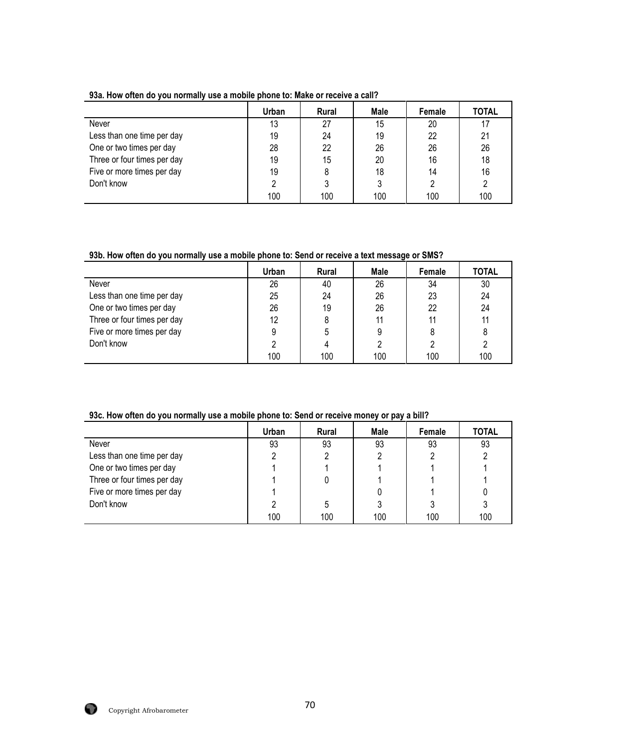**93a. How often do you normally use a mobile phone to: Make or receive a call?**

| | Urban | Rural | Male | Female | TOTAL |
|---|---|---|---|---|---|
| Never | 13 | 27 | 15 | 20 | 17 |
| Less than one time per day | 19 | 24 | 19 | 22 | 21 |
| One or two times per day | 28 | 22 | 26 | 26 | 26 |
| Three or four times per day | 19 | 15 | 20 | 16 | 18 |
| Five or more times per day | 19 | 8 | 18 | 14 | 16 |
| Don't know | 2 | 3 | 3 | 2 | 2 |
| | 100 | 100 | 100 | 100 | 100 |

**93b. How often do you normally use a mobile phone to: Send or receive a text message or SMS?**

| | Urban | Rural | Male | Female | TOTAL |
|---|---|---|---|---|---|
| Never | 26 | 40 | 26 | 34 | 30 |
| Less than one time per day | 25 | 24 | 26 | 23 | 24 |
| One or two times per day | 26 | 19 | 26 | 22 | 24 |
| Three or four times per day | 12 | 8 | 11 | 11 | 11 |
| Five or more times per day | 9 | 5 | 9 | 8 | 8 |
| Don't know | 2 | 4 | 2 | 2 | 2 |
| | 100 | 100 | 100 | 100 | 100 |

**93c. How often do you normally use a mobile phone to: Send or receive money or pay a bill?**

| | Urban | Rural | Male | Female | TOTAL |
|---|---|---|---|---|---|
| Never | 93 | 93 | 93 | 93 | 93 |
| Less than one time per day | 2 | 2 | 2 | 2 | 2 |
| One or two times per day | 1 | 1 | 1 | 1 | 1 |
| Three or four times per day | 1 | 0 | 1 | 1 | 1 |
| Five or more times per day | 1 | | 0 | 1 | 0 |
| Don't know | 2 | 5 | 3 | 3 | 3 |
| | 100 | 100 | 100 | 100 | 100 |

Copyright Afrobarometer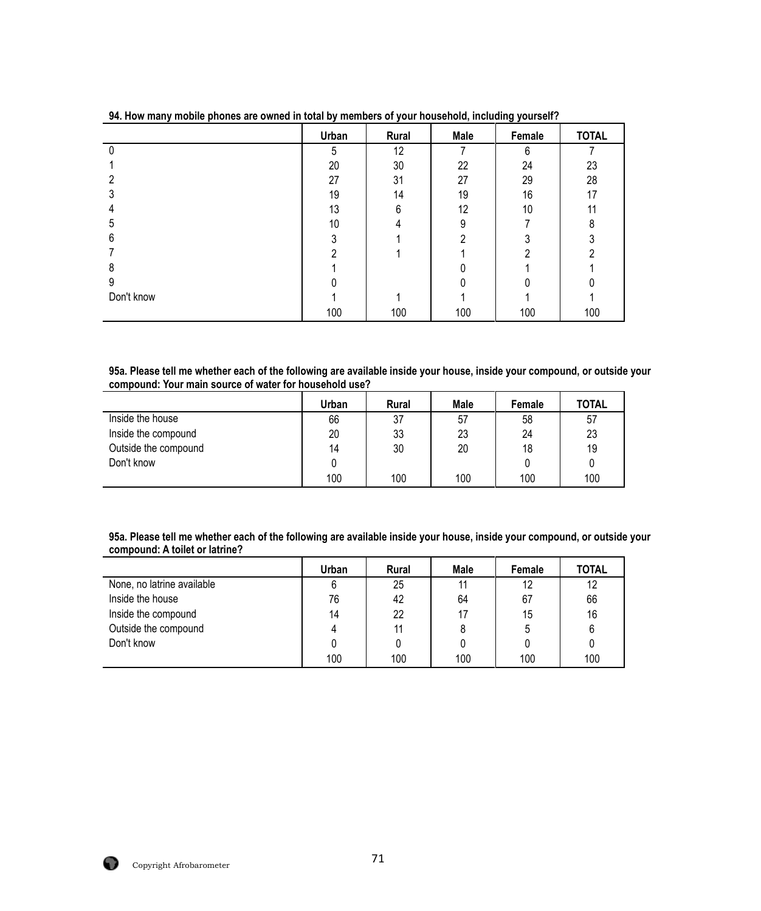**94. How many mobile phones are owned in total by members of your household, including yourself?**

| | Urban | Rural | Male | Female | TOTAL |
|---|---|---|---|---|---|
| 0 | 5 | 12 | 7 | 6 | 7 |
| 1 | 20 | 30 | 22 | 24 | 23 |
| 2 | 27 | 31 | 27 | 29 | 28 |
| 3 | 19 | 14 | 19 | 16 | 17 |
| 4 | 13 | 6 | 12 | 10 | 11 |
| 5 | 10 | 4 | 9 | 7 | 8 |
| 6 | 3 | 1 | 2 | 3 | 3 |
| 7 | 2 | 1 | 1 | 2 | 2 |
| 8 | 1 | | 0 | 1 | 1 |
| 9 | 0 | | 0 | 0 | 0 |
| Don't know | 1 | 1 | 1 | 1 | 1 |
| | 100 | 100 | 100 | 100 | 100 |

**95a. Please tell me whether each of the following are available inside your house, inside your compound, or outside your compound: Your main source of water for household use?**

| | Urban | Rural | Male | Female | TOTAL |
|---|---|---|---|---|---|
| Inside the house | 66 | 37 | 57 | 58 | 57 |
| Inside the compound | 20 | 33 | 23 | 24 | 23 |
| Outside the compound | 14 | 30 | 20 | 18 | 19 |
| Don't know | 0 | | | 0 | 0 |
| | 100 | 100 | 100 | 100 | 100 |

**95a. Please tell me whether each of the following are available inside your house, inside your compound, or outside your compound: A toilet or latrine?**

| | Urban | Rural | Male | Female | TOTAL |
|---|---|---|---|---|---|
| None, no latrine available | 6 | 25 | 11 | 12 | 12 |
| Inside the house | 76 | 42 | 64 | 67 | 66 |
| Inside the compound | 14 | 22 | 17 | 15 | 16 |
| Outside the compound | 4 | 11 | 8 | 5 | 6 |
| Don't know | 0 | 0 | 0 | 0 | 0 |
| | 100 | 100 | 100 | 100 | 100 |

Copyright Afrobarometer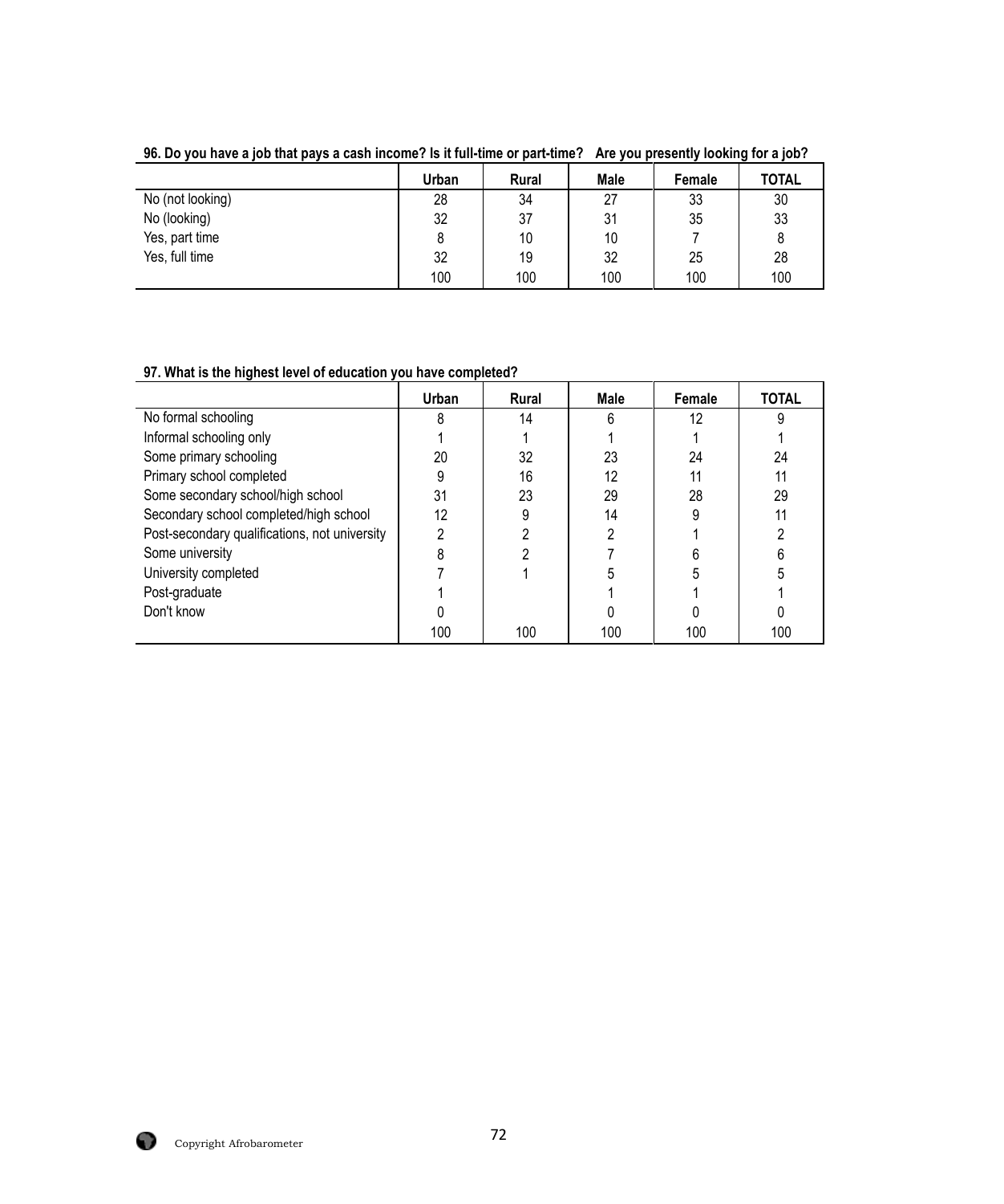**96. Do you have a job that pays a cash income? Is it full-time or part-time? Are you presently looking for a job?**

| | Urban | Rural | Male | Female | TOTAL |
|---|---|---|---|---|---|
| No (not looking) | 28 | 34 | 27 | 33 | 30 |
| No (looking) | 32 | 37 | 31 | 35 | 33 |
| Yes, part time | 8 | 10 | 10 | 7 | 8 |
| Yes, full time | 32 | 19 | 32 | 25 | 28 |
| | 100 | 100 | 100 | 100 | 100 |

**97. What is the highest level of education you have completed?**

| | Urban | Rural | Male | Female | TOTAL |
|---|---|---|---|---|---|
| No formal schooling | 8 | 14 | 6 | 12 | 9 |
| Informal schooling only | 1 | 1 | 1 | 1 | 1 |
| Some primary schooling | 20 | 32 | 23 | 24 | 24 |
| Primary school completed | 9 | 16 | 12 | 11 | 11 |
| Some secondary school/high school | 31 | 23 | 29 | 28 | 29 |
| Secondary school completed/high school | 12 | 9 | 14 | 9 | 11 |
| Post-secondary qualifications, not university | 2 | 2 | 2 | 1 | 2 |
| Some university | 8 | 2 | 7 | 6 | 6 |
| University completed | 7 | 1 | 5 | 5 | 5 |
| Post-graduate | 1 | | 1 | 1 | 1 |
| Don't know | 0 | | 0 | 0 | 0 |
| | 100 | 100 | 100 | 100 | 100 |

Copyright Afrobarometer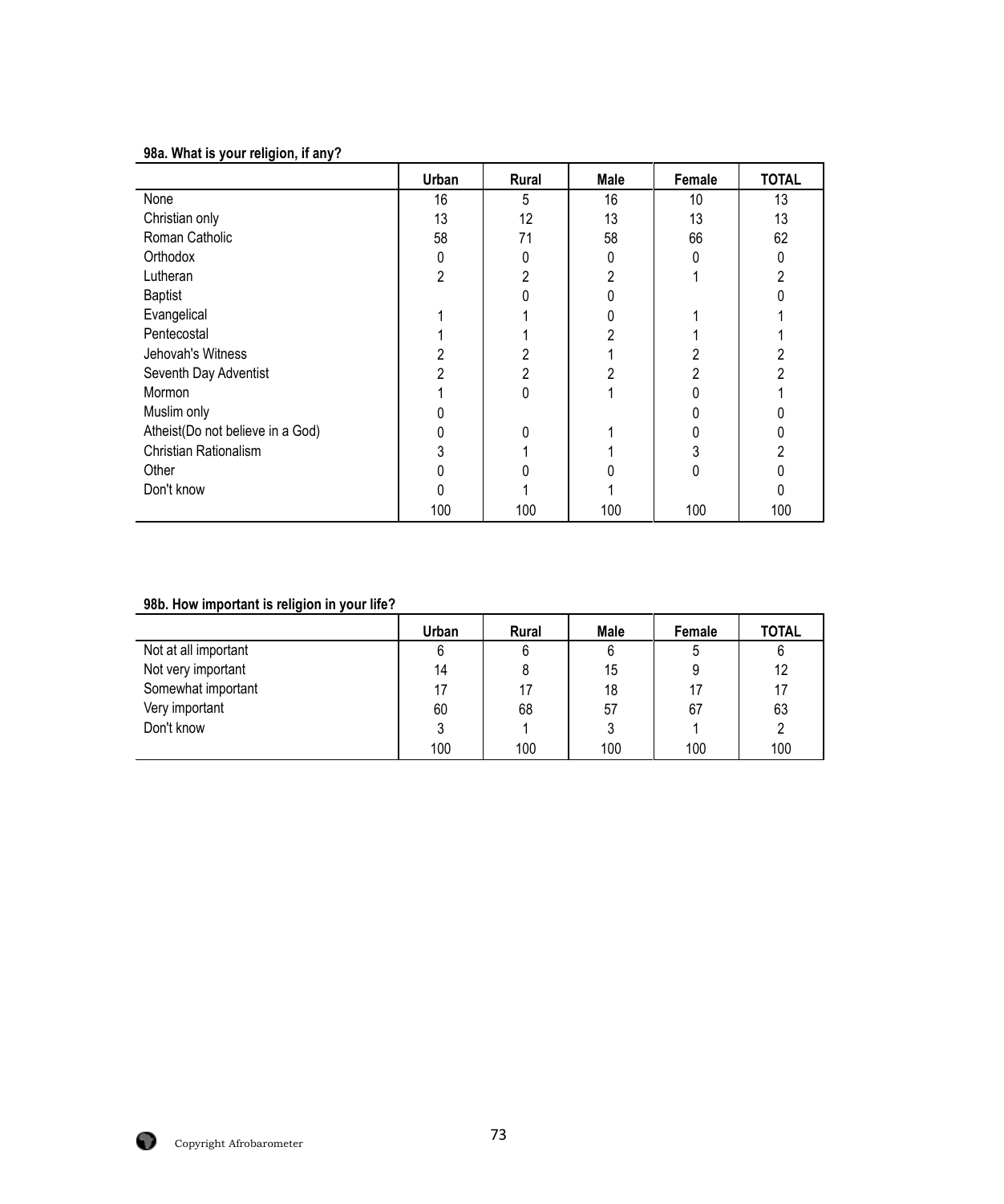**98a. What is your religion, if any?**

| | Urban | Rural | Male | Female | TOTAL |
|---|---|---|---|---|---|
| None | 16 | 5 | 16 | 10 | 13 |
| Christian only | 13 | 12 | 13 | 13 | 13 |
| Roman Catholic | 58 | 71 | 58 | 66 | 62 |
| Orthodox | 0 | 0 | 0 | 0 | 0 |
| Lutheran | 2 | 2 | 2 | 1 | 2 |
| Baptist | | 0 | 0 | | 0 |
| Evangelical | 1 | 1 | 0 | 1 | 1 |
| Pentecostal | 1 | 1 | 2 | 1 | 1 |
| Jehovah's Witness | 2 | 2 | 1 | 2 | 2 |
| Seventh Day Adventist | 2 | 2 | 2 | 2 | 2 |
| Mormon | 1 | 0 | 1 | 0 | 1 |
| Muslim only | 0 | | | 0 | 0 |
| Atheist(Do not believe in a God) | 0 | 0 | 1 | 0 | 0 |
| Christian Rationalism | 3 | 1 | 1 | 3 | 2 |
| Other | 0 | 0 | 0 | 0 | 0 |
| Don't know | 0 | 1 | 1 | | 0 |
| | 100 | 100 | 100 | 100 | 100 |

**98b. How important is religion in your life?**

| | Urban | Rural | Male | Female | TOTAL |
|---|---|---|---|---|---|
| Not at all important | 6 | 6 | 6 | 5 | 6 |
| Not very important | 14 | 8 | 15 | 9 | 12 |
| Somewhat important | 17 | 17 | 18 | 17 | 17 |
| Very important | 60 | 68 | 57 | 67 | 63 |
| Don't know | 3 | 1 | 3 | 1 | 2 |
| | 100 | 100 | 100 | 100 | 100 |

Copyright Afrobarometer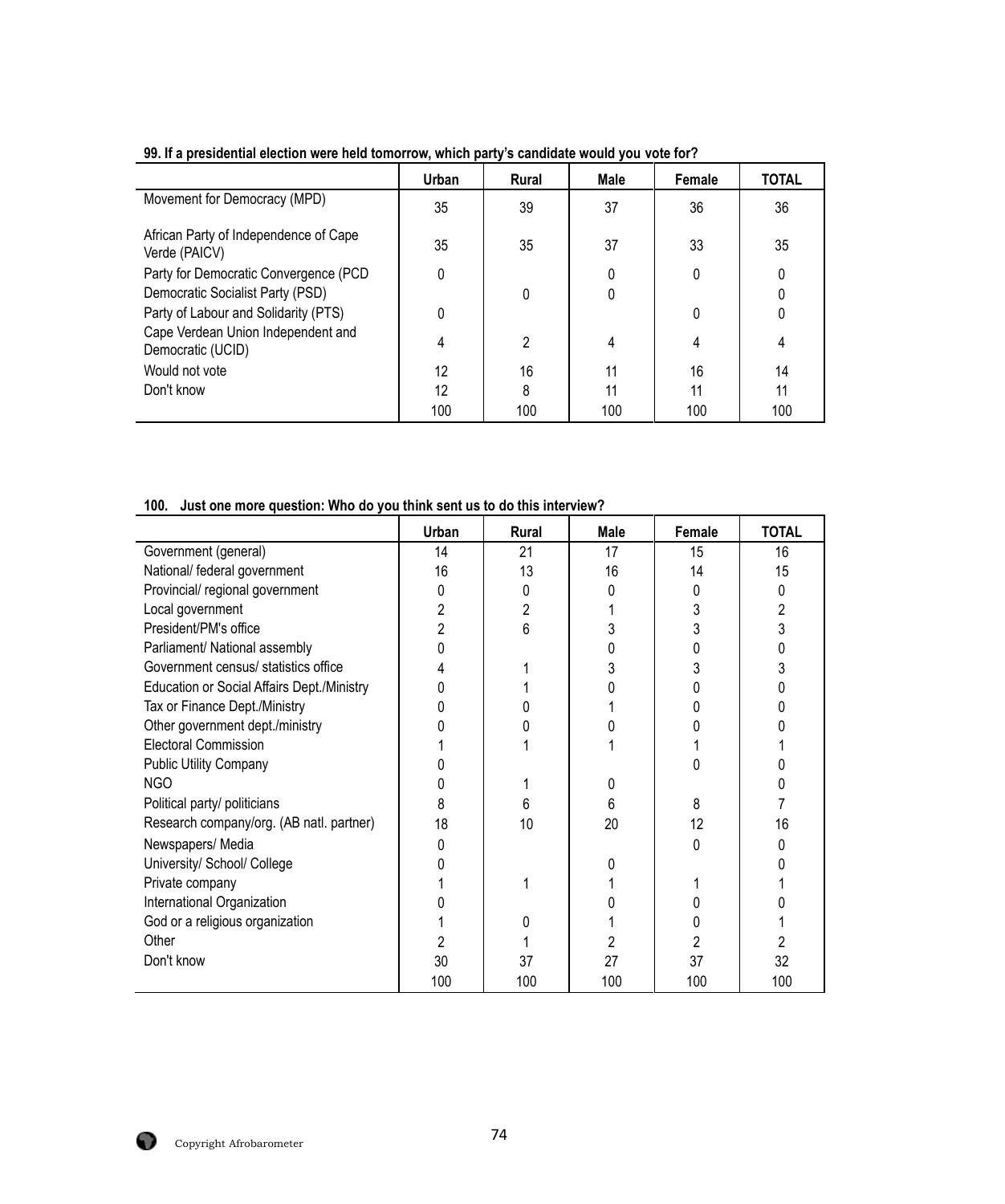**99. If a presidential election were held tomorrow, which party's candidate would you vote for?**

| | Urban | Rural | Male | Female | TOTAL |
|---|---|---|---|---|---|
| Movement for Democracy (MPD) | 35 | 39 | 37 | 36 | 36 |
| African Party of Independence of Cape Verde (PAICV) | 35 | 35 | 37 | 33 | 35 |
| Party for Democratic Convergence (PCD | 0 | | 0 | 0 | 0 |
| Democratic Socialist Party (PSD) | | 0 | 0 | | 0 |
| Party of Labour and Solidarity (PTS) | 0 | | | 0 | 0 |
| Cape Verdean Union Independent and Democratic (UCID) | 4 | 2 | 4 | 4 | 4 |
| Would not vote | 12 | 16 | 11 | 16 | 14 |
| Don't know | 12 | 8 | 11 | 11 | 11 |
| | 100 | 100 | 100 | 100 | 100 |

**100. Just one more question: Who do you think sent us to do this interview?**

| | Urban | Rural | Male | Female | TOTAL |
|---|---|---|---|---|---|
| Government (general) | 14 | 21 | 17 | 15 | 16 |
| National/ federal government | 16 | 13 | 16 | 14 | 15 |
| Provincial/ regional government | 0 | 0 | 0 | 0 | 0 |
| Local government | 2 | 2 | 1 | 3 | 2 |
| President/PM's office | 2 | 6 | 3 | 3 | 3 |
| Parliament/ National assembly | 0 | | 0 | 0 | 0 |
| Government census/ statistics office | 4 | 1 | 3 | 3 | 3 |
| Education or Social Affairs Dept./Ministry | 0 | 1 | 0 | 0 | 0 |
| Tax or Finance Dept./Ministry | 0 | 0 | 1 | 0 | 0 |
| Other government dept./ministry | 0 | 0 | 0 | 0 | 0 |
| Electoral Commission | 1 | 1 | 1 | 1 | 1 |
| Public Utility Company | 0 | | | 0 | 0 |
| NGO | 0 | 1 | 0 | | 0 |
| Political party/ politicians | 8 | 6 | 6 | 8 | 7 |
| Research company/org. (AB natl. partner) | 18 | 10 | 20 | 12 | 16 |
| Newspapers/ Media | 0 | | | 0 | 0 |
| University/ School/ College | 0 | | 0 | | 0 |
| Private company | 1 | 1 | 1 | 1 | 1 |
| International Organization | 0 | | 0 | 0 | 0 |
| God or a religious organization | 1 | 0 | 1 | 0 | 1 |
| Other | 2 | 1 | 2 | 2 | 2 |
| Don't know | 30 | 37 | 27 | 37 | 32 |
| | 100 | 100 | 100 | 100 | 100 |

Copyright Afrobarometer